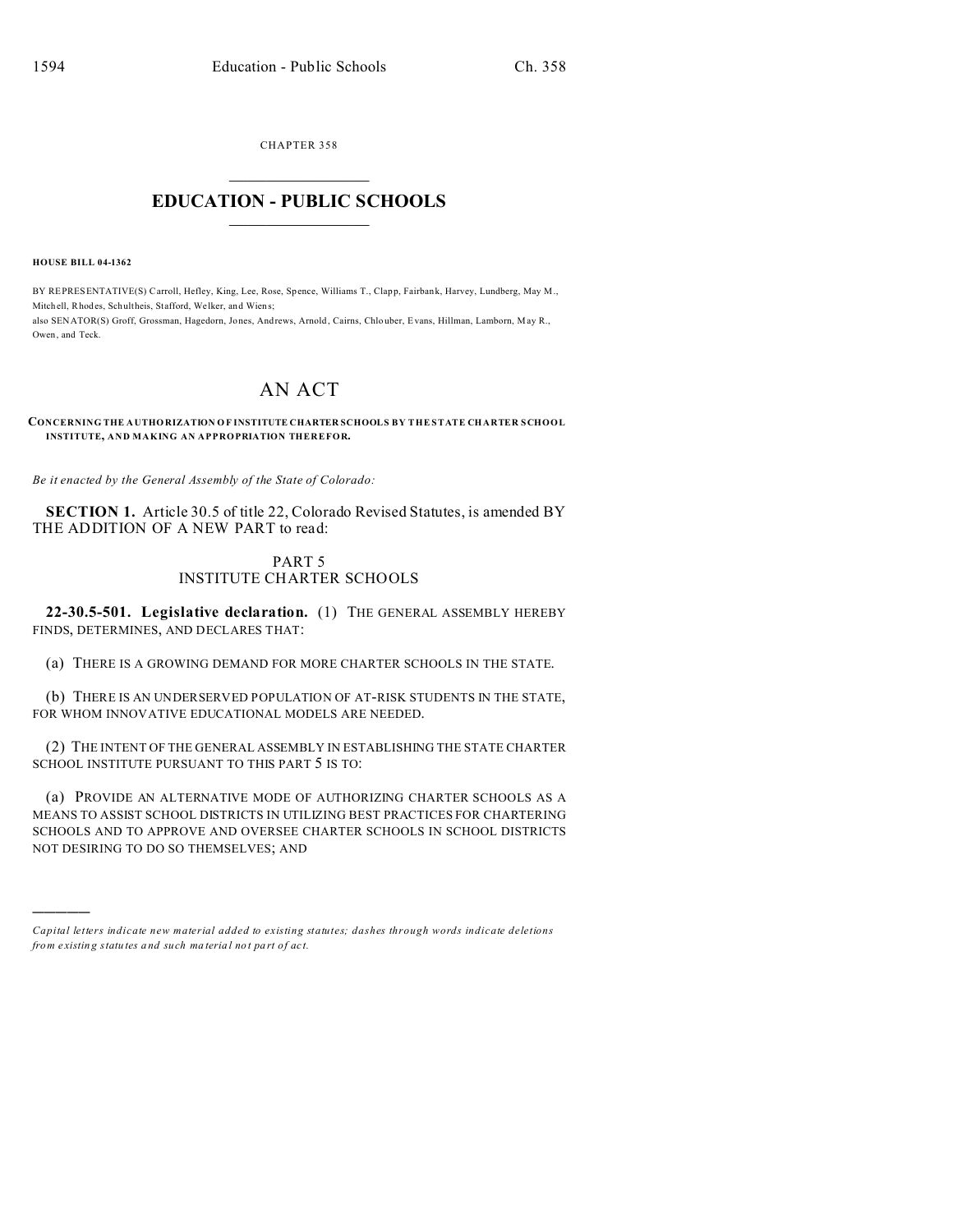CHAPTER 358

# EDUCATION - PUBLIC SCHOOLS

**HOUSE BILL 04-1362**

BY REPRESENTATIVE(S) Carroll, Hefley, King, Lee, Rose, Spence, Williams T., Clapp, Fairbank, Harvey, Lundberg, May M., Mitchell, Rhodes, Schultheis, Stafford, Welker, and Wiens;
also SENATOR(S) Groff, Grossman, Hagedorn, Jones, Andrews, Arnold, Cairns, Chlouber, Evans, Hillman, Lamborn, May R., Owen, and Teck.

# AN ACT

**CONCERNING THE AUTHORIZATION OF INSTITUTE CHARTER SCHOOLS BY THE STATE CHARTER SCHOOL INSTITUTE, AND MAKING AN APPROPRIATION THEREFOR.**

*Be it enacted by the General Assembly of the State of Colorado:*

**SECTION 1.** Article 30.5 of title 22, Colorado Revised Statutes, is amended BY THE ADDITION OF A NEW PART to read:

## PART 5
## INSTITUTE CHARTER SCHOOLS

**22-30.5-501. Legislative declaration.** (1) THE GENERAL ASSEMBLY HEREBY FINDS, DETERMINES, AND DECLARES THAT:

(a) THERE IS A GROWING DEMAND FOR MORE CHARTER SCHOOLS IN THE STATE.

(b) THERE IS AN UNDERSERVED POPULATION OF AT-RISK STUDENTS IN THE STATE, FOR WHOM INNOVATIVE EDUCATIONAL MODELS ARE NEEDED.

(2) THE INTENT OF THE GENERAL ASSEMBLY IN ESTABLISHING THE STATE CHARTER SCHOOL INSTITUTE PURSUANT TO THIS PART 5 IS TO:

(a) PROVIDE AN ALTERNATIVE MODE OF AUTHORIZING CHARTER SCHOOLS AS A MEANS TO ASSIST SCHOOL DISTRICTS IN UTILIZING BEST PRACTICES FOR CHARTERING SCHOOLS AND TO APPROVE AND OVERSEE CHARTER SCHOOLS IN SCHOOL DISTRICTS NOT DESIRING TO DO SO THEMSELVES; AND

---

*Capital letters indicate new material added to existing statutes; dashes through words indicate deletions from existing statutes and such material not part of act.*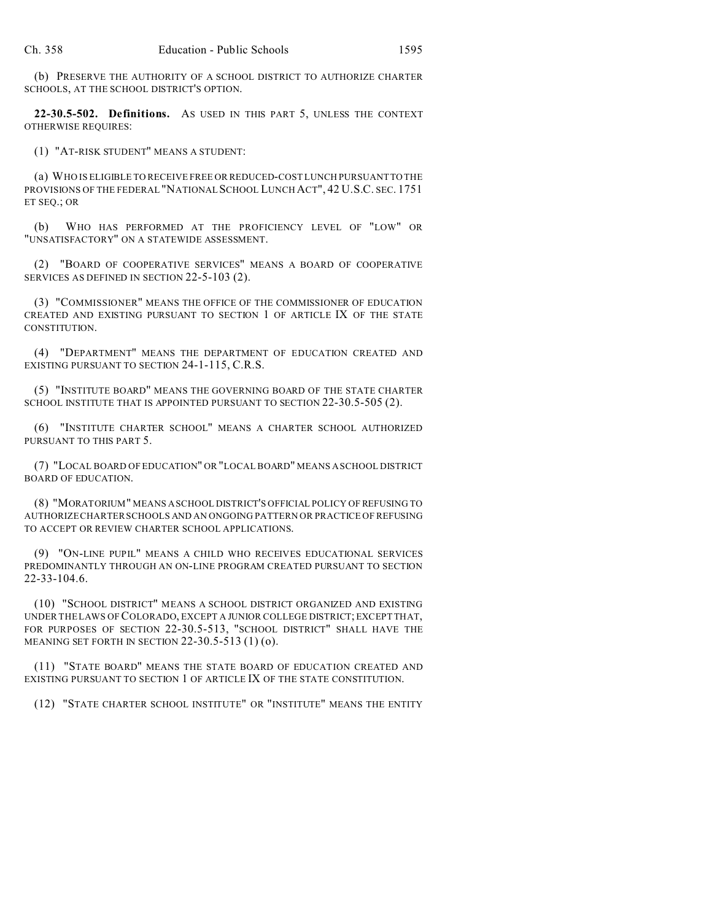(b) PRESERVE THE AUTHORITY OF A SCHOOL DISTRICT TO AUTHORIZE CHARTER SCHOOLS, AT THE SCHOOL DISTRICT'S OPTION.

**22-30.5-502. Definitions.** AS USED IN THIS PART 5, UNLESS THE CONTEXT OTHERWISE REQUIRES:

(1) "AT-RISK STUDENT" MEANS A STUDENT:

(a) WHO IS ELIGIBLE TO RECEIVE FREE OR REDUCED-COST LUNCH PURSUANT TO THE PROVISIONS OF THE FEDERAL "NATIONAL SCHOOL LUNCH ACT", 42 U.S.C. SEC. 1751 ET SEQ.; OR

(b) WHO HAS PERFORMED AT THE PROFICIENCY LEVEL OF "LOW" OR "UNSATISFACTORY" ON A STATEWIDE ASSESSMENT.

(2) "BOARD OF COOPERATIVE SERVICES" MEANS A BOARD OF COOPERATIVE SERVICES AS DEFINED IN SECTION 22-5-103 (2).

(3) "COMMISSIONER" MEANS THE OFFICE OF THE COMMISSIONER OF EDUCATION CREATED AND EXISTING PURSUANT TO SECTION 1 OF ARTICLE IX OF THE STATE CONSTITUTION.

(4) "DEPARTMENT" MEANS THE DEPARTMENT OF EDUCATION CREATED AND EXISTING PURSUANT TO SECTION 24-1-115, C.R.S.

(5) "INSTITUTE BOARD" MEANS THE GOVERNING BOARD OF THE STATE CHARTER SCHOOL INSTITUTE THAT IS APPOINTED PURSUANT TO SECTION 22-30.5-505 (2).

(6) "INSTITUTE CHARTER SCHOOL" MEANS A CHARTER SCHOOL AUTHORIZED PURSUANT TO THIS PART 5.

(7) "LOCAL BOARD OF EDUCATION" OR "LOCAL BOARD" MEANS A SCHOOL DISTRICT BOARD OF EDUCATION.

(8) "MORATORIUM" MEANS A SCHOOL DISTRICT'S OFFICIAL POLICY OF REFUSING TO AUTHORIZE CHARTER SCHOOLS AND AN ONGOING PATTERN OR PRACTICE OF REFUSING TO ACCEPT OR REVIEW CHARTER SCHOOL APPLICATIONS.

(9) "ON-LINE PUPIL" MEANS A CHILD WHO RECEIVES EDUCATIONAL SERVICES PREDOMINANTLY THROUGH AN ON-LINE PROGRAM CREATED PURSUANT TO SECTION 22-33-104.6.

(10) "SCHOOL DISTRICT" MEANS A SCHOOL DISTRICT ORGANIZED AND EXISTING UNDER THE LAWS OF COLORADO, EXCEPT A JUNIOR COLLEGE DISTRICT; EXCEPT THAT, FOR PURPOSES OF SECTION 22-30.5-513, "SCHOOL DISTRICT" SHALL HAVE THE MEANING SET FORTH IN SECTION 22-30.5-513 (1) (o).

(11) "STATE BOARD" MEANS THE STATE BOARD OF EDUCATION CREATED AND EXISTING PURSUANT TO SECTION 1 OF ARTICLE IX OF THE STATE CONSTITUTION.

(12) "STATE CHARTER SCHOOL INSTITUTE" OR "INSTITUTE" MEANS THE ENTITY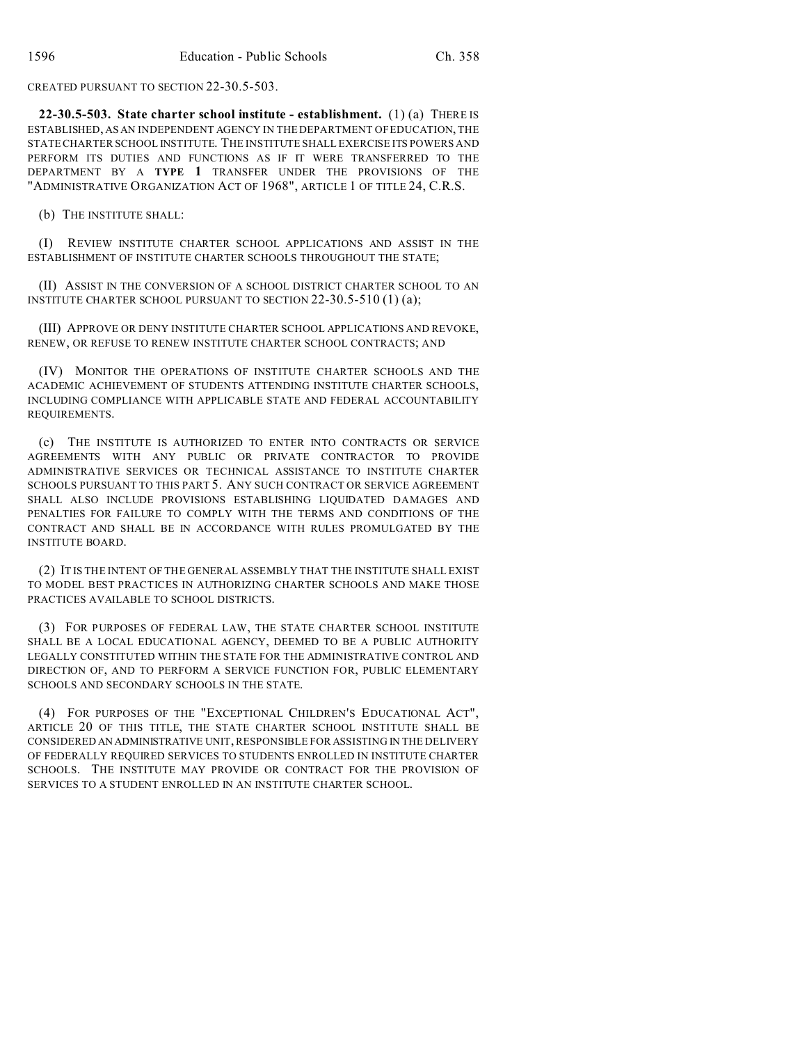CREATED PURSUANT TO SECTION 22-30.5-503.

**22-30.5-503. State charter school institute - establishment.** (1) (a) THERE IS ESTABLISHED, AS AN INDEPENDENT AGENCY IN THE DEPARTMENT OF EDUCATION, THE STATE CHARTER SCHOOL INSTITUTE. THE INSTITUTE SHALL EXERCISE ITS POWERS AND PERFORM ITS DUTIES AND FUNCTIONS AS IF IT WERE TRANSFERRED TO THE DEPARTMENT BY A **TYPE 1** TRANSFER UNDER THE PROVISIONS OF THE "ADMINISTRATIVE ORGANIZATION ACT OF 1968", ARTICLE 1 OF TITLE 24, C.R.S.

(b) THE INSTITUTE SHALL:

(I) REVIEW INSTITUTE CHARTER SCHOOL APPLICATIONS AND ASSIST IN THE ESTABLISHMENT OF INSTITUTE CHARTER SCHOOLS THROUGHOUT THE STATE;

(II) ASSIST IN THE CONVERSION OF A SCHOOL DISTRICT CHARTER SCHOOL TO AN INSTITUTE CHARTER SCHOOL PURSUANT TO SECTION 22-30.5-510 (1) (a);

(III) APPROVE OR DENY INSTITUTE CHARTER SCHOOL APPLICATIONS AND REVOKE, RENEW, OR REFUSE TO RENEW INSTITUTE CHARTER SCHOOL CONTRACTS; AND

(IV) MONITOR THE OPERATIONS OF INSTITUTE CHARTER SCHOOLS AND THE ACADEMIC ACHIEVEMENT OF STUDENTS ATTENDING INSTITUTE CHARTER SCHOOLS, INCLUDING COMPLIANCE WITH APPLICABLE STATE AND FEDERAL ACCOUNTABILITY REQUIREMENTS.

(c) THE INSTITUTE IS AUTHORIZED TO ENTER INTO CONTRACTS OR SERVICE AGREEMENTS WITH ANY PUBLIC OR PRIVATE CONTRACTOR TO PROVIDE ADMINISTRATIVE SERVICES OR TECHNICAL ASSISTANCE TO INSTITUTE CHARTER SCHOOLS PURSUANT TO THIS PART 5. ANY SUCH CONTRACT OR SERVICE AGREEMENT SHALL ALSO INCLUDE PROVISIONS ESTABLISHING LIQUIDATED DAMAGES AND PENALTIES FOR FAILURE TO COMPLY WITH THE TERMS AND CONDITIONS OF THE CONTRACT AND SHALL BE IN ACCORDANCE WITH RULES PROMULGATED BY THE INSTITUTE BOARD.

(2) IT IS THE INTENT OF THE GENERAL ASSEMBLY THAT THE INSTITUTE SHALL EXIST TO MODEL BEST PRACTICES IN AUTHORIZING CHARTER SCHOOLS AND MAKE THOSE PRACTICES AVAILABLE TO SCHOOL DISTRICTS.

(3) FOR PURPOSES OF FEDERAL LAW, THE STATE CHARTER SCHOOL INSTITUTE SHALL BE A LOCAL EDUCATIONAL AGENCY, DEEMED TO BE A PUBLIC AUTHORITY LEGALLY CONSTITUTED WITHIN THE STATE FOR THE ADMINISTRATIVE CONTROL AND DIRECTION OF, AND TO PERFORM A SERVICE FUNCTION FOR, PUBLIC ELEMENTARY SCHOOLS AND SECONDARY SCHOOLS IN THE STATE.

(4) FOR PURPOSES OF THE "EXCEPTIONAL CHILDREN'S EDUCATIONAL ACT", ARTICLE 20 OF THIS TITLE, THE STATE CHARTER SCHOOL INSTITUTE SHALL BE CONSIDERED AN ADMINISTRATIVE UNIT, RESPONSIBLE FOR ASSISTING IN THE DELIVERY OF FEDERALLY REQUIRED SERVICES TO STUDENTS ENROLLED IN INSTITUTE CHARTER SCHOOLS. THE INSTITUTE MAY PROVIDE OR CONTRACT FOR THE PROVISION OF SERVICES TO A STUDENT ENROLLED IN AN INSTITUTE CHARTER SCHOOL.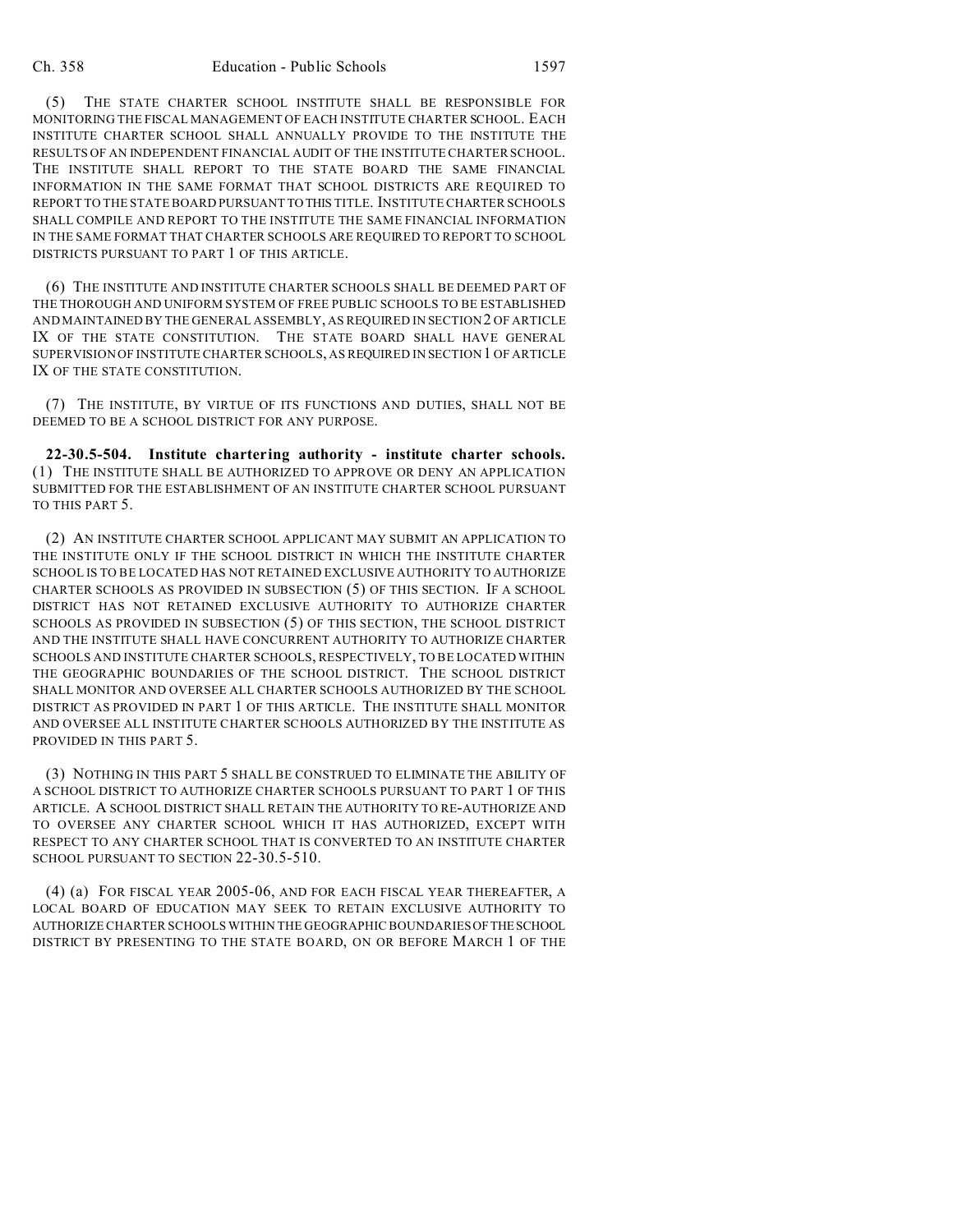(5) THE STATE CHARTER SCHOOL INSTITUTE SHALL BE RESPONSIBLE FOR MONITORING THE FISCAL MANAGEMENT OF EACH INSTITUTE CHARTER SCHOOL. EACH INSTITUTE CHARTER SCHOOL SHALL ANNUALLY PROVIDE TO THE INSTITUTE THE RESULTS OF AN INDEPENDENT FINANCIAL AUDIT OF THE INSTITUTE CHARTER SCHOOL. THE INSTITUTE SHALL REPORT TO THE STATE BOARD THE SAME FINANCIAL INFORMATION IN THE SAME FORMAT THAT SCHOOL DISTRICTS ARE REQUIRED TO REPORT TO THE STATE BOARD PURSUANT TO THIS TITLE. INSTITUTE CHARTER SCHOOLS SHALL COMPILE AND REPORT TO THE INSTITUTE THE SAME FINANCIAL INFORMATION IN THE SAME FORMAT THAT CHARTER SCHOOLS ARE REQUIRED TO REPORT TO SCHOOL DISTRICTS PURSUANT TO PART 1 OF THIS ARTICLE.

(6) THE INSTITUTE AND INSTITUTE CHARTER SCHOOLS SHALL BE DEEMED PART OF THE THOROUGH AND UNIFORM SYSTEM OF FREE PUBLIC SCHOOLS TO BE ESTABLISHED AND MAINTAINED BY THE GENERAL ASSEMBLY, AS REQUIRED IN SECTION 2 OF ARTICLE IX OF THE STATE CONSTITUTION. THE STATE BOARD SHALL HAVE GENERAL SUPERVISION OF INSTITUTE CHARTER SCHOOLS, AS REQUIRED IN SECTION 1 OF ARTICLE IX OF THE STATE CONSTITUTION.

(7) THE INSTITUTE, BY VIRTUE OF ITS FUNCTIONS AND DUTIES, SHALL NOT BE DEEMED TO BE A SCHOOL DISTRICT FOR ANY PURPOSE.

**22-30.5-504. Institute chartering authority - institute charter schools.** (1) THE INSTITUTE SHALL BE AUTHORIZED TO APPROVE OR DENY AN APPLICATION SUBMITTED FOR THE ESTABLISHMENT OF AN INSTITUTE CHARTER SCHOOL PURSUANT TO THIS PART 5.

(2) AN INSTITUTE CHARTER SCHOOL APPLICANT MAY SUBMIT AN APPLICATION TO THE INSTITUTE ONLY IF THE SCHOOL DISTRICT IN WHICH THE INSTITUTE CHARTER SCHOOL IS TO BE LOCATED HAS NOT RETAINED EXCLUSIVE AUTHORITY TO AUTHORIZE CHARTER SCHOOLS AS PROVIDED IN SUBSECTION (5) OF THIS SECTION. IF A SCHOOL DISTRICT HAS NOT RETAINED EXCLUSIVE AUTHORITY TO AUTHORIZE CHARTER SCHOOLS AS PROVIDED IN SUBSECTION (5) OF THIS SECTION, THE SCHOOL DISTRICT AND THE INSTITUTE SHALL HAVE CONCURRENT AUTHORITY TO AUTHORIZE CHARTER SCHOOLS AND INSTITUTE CHARTER SCHOOLS, RESPECTIVELY, TO BE LOCATED WITHIN THE GEOGRAPHIC BOUNDARIES OF THE SCHOOL DISTRICT. THE SCHOOL DISTRICT SHALL MONITOR AND OVERSEE ALL CHARTER SCHOOLS AUTHORIZED BY THE SCHOOL DISTRICT AS PROVIDED IN PART 1 OF THIS ARTICLE. THE INSTITUTE SHALL MONITOR AND OVERSEE ALL INSTITUTE CHARTER SCHOOLS AUTHORIZED BY THE INSTITUTE AS PROVIDED IN THIS PART 5.

(3) NOTHING IN THIS PART 5 SHALL BE CONSTRUED TO ELIMINATE THE ABILITY OF A SCHOOL DISTRICT TO AUTHORIZE CHARTER SCHOOLS PURSUANT TO PART 1 OF THIS ARTICLE. A SCHOOL DISTRICT SHALL RETAIN THE AUTHORITY TO RE-AUTHORIZE AND TO OVERSEE ANY CHARTER SCHOOL WHICH IT HAS AUTHORIZED, EXCEPT WITH RESPECT TO ANY CHARTER SCHOOL THAT IS CONVERTED TO AN INSTITUTE CHARTER SCHOOL PURSUANT TO SECTION 22-30.5-510.

(4) (a) FOR FISCAL YEAR 2005-06, AND FOR EACH FISCAL YEAR THEREAFTER, A LOCAL BOARD OF EDUCATION MAY SEEK TO RETAIN EXCLUSIVE AUTHORITY TO AUTHORIZE CHARTER SCHOOLS WITHIN THE GEOGRAPHIC BOUNDARIES OF THE SCHOOL DISTRICT BY PRESENTING TO THE STATE BOARD, ON OR BEFORE MARCH 1 OF THE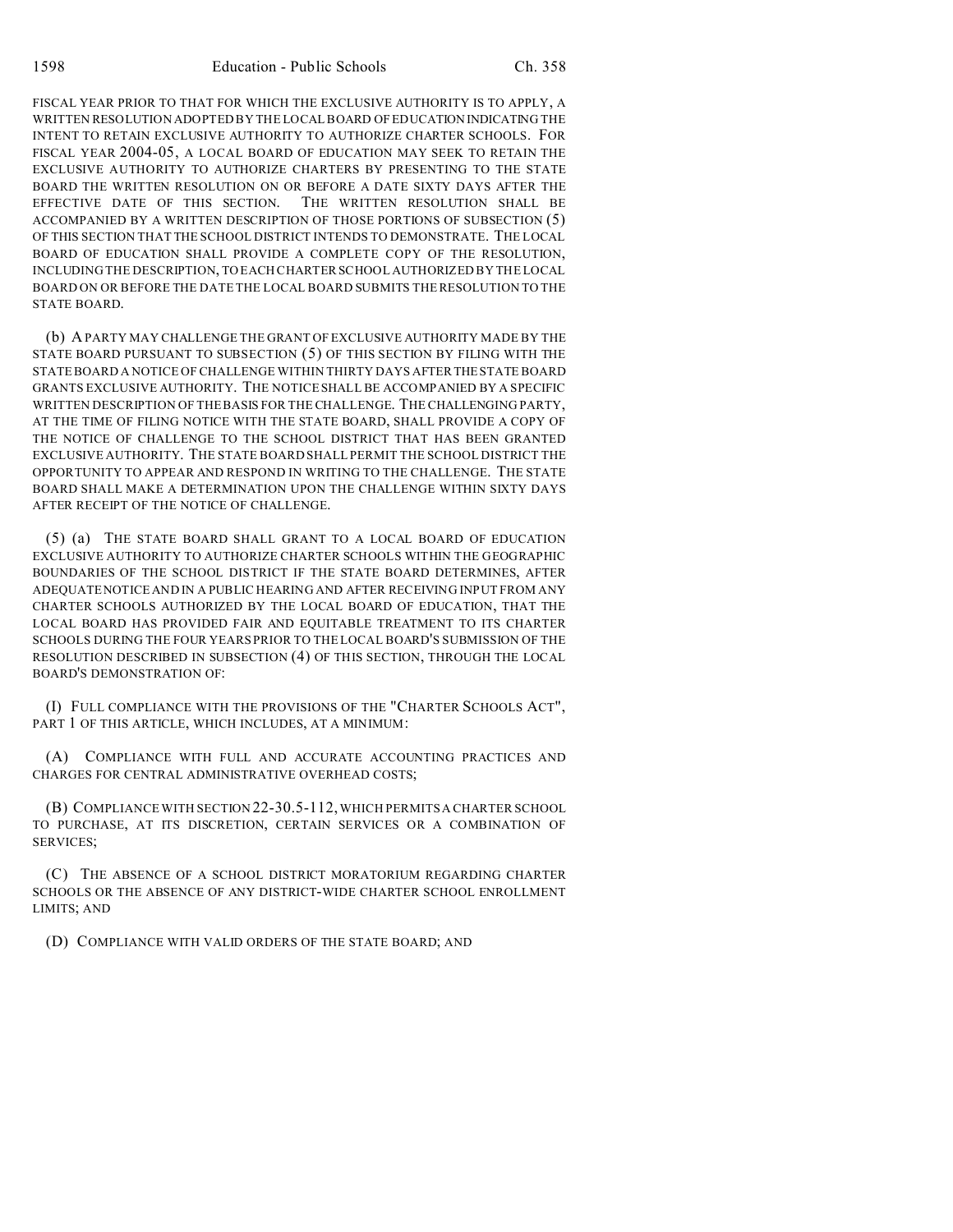FISCAL YEAR PRIOR TO THAT FOR WHICH THE EXCLUSIVE AUTHORITY IS TO APPLY, A WRITTEN RESOLUTION ADOPTED BY THE LOCAL BOARD OF EDUCATION INDICATING THE INTENT TO RETAIN EXCLUSIVE AUTHORITY TO AUTHORIZE CHARTER SCHOOLS. FOR FISCAL YEAR 2004-05, A LOCAL BOARD OF EDUCATION MAY SEEK TO RETAIN THE EXCLUSIVE AUTHORITY TO AUTHORIZE CHARTERS BY PRESENTING TO THE STATE BOARD THE WRITTEN RESOLUTION ON OR BEFORE A DATE SIXTY DAYS AFTER THE EFFECTIVE DATE OF THIS SECTION. THE WRITTEN RESOLUTION SHALL BE ACCOMPANIED BY A WRITTEN DESCRIPTION OF THOSE PORTIONS OF SUBSECTION (5) OF THIS SECTION THAT THE SCHOOL DISTRICT INTENDS TO DEMONSTRATE. THE LOCAL BOARD OF EDUCATION SHALL PROVIDE A COMPLETE COPY OF THE RESOLUTION, INCLUDING THE DESCRIPTION, TO EACH CHARTER SCHOOL AUTHORIZED BY THE LOCAL BOARD ON OR BEFORE THE DATE THE LOCAL BOARD SUBMITS THE RESOLUTION TO THE STATE BOARD.

(b) A PARTY MAY CHALLENGE THE GRANT OF EXCLUSIVE AUTHORITY MADE BY THE STATE BOARD PURSUANT TO SUBSECTION (5) OF THIS SECTION BY FILING WITH THE STATE BOARD A NOTICE OF CHALLENGE WITHIN THIRTY DAYS AFTER THE STATE BOARD GRANTS EXCLUSIVE AUTHORITY. THE NOTICE SHALL BE ACCOMPANIED BY A SPECIFIC WRITTEN DESCRIPTION OF THE BASIS FOR THE CHALLENGE. THE CHALLENGING PARTY, AT THE TIME OF FILING NOTICE WITH THE STATE BOARD, SHALL PROVIDE A COPY OF THE NOTICE OF CHALLENGE TO THE SCHOOL DISTRICT THAT HAS BEEN GRANTED EXCLUSIVE AUTHORITY. THE STATE BOARD SHALL PERMIT THE SCHOOL DISTRICT THE OPPORTUNITY TO APPEAR AND RESPOND IN WRITING TO THE CHALLENGE. THE STATE BOARD SHALL MAKE A DETERMINATION UPON THE CHALLENGE WITHIN SIXTY DAYS AFTER RECEIPT OF THE NOTICE OF CHALLENGE.

(5) (a) THE STATE BOARD SHALL GRANT TO A LOCAL BOARD OF EDUCATION EXCLUSIVE AUTHORITY TO AUTHORIZE CHARTER SCHOOLS WITHIN THE GEOGRAPHIC BOUNDARIES OF THE SCHOOL DISTRICT IF THE STATE BOARD DETERMINES, AFTER ADEQUATE NOTICE AND IN A PUBLIC HEARING AND AFTER RECEIVING INPUT FROM ANY CHARTER SCHOOLS AUTHORIZED BY THE LOCAL BOARD OF EDUCATION, THAT THE LOCAL BOARD HAS PROVIDED FAIR AND EQUITABLE TREATMENT TO ITS CHARTER SCHOOLS DURING THE FOUR YEARS PRIOR TO THE LOCAL BOARD'S SUBMISSION OF THE RESOLUTION DESCRIBED IN SUBSECTION (4) OF THIS SECTION, THROUGH THE LOCAL BOARD'S DEMONSTRATION OF:

(I) FULL COMPLIANCE WITH THE PROVISIONS OF THE "CHARTER SCHOOLS ACT", PART 1 OF THIS ARTICLE, WHICH INCLUDES, AT A MINIMUM:

(A) COMPLIANCE WITH FULL AND ACCURATE ACCOUNTING PRACTICES AND CHARGES FOR CENTRAL ADMINISTRATIVE OVERHEAD COSTS;

(B) COMPLIANCE WITH SECTION 22-30.5-112, WHICH PERMITS A CHARTER SCHOOL TO PURCHASE, AT ITS DISCRETION, CERTAIN SERVICES OR A COMBINATION OF SERVICES;

(C) THE ABSENCE OF A SCHOOL DISTRICT MORATORIUM REGARDING CHARTER SCHOOLS OR THE ABSENCE OF ANY DISTRICT-WIDE CHARTER SCHOOL ENROLLMENT LIMITS; AND

(D) COMPLIANCE WITH VALID ORDERS OF THE STATE BOARD; AND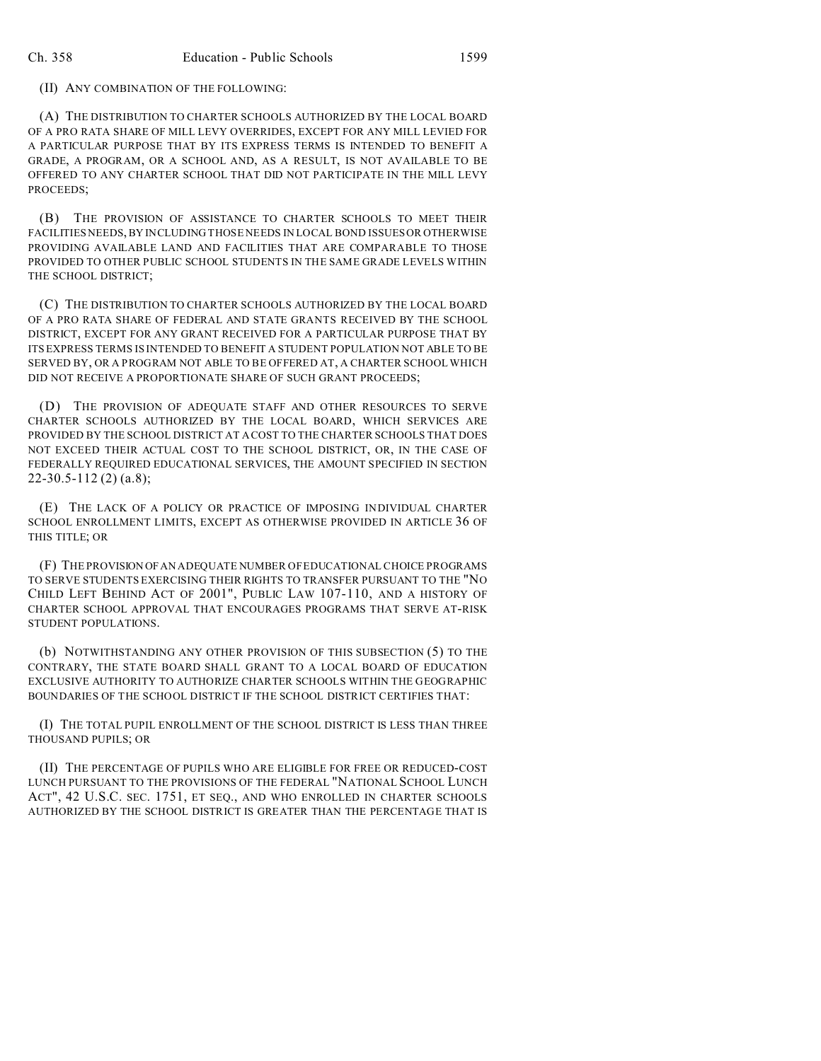(II) ANY COMBINATION OF THE FOLLOWING:

(A) THE DISTRIBUTION TO CHARTER SCHOOLS AUTHORIZED BY THE LOCAL BOARD OF A PRO RATA SHARE OF MILL LEVY OVERRIDES, EXCEPT FOR ANY MILL LEVIED FOR A PARTICULAR PURPOSE THAT BY ITS EXPRESS TERMS IS INTENDED TO BENEFIT A GRADE, A PROGRAM, OR A SCHOOL AND, AS A RESULT, IS NOT AVAILABLE TO BE OFFERED TO ANY CHARTER SCHOOL THAT DID NOT PARTICIPATE IN THE MILL LEVY PROCEEDS;

(B) THE PROVISION OF ASSISTANCE TO CHARTER SCHOOLS TO MEET THEIR FACILITIES NEEDS, BY INCLUDING THOSE NEEDS IN LOCAL BOND ISSUES OR OTHERWISE PROVIDING AVAILABLE LAND AND FACILITIES THAT ARE COMPARABLE TO THOSE PROVIDED TO OTHER PUBLIC SCHOOL STUDENTS IN THE SAME GRADE LEVELS WITHIN THE SCHOOL DISTRICT;

(C) THE DISTRIBUTION TO CHARTER SCHOOLS AUTHORIZED BY THE LOCAL BOARD OF A PRO RATA SHARE OF FEDERAL AND STATE GRANTS RECEIVED BY THE SCHOOL DISTRICT, EXCEPT FOR ANY GRANT RECEIVED FOR A PARTICULAR PURPOSE THAT BY ITS EXPRESS TERMS IS INTENDED TO BENEFIT A STUDENT POPULATION NOT ABLE TO BE SERVED BY, OR A PROGRAM NOT ABLE TO BE OFFERED AT, A CHARTER SCHOOL WHICH DID NOT RECEIVE A PROPORTIONATE SHARE OF SUCH GRANT PROCEEDS;

(D) THE PROVISION OF ADEQUATE STAFF AND OTHER RESOURCES TO SERVE CHARTER SCHOOLS AUTHORIZED BY THE LOCAL BOARD, WHICH SERVICES ARE PROVIDED BY THE SCHOOL DISTRICT AT A COST TO THE CHARTER SCHOOLS THAT DOES NOT EXCEED THEIR ACTUAL COST TO THE SCHOOL DISTRICT, OR, IN THE CASE OF FEDERALLY REQUIRED EDUCATIONAL SERVICES, THE AMOUNT SPECIFIED IN SECTION 22-30.5-112 (2) (a.8);

(E) THE LACK OF A POLICY OR PRACTICE OF IMPOSING INDIVIDUAL CHARTER SCHOOL ENROLLMENT LIMITS, EXCEPT AS OTHERWISE PROVIDED IN ARTICLE 36 OF THIS TITLE; OR

(F) THE PROVISION OF AN ADEQUATE NUMBER OF EDUCATIONAL CHOICE PROGRAMS TO SERVE STUDENTS EXERCISING THEIR RIGHTS TO TRANSFER PURSUANT TO THE "NO CHILD LEFT BEHIND ACT OF 2001", PUBLIC LAW 107-110, AND A HISTORY OF CHARTER SCHOOL APPROVAL THAT ENCOURAGES PROGRAMS THAT SERVE AT-RISK STUDENT POPULATIONS.

(b) NOTWITHSTANDING ANY OTHER PROVISION OF THIS SUBSECTION (5) TO THE CONTRARY, THE STATE BOARD SHALL GRANT TO A LOCAL BOARD OF EDUCATION EXCLUSIVE AUTHORITY TO AUTHORIZE CHARTER SCHOOLS WITHIN THE GEOGRAPHIC BOUNDARIES OF THE SCHOOL DISTRICT IF THE SCHOOL DISTRICT CERTIFIES THAT:

(I) THE TOTAL PUPIL ENROLLMENT OF THE SCHOOL DISTRICT IS LESS THAN THREE THOUSAND PUPILS; OR

(II) THE PERCENTAGE OF PUPILS WHO ARE ELIGIBLE FOR FREE OR REDUCED-COST LUNCH PURSUANT TO THE PROVISIONS OF THE FEDERAL "NATIONAL SCHOOL LUNCH ACT", 42 U.S.C. SEC. 1751, ET SEQ., AND WHO ENROLLED IN CHARTER SCHOOLS AUTHORIZED BY THE SCHOOL DISTRICT IS GREATER THAN THE PERCENTAGE THAT IS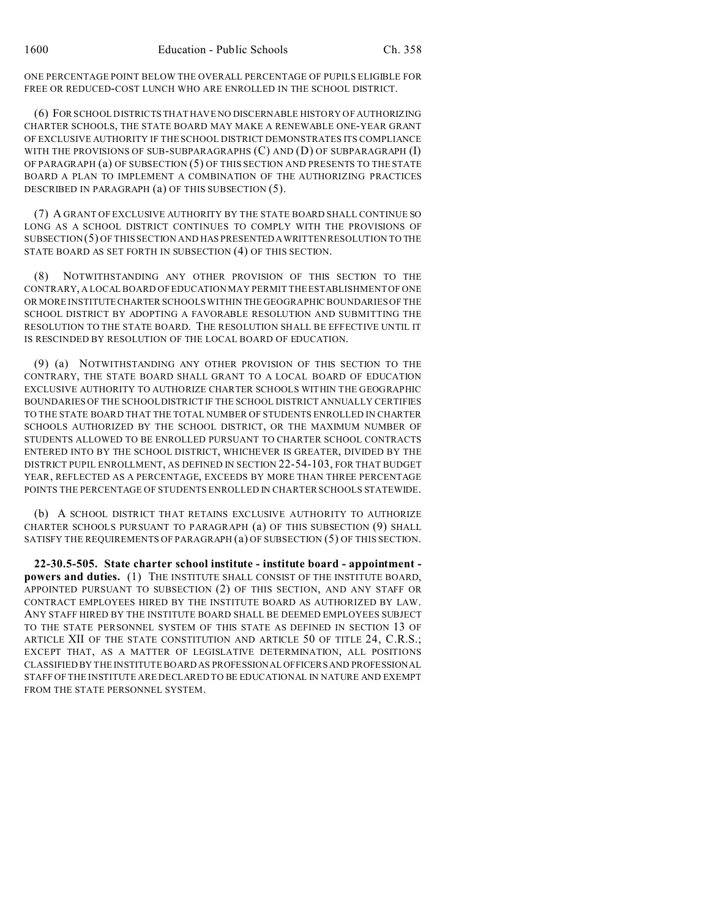ONE PERCENTAGE POINT BELOW THE OVERALL PERCENTAGE OF PUPILS ELIGIBLE FOR FREE OR REDUCED-COST LUNCH WHO ARE ENROLLED IN THE SCHOOL DISTRICT.

(6) FOR SCHOOL DISTRICTS THAT HAVE NO DISCERNABLE HISTORY OF AUTHORIZING CHARTER SCHOOLS, THE STATE BOARD MAY MAKE A RENEWABLE ONE-YEAR GRANT OF EXCLUSIVE AUTHORITY IF THE SCHOOL DISTRICT DEMONSTRATES ITS COMPLIANCE WITH THE PROVISIONS OF SUB-SUBPARAGRAPHS (C) AND (D) OF SUBPARAGRAPH (I) OF PARAGRAPH (a) OF SUBSECTION (5) OF THIS SECTION AND PRESENTS TO THE STATE BOARD A PLAN TO IMPLEMENT A COMBINATION OF THE AUTHORIZING PRACTICES DESCRIBED IN PARAGRAPH (a) OF THIS SUBSECTION (5).

(7) A GRANT OF EXCLUSIVE AUTHORITY BY THE STATE BOARD SHALL CONTINUE SO LONG AS A SCHOOL DISTRICT CONTINUES TO COMPLY WITH THE PROVISIONS OF SUBSECTION (5) OF THIS SECTION AND HAS PRESENTED A WRITTEN RESOLUTION TO THE STATE BOARD AS SET FORTH IN SUBSECTION (4) OF THIS SECTION.

(8) NOTWITHSTANDING ANY OTHER PROVISION OF THIS SECTION TO THE CONTRARY, A LOCAL BOARD OF EDUCATION MAY PERMIT THE ESTABLISHMENT OF ONE OR MORE INSTITUTE CHARTER SCHOOLS WITHIN THE GEOGRAPHIC BOUNDARIES OF THE SCHOOL DISTRICT BY ADOPTING A FAVORABLE RESOLUTION AND SUBMITTING THE RESOLUTION TO THE STATE BOARD. THE RESOLUTION SHALL BE EFFECTIVE UNTIL IT IS RESCINDED BY RESOLUTION OF THE LOCAL BOARD OF EDUCATION.

(9) (a) NOTWITHSTANDING ANY OTHER PROVISION OF THIS SECTION TO THE CONTRARY, THE STATE BOARD SHALL GRANT TO A LOCAL BOARD OF EDUCATION EXCLUSIVE AUTHORITY TO AUTHORIZE CHARTER SCHOOLS WITHIN THE GEOGRAPHIC BOUNDARIES OF THE SCHOOL DISTRICT IF THE SCHOOL DISTRICT ANNUALLY CERTIFIES TO THE STATE BOARD THAT THE TOTAL NUMBER OF STUDENTS ENROLLED IN CHARTER SCHOOLS AUTHORIZED BY THE SCHOOL DISTRICT, OR THE MAXIMUM NUMBER OF STUDENTS ALLOWED TO BE ENROLLED PURSUANT TO CHARTER SCHOOL CONTRACTS ENTERED INTO BY THE SCHOOL DISTRICT, WHICHEVER IS GREATER, DIVIDED BY THE DISTRICT PUPIL ENROLLMENT, AS DEFINED IN SECTION 22-54-103, FOR THAT BUDGET YEAR, REFLECTED AS A PERCENTAGE, EXCEEDS BY MORE THAN THREE PERCENTAGE POINTS THE PERCENTAGE OF STUDENTS ENROLLED IN CHARTER SCHOOLS STATEWIDE.

(b) A SCHOOL DISTRICT THAT RETAINS EXCLUSIVE AUTHORITY TO AUTHORIZE CHARTER SCHOOLS PURSUANT TO PARAGRAPH (a) OF THIS SUBSECTION (9) SHALL SATISFY THE REQUIREMENTS OF PARAGRAPH (a) OF SUBSECTION (5) OF THIS SECTION.

**22-30.5-505. State charter school institute - institute board - appointment - powers and duties.** (1) THE INSTITUTE SHALL CONSIST OF THE INSTITUTE BOARD, APPOINTED PURSUANT TO SUBSECTION (2) OF THIS SECTION, AND ANY STAFF OR CONTRACT EMPLOYEES HIRED BY THE INSTITUTE BOARD AS AUTHORIZED BY LAW. ANY STAFF HIRED BY THE INSTITUTE BOARD SHALL BE DEEMED EMPLOYEES SUBJECT TO THE STATE PERSONNEL SYSTEM OF THIS STATE AS DEFINED IN SECTION 13 OF ARTICLE XII OF THE STATE CONSTITUTION AND ARTICLE 50 OF TITLE 24, C.R.S.; EXCEPT THAT, AS A MATTER OF LEGISLATIVE DETERMINATION, ALL POSITIONS CLASSIFIED BY THE INSTITUTE BOARD AS PROFESSIONAL OFFICERS AND PROFESSIONAL STAFF OF THE INSTITUTE ARE DECLARED TO BE EDUCATIONAL IN NATURE AND EXEMPT FROM THE STATE PERSONNEL SYSTEM.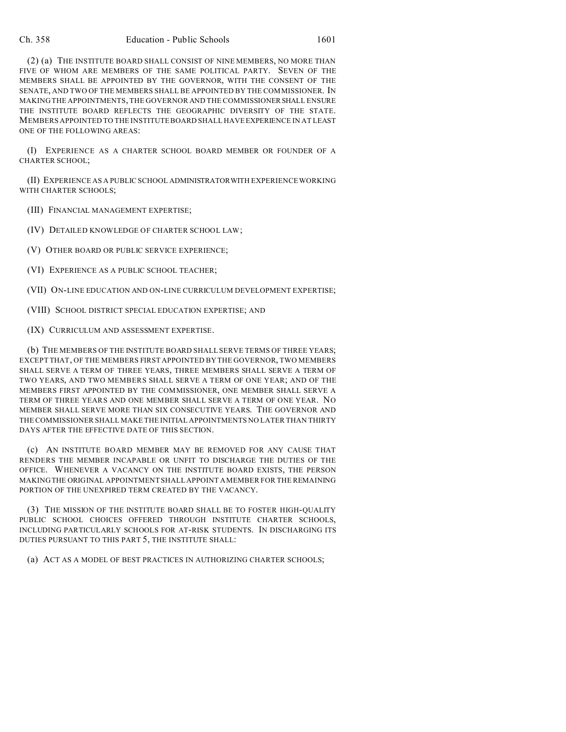(2) (a) THE INSTITUTE BOARD SHALL CONSIST OF NINE MEMBERS, NO MORE THAN FIVE OF WHOM ARE MEMBERS OF THE SAME POLITICAL PARTY. SEVEN OF THE MEMBERS SHALL BE APPOINTED BY THE GOVERNOR, WITH THE CONSENT OF THE SENATE, AND TWO OF THE MEMBERS SHALL BE APPOINTED BY THE COMMISSIONER. IN MAKING THE APPOINTMENTS, THE GOVERNOR AND THE COMMISSIONER SHALL ENSURE THE INSTITUTE BOARD REFLECTS THE GEOGRAPHIC DIVERSITY OF THE STATE. MEMBERS APPOINTED TO THE INSTITUTE BOARD SHALL HAVE EXPERIENCE IN AT LEAST ONE OF THE FOLLOWING AREAS:

(I) EXPERIENCE AS A CHARTER SCHOOL BOARD MEMBER OR FOUNDER OF A CHARTER SCHOOL;

(II) EXPERIENCE AS A PUBLIC SCHOOL ADMINISTRATOR WITH EXPERIENCE WORKING WITH CHARTER SCHOOLS;

(III) FINANCIAL MANAGEMENT EXPERTISE;

(IV) DETAILED KNOWLEDGE OF CHARTER SCHOOL LAW;

(V) OTHER BOARD OR PUBLIC SERVICE EXPERIENCE;

(VI) EXPERIENCE AS A PUBLIC SCHOOL TEACHER;

(VII) ON-LINE EDUCATION AND ON-LINE CURRICULUM DEVELOPMENT EXPERTISE;

(VIII) SCHOOL DISTRICT SPECIAL EDUCATION EXPERTISE; AND

(IX) CURRICULUM AND ASSESSMENT EXPERTISE.

(b) THE MEMBERS OF THE INSTITUTE BOARD SHALL SERVE TERMS OF THREE YEARS; EXCEPT THAT, OF THE MEMBERS FIRST APPOINTED BY THE GOVERNOR, TWO MEMBERS SHALL SERVE A TERM OF THREE YEARS, THREE MEMBERS SHALL SERVE A TERM OF TWO YEARS, AND TWO MEMBERS SHALL SERVE A TERM OF ONE YEAR; AND OF THE MEMBERS FIRST APPOINTED BY THE COMMISSIONER, ONE MEMBER SHALL SERVE A TERM OF THREE YEARS AND ONE MEMBER SHALL SERVE A TERM OF ONE YEAR. NO MEMBER SHALL SERVE MORE THAN SIX CONSECUTIVE YEARS. THE GOVERNOR AND THE COMMISSIONER SHALL MAKE THE INITIAL APPOINTMENTS NO LATER THAN THIRTY DAYS AFTER THE EFFECTIVE DATE OF THIS SECTION.

(c) AN INSTITUTE BOARD MEMBER MAY BE REMOVED FOR ANY CAUSE THAT RENDERS THE MEMBER INCAPABLE OR UNFIT TO DISCHARGE THE DUTIES OF THE OFFICE. WHENEVER A VACANCY ON THE INSTITUTE BOARD EXISTS, THE PERSON MAKING THE ORIGINAL APPOINTMENT SHALL APPOINT A MEMBER FOR THE REMAINING PORTION OF THE UNEXPIRED TERM CREATED BY THE VACANCY.

(3) THE MISSION OF THE INSTITUTE BOARD SHALL BE TO FOSTER HIGH-QUALITY PUBLIC SCHOOL CHOICES OFFERED THROUGH INSTITUTE CHARTER SCHOOLS, INCLUDING PARTICULARLY SCHOOLS FOR AT-RISK STUDENTS. IN DISCHARGING ITS DUTIES PURSUANT TO THIS PART 5, THE INSTITUTE SHALL:

(a) ACT AS A MODEL OF BEST PRACTICES IN AUTHORIZING CHARTER SCHOOLS;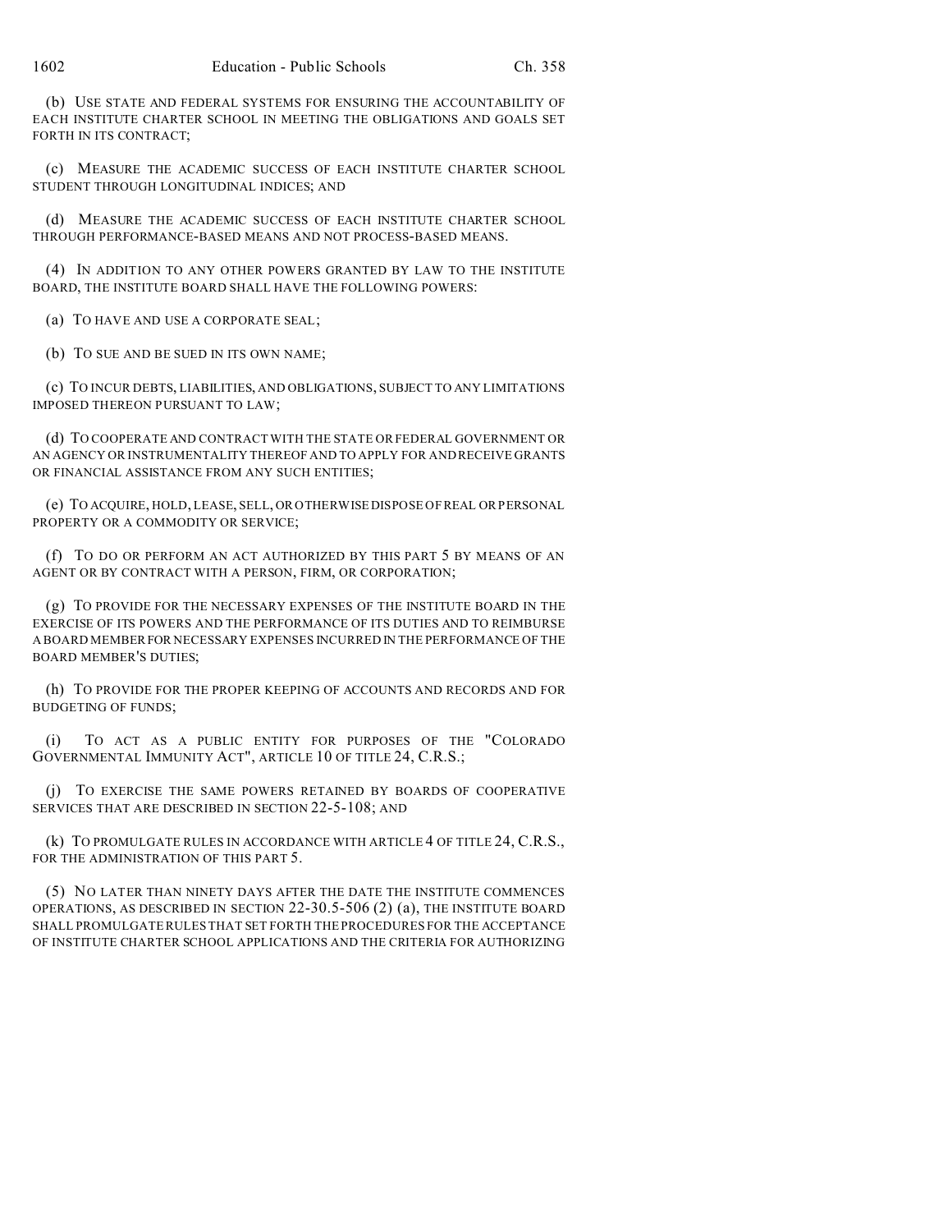(b) USE STATE AND FEDERAL SYSTEMS FOR ENSURING THE ACCOUNTABILITY OF EACH INSTITUTE CHARTER SCHOOL IN MEETING THE OBLIGATIONS AND GOALS SET FORTH IN ITS CONTRACT;

(c) MEASURE THE ACADEMIC SUCCESS OF EACH INSTITUTE CHARTER SCHOOL STUDENT THROUGH LONGITUDINAL INDICES; AND

(d) MEASURE THE ACADEMIC SUCCESS OF EACH INSTITUTE CHARTER SCHOOL THROUGH PERFORMANCE-BASED MEANS AND NOT PROCESS-BASED MEANS.

(4) IN ADDITION TO ANY OTHER POWERS GRANTED BY LAW TO THE INSTITUTE BOARD, THE INSTITUTE BOARD SHALL HAVE THE FOLLOWING POWERS:

(a) TO HAVE AND USE A CORPORATE SEAL;

(b) TO SUE AND BE SUED IN ITS OWN NAME;

(c) TO INCUR DEBTS, LIABILITIES, AND OBLIGATIONS, SUBJECT TO ANY LIMITATIONS IMPOSED THEREON PURSUANT TO LAW;

(d) TO COOPERATE AND CONTRACT WITH THE STATE OR FEDERAL GOVERNMENT OR AN AGENCY OR INSTRUMENTALITY THEREOF AND TO APPLY FOR AND RECEIVE GRANTS OR FINANCIAL ASSISTANCE FROM ANY SUCH ENTITIES;

(e) TO ACQUIRE, HOLD, LEASE, SELL, OR OTHERWISE DISPOSE OF REAL OR PERSONAL PROPERTY OR A COMMODITY OR SERVICE;

(f) TO DO OR PERFORM AN ACT AUTHORIZED BY THIS PART 5 BY MEANS OF AN AGENT OR BY CONTRACT WITH A PERSON, FIRM, OR CORPORATION;

(g) TO PROVIDE FOR THE NECESSARY EXPENSES OF THE INSTITUTE BOARD IN THE EXERCISE OF ITS POWERS AND THE PERFORMANCE OF ITS DUTIES AND TO REIMBURSE A BOARD MEMBER FOR NECESSARY EXPENSES INCURRED IN THE PERFORMANCE OF THE BOARD MEMBER'S DUTIES;

(h) TO PROVIDE FOR THE PROPER KEEPING OF ACCOUNTS AND RECORDS AND FOR BUDGETING OF FUNDS;

(i) TO ACT AS A PUBLIC ENTITY FOR PURPOSES OF THE "COLORADO GOVERNMENTAL IMMUNITY ACT", ARTICLE 10 OF TITLE 24, C.R.S.;

(j) TO EXERCISE THE SAME POWERS RETAINED BY BOARDS OF COOPERATIVE SERVICES THAT ARE DESCRIBED IN SECTION 22-5-108; AND

(k) TO PROMULGATE RULES IN ACCORDANCE WITH ARTICLE 4 OF TITLE 24, C.R.S., FOR THE ADMINISTRATION OF THIS PART 5.

(5) NO LATER THAN NINETY DAYS AFTER THE DATE THE INSTITUTE COMMENCES OPERATIONS, AS DESCRIBED IN SECTION 22-30.5-506 (2) (a), THE INSTITUTE BOARD SHALL PROMULGATE RULES THAT SET FORTH THE PROCEDURES FOR THE ACCEPTANCE OF INSTITUTE CHARTER SCHOOL APPLICATIONS AND THE CRITERIA FOR AUTHORIZING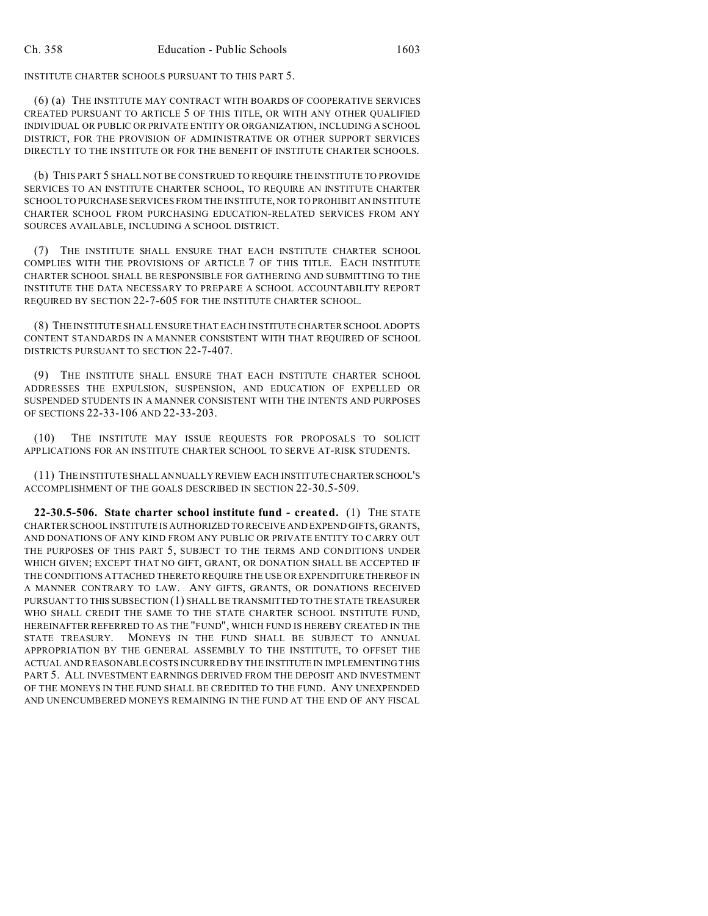INSTITUTE CHARTER SCHOOLS PURSUANT TO THIS PART 5.

(6) (a) THE INSTITUTE MAY CONTRACT WITH BOARDS OF COOPERATIVE SERVICES CREATED PURSUANT TO ARTICLE 5 OF THIS TITLE, OR WITH ANY OTHER QUALIFIED INDIVIDUAL OR PUBLIC OR PRIVATE ENTITY OR ORGANIZATION, INCLUDING A SCHOOL DISTRICT, FOR THE PROVISION OF ADMINISTRATIVE OR OTHER SUPPORT SERVICES DIRECTLY TO THE INSTITUTE OR FOR THE BENEFIT OF INSTITUTE CHARTER SCHOOLS.

(b) THIS PART 5 SHALL NOT BE CONSTRUED TO REQUIRE THE INSTITUTE TO PROVIDE SERVICES TO AN INSTITUTE CHARTER SCHOOL, TO REQUIRE AN INSTITUTE CHARTER SCHOOL TO PURCHASE SERVICES FROM THE INSTITUTE, NOR TO PROHIBIT AN INSTITUTE CHARTER SCHOOL FROM PURCHASING EDUCATION-RELATED SERVICES FROM ANY SOURCES AVAILABLE, INCLUDING A SCHOOL DISTRICT.

(7) THE INSTITUTE SHALL ENSURE THAT EACH INSTITUTE CHARTER SCHOOL COMPLIES WITH THE PROVISIONS OF ARTICLE 7 OF THIS TITLE. EACH INSTITUTE CHARTER SCHOOL SHALL BE RESPONSIBLE FOR GATHERING AND SUBMITTING TO THE INSTITUTE THE DATA NECESSARY TO PREPARE A SCHOOL ACCOUNTABILITY REPORT REQUIRED BY SECTION 22-7-605 FOR THE INSTITUTE CHARTER SCHOOL.

(8) THE INSTITUTE SHALL ENSURE THAT EACH INSTITUTE CHARTER SCHOOL ADOPTS CONTENT STANDARDS IN A MANNER CONSISTENT WITH THAT REQUIRED OF SCHOOL DISTRICTS PURSUANT TO SECTION 22-7-407.

(9) THE INSTITUTE SHALL ENSURE THAT EACH INSTITUTE CHARTER SCHOOL ADDRESSES THE EXPULSION, SUSPENSION, AND EDUCATION OF EXPELLED OR SUSPENDED STUDENTS IN A MANNER CONSISTENT WITH THE INTENTS AND PURPOSES OF SECTIONS 22-33-106 AND 22-33-203.

(10) THE INSTITUTE MAY ISSUE REQUESTS FOR PROPOSALS TO SOLICIT APPLICATIONS FOR AN INSTITUTE CHARTER SCHOOL TO SERVE AT-RISK STUDENTS.

(11) THE INSTITUTE SHALL ANNUALLY REVIEW EACH INSTITUTE CHARTER SCHOOL'S ACCOMPLISHMENT OF THE GOALS DESCRIBED IN SECTION 22-30.5-509.

**22-30.5-506. State charter school institute fund - created.** (1) THE STATE CHARTER SCHOOL INSTITUTE IS AUTHORIZED TO RECEIVE AND EXPEND GIFTS, GRANTS, AND DONATIONS OF ANY KIND FROM ANY PUBLIC OR PRIVATE ENTITY TO CARRY OUT THE PURPOSES OF THIS PART 5, SUBJECT TO THE TERMS AND CONDITIONS UNDER WHICH GIVEN; EXCEPT THAT NO GIFT, GRANT, OR DONATION SHALL BE ACCEPTED IF THE CONDITIONS ATTACHED THERETO REQUIRE THE USE OR EXPENDITURE THEREOF IN A MANNER CONTRARY TO LAW. ANY GIFTS, GRANTS, OR DONATIONS RECEIVED PURSUANT TO THIS SUBSECTION (1) SHALL BE TRANSMITTED TO THE STATE TREASURER WHO SHALL CREDIT THE SAME TO THE STATE CHARTER SCHOOL INSTITUTE FUND, HEREINAFTER REFERRED TO AS THE "FUND", WHICH FUND IS HEREBY CREATED IN THE STATE TREASURY. MONEYS IN THE FUND SHALL BE SUBJECT TO ANNUAL APPROPRIATION BY THE GENERAL ASSEMBLY TO THE INSTITUTE, TO OFFSET THE ACTUAL AND REASONABLE COSTS INCURRED BY THE INSTITUTE IN IMPLEMENTING THIS PART 5. ALL INVESTMENT EARNINGS DERIVED FROM THE DEPOSIT AND INVESTMENT OF THE MONEYS IN THE FUND SHALL BE CREDITED TO THE FUND. ANY UNEXPENDED AND UNENCUMBERED MONEYS REMAINING IN THE FUND AT THE END OF ANY FISCAL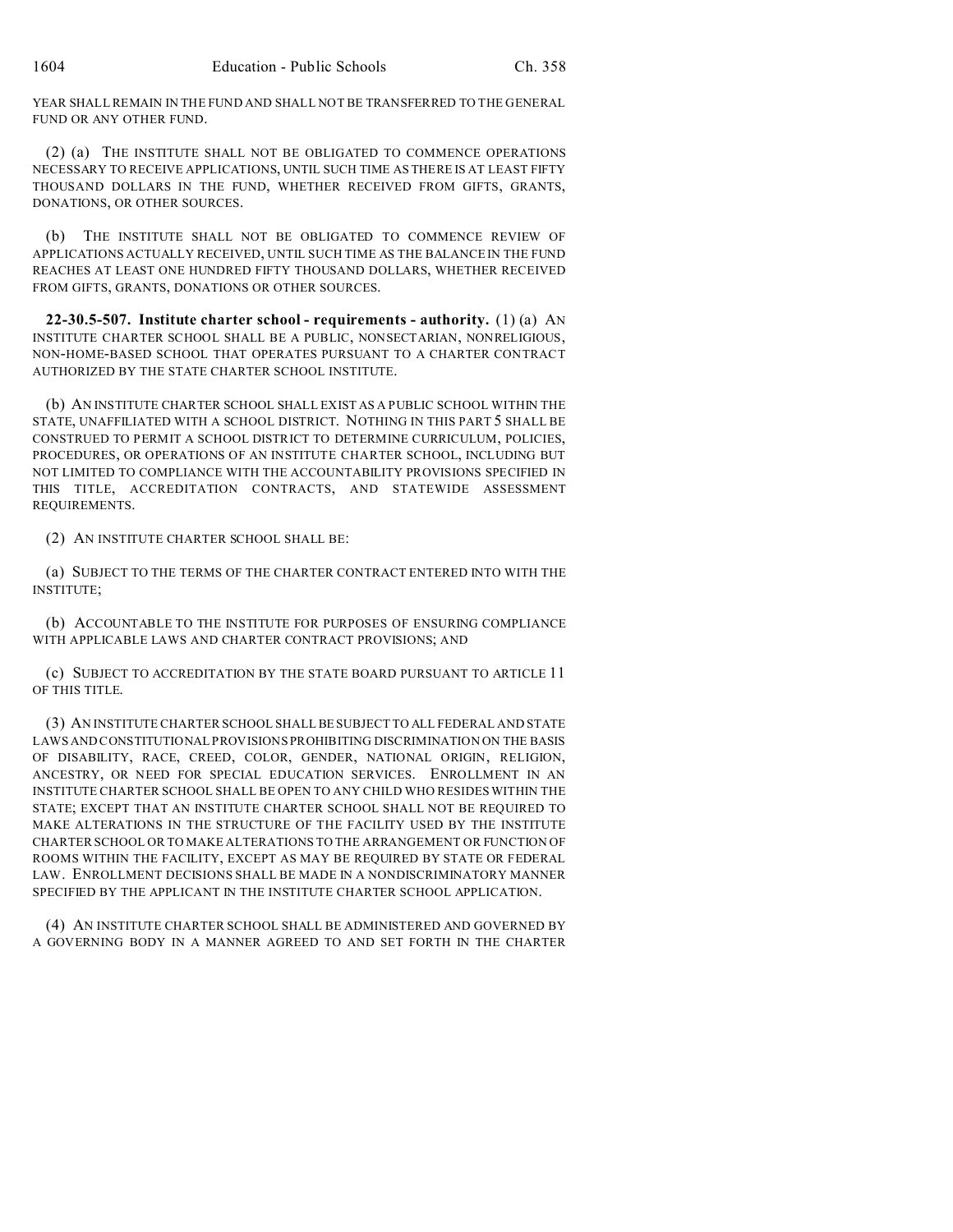YEAR SHALL REMAIN IN THE FUND AND SHALL NOT BE TRANSFERRED TO THE GENERAL FUND OR ANY OTHER FUND.

(2) (a) THE INSTITUTE SHALL NOT BE OBLIGATED TO COMMENCE OPERATIONS NECESSARY TO RECEIVE APPLICATIONS, UNTIL SUCH TIME AS THERE IS AT LEAST FIFTY THOUSAND DOLLARS IN THE FUND, WHETHER RECEIVED FROM GIFTS, GRANTS, DONATIONS, OR OTHER SOURCES.

(b) THE INSTITUTE SHALL NOT BE OBLIGATED TO COMMENCE REVIEW OF APPLICATIONS ACTUALLY RECEIVED, UNTIL SUCH TIME AS THE BALANCE IN THE FUND REACHES AT LEAST ONE HUNDRED FIFTY THOUSAND DOLLARS, WHETHER RECEIVED FROM GIFTS, GRANTS, DONATIONS OR OTHER SOURCES.

**22-30.5-507. Institute charter school - requirements - authority.** (1) (a) AN INSTITUTE CHARTER SCHOOL SHALL BE A PUBLIC, NONSECTARIAN, NONRELIGIOUS, NON-HOME-BASED SCHOOL THAT OPERATES PURSUANT TO A CHARTER CONTRACT AUTHORIZED BY THE STATE CHARTER SCHOOL INSTITUTE.

(b) AN INSTITUTE CHARTER SCHOOL SHALL EXIST AS A PUBLIC SCHOOL WITHIN THE STATE, UNAFFILIATED WITH A SCHOOL DISTRICT. NOTHING IN THIS PART 5 SHALL BE CONSTRUED TO PERMIT A SCHOOL DISTRICT TO DETERMINE CURRICULUM, POLICIES, PROCEDURES, OR OPERATIONS OF AN INSTITUTE CHARTER SCHOOL, INCLUDING BUT NOT LIMITED TO COMPLIANCE WITH THE ACCOUNTABILITY PROVISIONS SPECIFIED IN THIS TITLE, ACCREDITATION CONTRACTS, AND STATEWIDE ASSESSMENT REQUIREMENTS.

(2) AN INSTITUTE CHARTER SCHOOL SHALL BE:

(a) SUBJECT TO THE TERMS OF THE CHARTER CONTRACT ENTERED INTO WITH THE INSTITUTE;

(b) ACCOUNTABLE TO THE INSTITUTE FOR PURPOSES OF ENSURING COMPLIANCE WITH APPLICABLE LAWS AND CHARTER CONTRACT PROVISIONS; AND

(c) SUBJECT TO ACCREDITATION BY THE STATE BOARD PURSUANT TO ARTICLE 11 OF THIS TITLE.

(3) AN INSTITUTE CHARTER SCHOOL SHALL BE SUBJECT TO ALL FEDERAL AND STATE LAWS AND CONSTITUTIONAL PROVISIONS PROHIBITING DISCRIMINATION ON THE BASIS OF DISABILITY, RACE, CREED, COLOR, GENDER, NATIONAL ORIGIN, RELIGION, ANCESTRY, OR NEED FOR SPECIAL EDUCATION SERVICES. ENROLLMENT IN AN INSTITUTE CHARTER SCHOOL SHALL BE OPEN TO ANY CHILD WHO RESIDES WITHIN THE STATE; EXCEPT THAT AN INSTITUTE CHARTER SCHOOL SHALL NOT BE REQUIRED TO MAKE ALTERATIONS IN THE STRUCTURE OF THE FACILITY USED BY THE INSTITUTE CHARTER SCHOOL OR TO MAKE ALTERATIONS TO THE ARRANGEMENT OR FUNCTION OF ROOMS WITHIN THE FACILITY, EXCEPT AS MAY BE REQUIRED BY STATE OR FEDERAL LAW. ENROLLMENT DECISIONS SHALL BE MADE IN A NONDISCRIMINATORY MANNER SPECIFIED BY THE APPLICANT IN THE INSTITUTE CHARTER SCHOOL APPLICATION.

(4) AN INSTITUTE CHARTER SCHOOL SHALL BE ADMINISTERED AND GOVERNED BY A GOVERNING BODY IN A MANNER AGREED TO AND SET FORTH IN THE CHARTER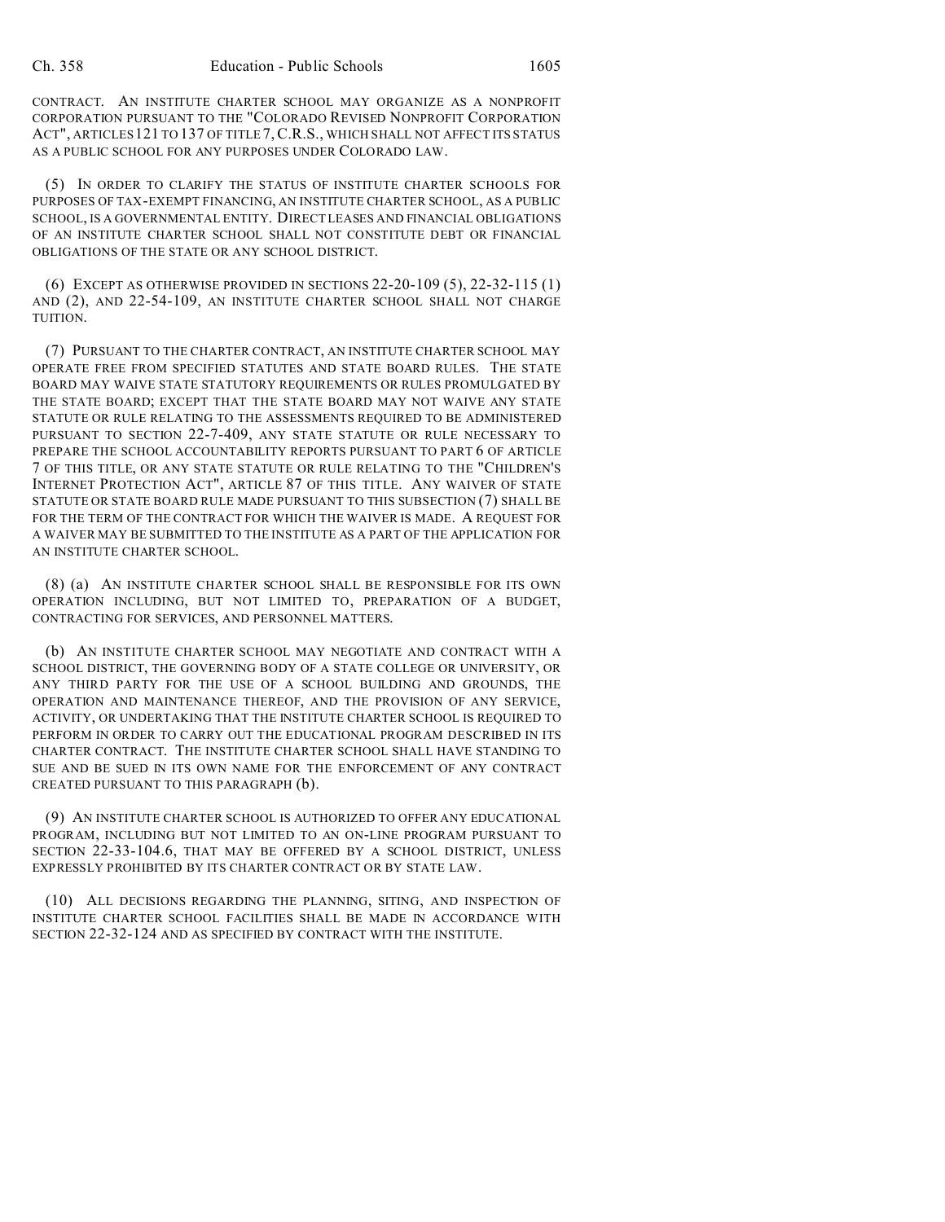CONTRACT. AN INSTITUTE CHARTER SCHOOL MAY ORGANIZE AS A NONPROFIT CORPORATION PURSUANT TO THE "COLORADO REVISED NONPROFIT CORPORATION ACT", ARTICLES 121 TO 137 OF TITLE 7, C.R.S., WHICH SHALL NOT AFFECT ITS STATUS AS A PUBLIC SCHOOL FOR ANY PURPOSES UNDER COLORADO LAW.

(5) IN ORDER TO CLARIFY THE STATUS OF INSTITUTE CHARTER SCHOOLS FOR PURPOSES OF TAX-EXEMPT FINANCING, AN INSTITUTE CHARTER SCHOOL, AS A PUBLIC SCHOOL, IS A GOVERNMENTAL ENTITY. DIRECT LEASES AND FINANCIAL OBLIGATIONS OF AN INSTITUTE CHARTER SCHOOL SHALL NOT CONSTITUTE DEBT OR FINANCIAL OBLIGATIONS OF THE STATE OR ANY SCHOOL DISTRICT.

(6) EXCEPT AS OTHERWISE PROVIDED IN SECTIONS 22-20-109 (5), 22-32-115 (1) AND (2), AND 22-54-109, AN INSTITUTE CHARTER SCHOOL SHALL NOT CHARGE TUITION.

(7) PURSUANT TO THE CHARTER CONTRACT, AN INSTITUTE CHARTER SCHOOL MAY OPERATE FREE FROM SPECIFIED STATUTES AND STATE BOARD RULES. THE STATE BOARD MAY WAIVE STATE STATUTORY REQUIREMENTS OR RULES PROMULGATED BY THE STATE BOARD; EXCEPT THAT THE STATE BOARD MAY NOT WAIVE ANY STATE STATUTE OR RULE RELATING TO THE ASSESSMENTS REQUIRED TO BE ADMINISTERED PURSUANT TO SECTION 22-7-409, ANY STATE STATUTE OR RULE NECESSARY TO PREPARE THE SCHOOL ACCOUNTABILITY REPORTS PURSUANT TO PART 6 OF ARTICLE 7 OF THIS TITLE, OR ANY STATE STATUTE OR RULE RELATING TO THE "CHILDREN'S INTERNET PROTECTION ACT", ARTICLE 87 OF THIS TITLE. ANY WAIVER OF STATE STATUTE OR STATE BOARD RULE MADE PURSUANT TO THIS SUBSECTION (7) SHALL BE FOR THE TERM OF THE CONTRACT FOR WHICH THE WAIVER IS MADE. A REQUEST FOR A WAIVER MAY BE SUBMITTED TO THE INSTITUTE AS A PART OF THE APPLICATION FOR AN INSTITUTE CHARTER SCHOOL.

(8) (a) AN INSTITUTE CHARTER SCHOOL SHALL BE RESPONSIBLE FOR ITS OWN OPERATION INCLUDING, BUT NOT LIMITED TO, PREPARATION OF A BUDGET, CONTRACTING FOR SERVICES, AND PERSONNEL MATTERS.

(b) AN INSTITUTE CHARTER SCHOOL MAY NEGOTIATE AND CONTRACT WITH A SCHOOL DISTRICT, THE GOVERNING BODY OF A STATE COLLEGE OR UNIVERSITY, OR ANY THIRD PARTY FOR THE USE OF A SCHOOL BUILDING AND GROUNDS, THE OPERATION AND MAINTENANCE THEREOF, AND THE PROVISION OF ANY SERVICE, ACTIVITY, OR UNDERTAKING THAT THE INSTITUTE CHARTER SCHOOL IS REQUIRED TO PERFORM IN ORDER TO CARRY OUT THE EDUCATIONAL PROGRAM DESCRIBED IN ITS CHARTER CONTRACT. THE INSTITUTE CHARTER SCHOOL SHALL HAVE STANDING TO SUE AND BE SUED IN ITS OWN NAME FOR THE ENFORCEMENT OF ANY CONTRACT CREATED PURSUANT TO THIS PARAGRAPH (b).

(9) AN INSTITUTE CHARTER SCHOOL IS AUTHORIZED TO OFFER ANY EDUCATIONAL PROGRAM, INCLUDING BUT NOT LIMITED TO AN ON-LINE PROGRAM PURSUANT TO SECTION 22-33-104.6, THAT MAY BE OFFERED BY A SCHOOL DISTRICT, UNLESS EXPRESSLY PROHIBITED BY ITS CHARTER CONTRACT OR BY STATE LAW.

(10) ALL DECISIONS REGARDING THE PLANNING, SITING, AND INSPECTION OF INSTITUTE CHARTER SCHOOL FACILITIES SHALL BE MADE IN ACCORDANCE WITH SECTION 22-32-124 AND AS SPECIFIED BY CONTRACT WITH THE INSTITUTE.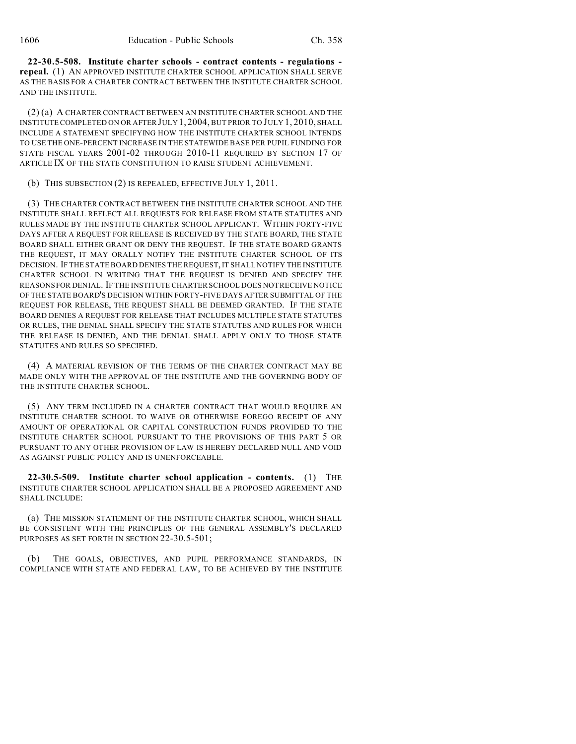**22-30.5-508. Institute charter schools - contract contents - regulations - repeal.** (1) AN APPROVED INSTITUTE CHARTER SCHOOL APPLICATION SHALL SERVE AS THE BASIS FOR A CHARTER CONTRACT BETWEEN THE INSTITUTE CHARTER SCHOOL AND THE INSTITUTE.

(2) (a) A CHARTER CONTRACT BETWEEN AN INSTITUTE CHARTER SCHOOL AND THE INSTITUTE COMPLETED ON OR AFTER JULY 1, 2004, BUT PRIOR TO JULY 1, 2010, SHALL INCLUDE A STATEMENT SPECIFYING HOW THE INSTITUTE CHARTER SCHOOL INTENDS TO USE THE ONE-PERCENT INCREASE IN THE STATEWIDE BASE PER PUPIL FUNDING FOR STATE FISCAL YEARS 2001-02 THROUGH 2010-11 REQUIRED BY SECTION 17 OF ARTICLE IX OF THE STATE CONSTITUTION TO RAISE STUDENT ACHIEVEMENT.

(b) THIS SUBSECTION (2) IS REPEALED, EFFECTIVE JULY 1, 2011.

(3) THE CHARTER CONTRACT BETWEEN THE INSTITUTE CHARTER SCHOOL AND THE INSTITUTE SHALL REFLECT ALL REQUESTS FOR RELEASE FROM STATE STATUTES AND RULES MADE BY THE INSTITUTE CHARTER SCHOOL APPLICANT. WITHIN FORTY-FIVE DAYS AFTER A REQUEST FOR RELEASE IS RECEIVED BY THE STATE BOARD, THE STATE BOARD SHALL EITHER GRANT OR DENY THE REQUEST. IF THE STATE BOARD GRANTS THE REQUEST, IT MAY ORALLY NOTIFY THE INSTITUTE CHARTER SCHOOL OF ITS DECISION. IF THE STATE BOARD DENIES THE REQUEST, IT SHALL NOTIFY THE INSTITUTE CHARTER SCHOOL IN WRITING THAT THE REQUEST IS DENIED AND SPECIFY THE REASONS FOR DENIAL. IF THE INSTITUTE CHARTER SCHOOL DOES NOT RECEIVE NOTICE OF THE STATE BOARD'S DECISION WITHIN FORTY-FIVE DAYS AFTER SUBMITTAL OF THE REQUEST FOR RELEASE, THE REQUEST SHALL BE DEEMED GRANTED. IF THE STATE BOARD DENIES A REQUEST FOR RELEASE THAT INCLUDES MULTIPLE STATE STATUTES OR RULES, THE DENIAL SHALL SPECIFY THE STATE STATUTES AND RULES FOR WHICH THE RELEASE IS DENIED, AND THE DENIAL SHALL APPLY ONLY TO THOSE STATE STATUTES AND RULES SO SPECIFIED.

(4) A MATERIAL REVISION OF THE TERMS OF THE CHARTER CONTRACT MAY BE MADE ONLY WITH THE APPROVAL OF THE INSTITUTE AND THE GOVERNING BODY OF THE INSTITUTE CHARTER SCHOOL.

(5) ANY TERM INCLUDED IN A CHARTER CONTRACT THAT WOULD REQUIRE AN INSTITUTE CHARTER SCHOOL TO WAIVE OR OTHERWISE FOREGO RECEIPT OF ANY AMOUNT OF OPERATIONAL OR CAPITAL CONSTRUCTION FUNDS PROVIDED TO THE INSTITUTE CHARTER SCHOOL PURSUANT TO THE PROVISIONS OF THIS PART 5 OR PURSUANT TO ANY OTHER PROVISION OF LAW IS HEREBY DECLARED NULL AND VOID AS AGAINST PUBLIC POLICY AND IS UNENFORCEABLE.

**22-30.5-509. Institute charter school application - contents.** (1) THE INSTITUTE CHARTER SCHOOL APPLICATION SHALL BE A PROPOSED AGREEMENT AND SHALL INCLUDE:

(a) THE MISSION STATEMENT OF THE INSTITUTE CHARTER SCHOOL, WHICH SHALL BE CONSISTENT WITH THE PRINCIPLES OF THE GENERAL ASSEMBLY'S DECLARED PURPOSES AS SET FORTH IN SECTION 22-30.5-501;

(b) THE GOALS, OBJECTIVES, AND PUPIL PERFORMANCE STANDARDS, IN COMPLIANCE WITH STATE AND FEDERAL LAW, TO BE ACHIEVED BY THE INSTITUTE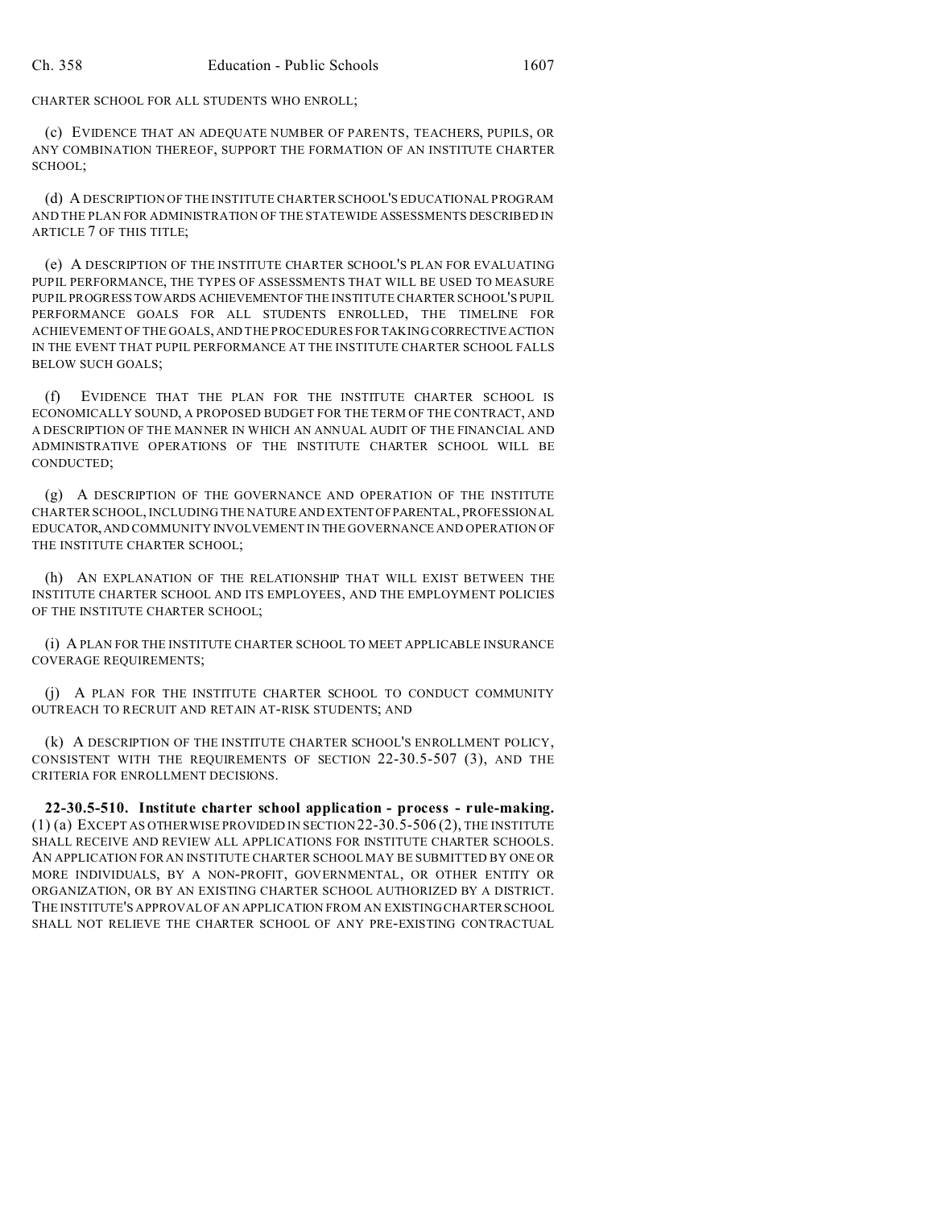CHARTER SCHOOL FOR ALL STUDENTS WHO ENROLL;

(c) EVIDENCE THAT AN ADEQUATE NUMBER OF PARENTS, TEACHERS, PUPILS, OR ANY COMBINATION THEREOF, SUPPORT THE FORMATION OF AN INSTITUTE CHARTER SCHOOL;

(d) A DESCRIPTION OF THE INSTITUTE CHARTER SCHOOL'S EDUCATIONAL PROGRAM AND THE PLAN FOR ADMINISTRATION OF THE STATEWIDE ASSESSMENTS DESCRIBED IN ARTICLE 7 OF THIS TITLE;

(e) A DESCRIPTION OF THE INSTITUTE CHARTER SCHOOL'S PLAN FOR EVALUATING PUPIL PERFORMANCE, THE TYPES OF ASSESSMENTS THAT WILL BE USED TO MEASURE PUPIL PROGRESS TOWARDS ACHIEVEMENT OF THE INSTITUTE CHARTER SCHOOL'S PUPIL PERFORMANCE GOALS FOR ALL STUDENTS ENROLLED, THE TIMELINE FOR ACHIEVEMENT OF THE GOALS, AND THE PROCEDURES FOR TAKING CORRECTIVE ACTION IN THE EVENT THAT PUPIL PERFORMANCE AT THE INSTITUTE CHARTER SCHOOL FALLS BELOW SUCH GOALS;

(f) EVIDENCE THAT THE PLAN FOR THE INSTITUTE CHARTER SCHOOL IS ECONOMICALLY SOUND, A PROPOSED BUDGET FOR THE TERM OF THE CONTRACT, AND A DESCRIPTION OF THE MANNER IN WHICH AN ANNUAL AUDIT OF THE FINANCIAL AND ADMINISTRATIVE OPERATIONS OF THE INSTITUTE CHARTER SCHOOL WILL BE CONDUCTED;

(g) A DESCRIPTION OF THE GOVERNANCE AND OPERATION OF THE INSTITUTE CHARTER SCHOOL, INCLUDING THE NATURE AND EXTENT OF PARENTAL, PROFESSIONAL EDUCATOR, AND COMMUNITY INVOLVEMENT IN THE GOVERNANCE AND OPERATION OF THE INSTITUTE CHARTER SCHOOL;

(h) AN EXPLANATION OF THE RELATIONSHIP THAT WILL EXIST BETWEEN THE INSTITUTE CHARTER SCHOOL AND ITS EMPLOYEES, AND THE EMPLOYMENT POLICIES OF THE INSTITUTE CHARTER SCHOOL;

(i) A PLAN FOR THE INSTITUTE CHARTER SCHOOL TO MEET APPLICABLE INSURANCE COVERAGE REQUIREMENTS;

(j) A PLAN FOR THE INSTITUTE CHARTER SCHOOL TO CONDUCT COMMUNITY OUTREACH TO RECRUIT AND RETAIN AT-RISK STUDENTS; AND

(k) A DESCRIPTION OF THE INSTITUTE CHARTER SCHOOL'S ENROLLMENT POLICY, CONSISTENT WITH THE REQUIREMENTS OF SECTION 22-30.5-507 (3), AND THE CRITERIA FOR ENROLLMENT DECISIONS.

**22-30.5-510. Institute charter school application - process - rule-making.** (1) (a) EXCEPT AS OTHERWISE PROVIDED IN SECTION 22-30.5-506 (2), THE INSTITUTE SHALL RECEIVE AND REVIEW ALL APPLICATIONS FOR INSTITUTE CHARTER SCHOOLS. AN APPLICATION FOR AN INSTITUTE CHARTER SCHOOL MAY BE SUBMITTED BY ONE OR MORE INDIVIDUALS, BY A NON-PROFIT, GOVERNMENTAL, OR OTHER ENTITY OR ORGANIZATION, OR BY AN EXISTING CHARTER SCHOOL AUTHORIZED BY A DISTRICT. THE INSTITUTE'S APPROVAL OF AN APPLICATION FROM AN EXISTING CHARTER SCHOOL SHALL NOT RELIEVE THE CHARTER SCHOOL OF ANY PRE-EXISTING CONTRACTUAL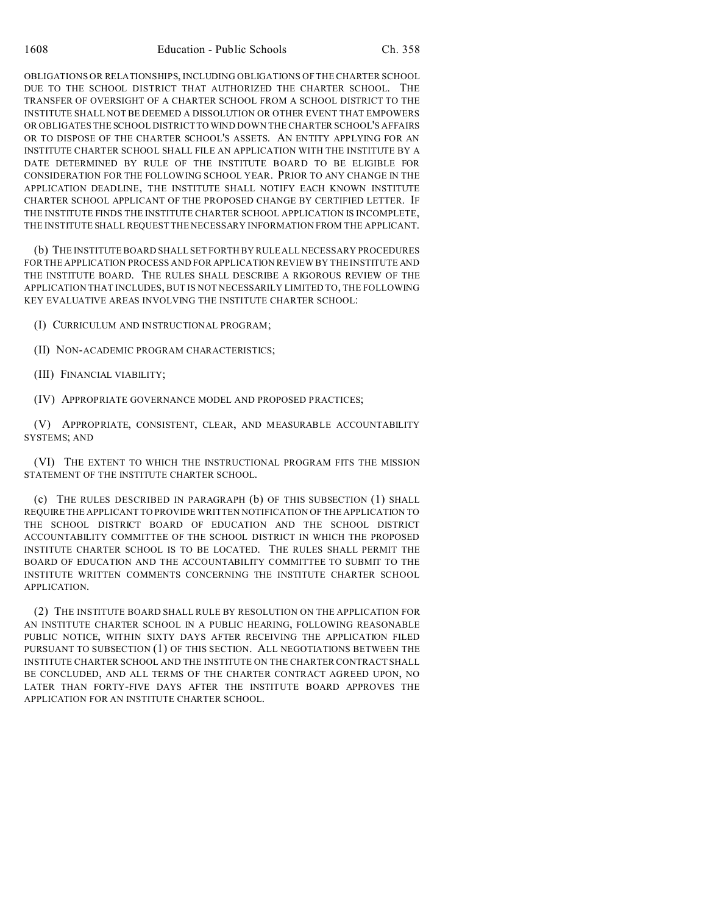OBLIGATIONS OR RELATIONSHIPS, INCLUDING OBLIGATIONS OF THE CHARTER SCHOOL DUE TO THE SCHOOL DISTRICT THAT AUTHORIZED THE CHARTER SCHOOL. THE TRANSFER OF OVERSIGHT OF A CHARTER SCHOOL FROM A SCHOOL DISTRICT TO THE INSTITUTE SHALL NOT BE DEEMED A DISSOLUTION OR OTHER EVENT THAT EMPOWERS OR OBLIGATES THE SCHOOL DISTRICT TO WIND DOWN THE CHARTER SCHOOL'S AFFAIRS OR TO DISPOSE OF THE CHARTER SCHOOL'S ASSETS. AN ENTITY APPLYING FOR AN INSTITUTE CHARTER SCHOOL SHALL FILE AN APPLICATION WITH THE INSTITUTE BY A DATE DETERMINED BY RULE OF THE INSTITUTE BOARD TO BE ELIGIBLE FOR CONSIDERATION FOR THE FOLLOWING SCHOOL YEAR. PRIOR TO ANY CHANGE IN THE APPLICATION DEADLINE, THE INSTITUTE SHALL NOTIFY EACH KNOWN INSTITUTE CHARTER SCHOOL APPLICANT OF THE PROPOSED CHANGE BY CERTIFIED LETTER. IF THE INSTITUTE FINDS THE INSTITUTE CHARTER SCHOOL APPLICATION IS INCOMPLETE, THE INSTITUTE SHALL REQUEST THE NECESSARY INFORMATION FROM THE APPLICANT.

(b) THE INSTITUTE BOARD SHALL SET FORTH BY RULE ALL NECESSARY PROCEDURES FOR THE APPLICATION PROCESS AND FOR APPLICATION REVIEW BY THE INSTITUTE AND THE INSTITUTE BOARD. THE RULES SHALL DESCRIBE A RIGOROUS REVIEW OF THE APPLICATION THAT INCLUDES, BUT IS NOT NECESSARILY LIMITED TO, THE FOLLOWING KEY EVALUATIVE AREAS INVOLVING THE INSTITUTE CHARTER SCHOOL:

(I) CURRICULUM AND INSTRUCTIONAL PROGRAM;

(II) NON-ACADEMIC PROGRAM CHARACTERISTICS;

(III) FINANCIAL VIABILITY;

(IV) APPROPRIATE GOVERNANCE MODEL AND PROPOSED PRACTICES;

(V) APPROPRIATE, CONSISTENT, CLEAR, AND MEASURABLE ACCOUNTABILITY SYSTEMS; AND

(VI) THE EXTENT TO WHICH THE INSTRUCTIONAL PROGRAM FITS THE MISSION STATEMENT OF THE INSTITUTE CHARTER SCHOOL.

(c) THE RULES DESCRIBED IN PARAGRAPH (b) OF THIS SUBSECTION (1) SHALL REQUIRE THE APPLICANT TO PROVIDE WRITTEN NOTIFICATION OF THE APPLICATION TO THE SCHOOL DISTRICT BOARD OF EDUCATION AND THE SCHOOL DISTRICT ACCOUNTABILITY COMMITTEE OF THE SCHOOL DISTRICT IN WHICH THE PROPOSED INSTITUTE CHARTER SCHOOL IS TO BE LOCATED. THE RULES SHALL PERMIT THE BOARD OF EDUCATION AND THE ACCOUNTABILITY COMMITTEE TO SUBMIT TO THE INSTITUTE WRITTEN COMMENTS CONCERNING THE INSTITUTE CHARTER SCHOOL APPLICATION.

(2) THE INSTITUTE BOARD SHALL RULE BY RESOLUTION ON THE APPLICATION FOR AN INSTITUTE CHARTER SCHOOL IN A PUBLIC HEARING, FOLLOWING REASONABLE PUBLIC NOTICE, WITHIN SIXTY DAYS AFTER RECEIVING THE APPLICATION FILED PURSUANT TO SUBSECTION (1) OF THIS SECTION. ALL NEGOTIATIONS BETWEEN THE INSTITUTE CHARTER SCHOOL AND THE INSTITUTE ON THE CHARTER CONTRACT SHALL BE CONCLUDED, AND ALL TERMS OF THE CHARTER CONTRACT AGREED UPON, NO LATER THAN FORTY-FIVE DAYS AFTER THE INSTITUTE BOARD APPROVES THE APPLICATION FOR AN INSTITUTE CHARTER SCHOOL.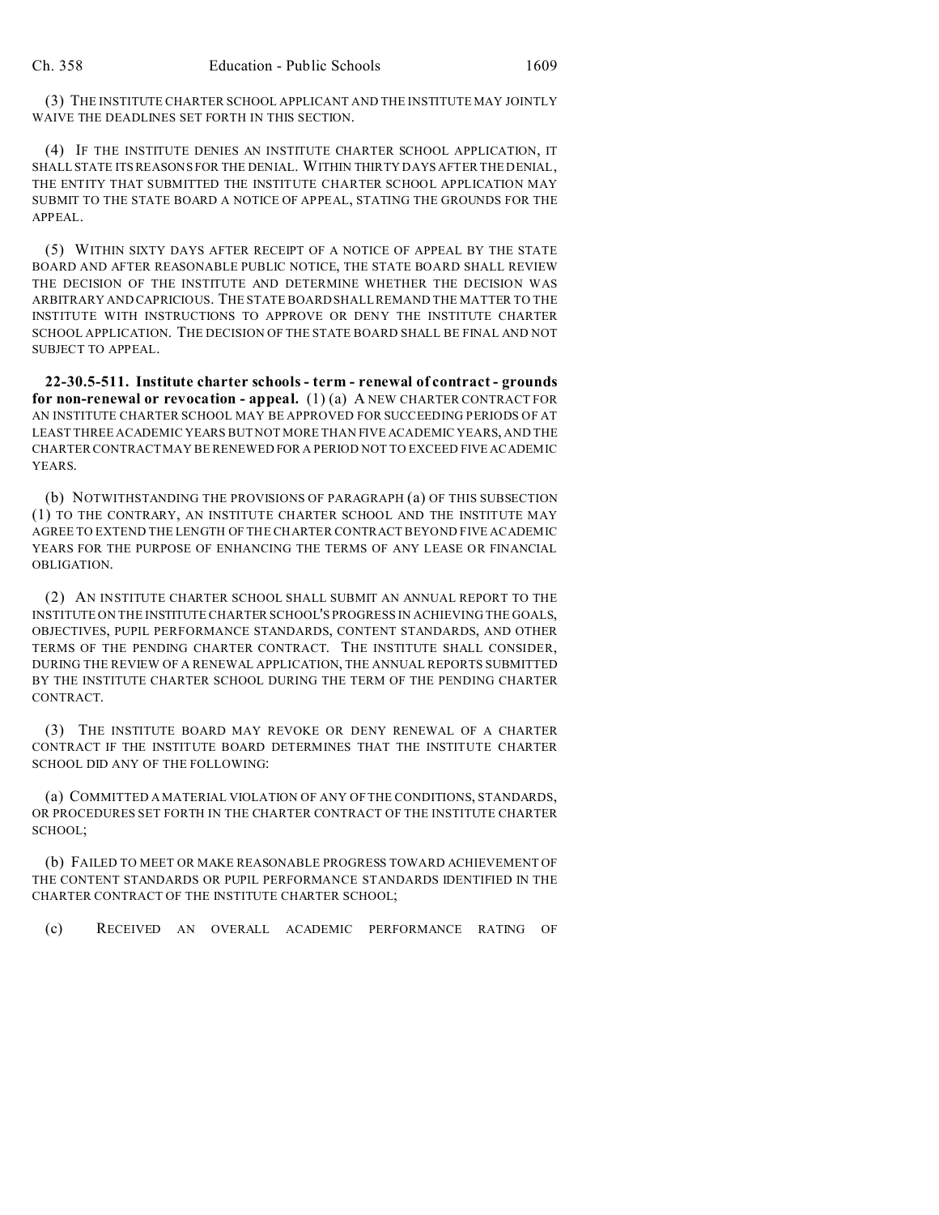(3) THE INSTITUTE CHARTER SCHOOL APPLICANT AND THE INSTITUTE MAY JOINTLY WAIVE THE DEADLINES SET FORTH IN THIS SECTION.

(4) IF THE INSTITUTE DENIES AN INSTITUTE CHARTER SCHOOL APPLICATION, IT SHALL STATE ITS REASONS FOR THE DENIAL. WITHIN THIRTY DAYS AFTER THE DENIAL, THE ENTITY THAT SUBMITTED THE INSTITUTE CHARTER SCHOOL APPLICATION MAY SUBMIT TO THE STATE BOARD A NOTICE OF APPEAL, STATING THE GROUNDS FOR THE APPEAL.

(5) WITHIN SIXTY DAYS AFTER RECEIPT OF A NOTICE OF APPEAL BY THE STATE BOARD AND AFTER REASONABLE PUBLIC NOTICE, THE STATE BOARD SHALL REVIEW THE DECISION OF THE INSTITUTE AND DETERMINE WHETHER THE DECISION WAS ARBITRARY AND CAPRICIOUS. THE STATE BOARD SHALL REMAND THE MATTER TO THE INSTITUTE WITH INSTRUCTIONS TO APPROVE OR DENY THE INSTITUTE CHARTER SCHOOL APPLICATION. THE DECISION OF THE STATE BOARD SHALL BE FINAL AND NOT SUBJECT TO APPEAL.

**22-30.5-511. Institute charter schools - term - renewal of contract - grounds for non-renewal or revocation - appeal.** (1) (a) A NEW CHARTER CONTRACT FOR AN INSTITUTE CHARTER SCHOOL MAY BE APPROVED FOR SUCCEEDING PERIODS OF AT LEAST THREE ACADEMIC YEARS BUT NOT MORE THAN FIVE ACADEMIC YEARS, AND THE CHARTER CONTRACT MAY BE RENEWED FOR A PERIOD NOT TO EXCEED FIVE ACADEMIC YEARS.

(b) NOTWITHSTANDING THE PROVISIONS OF PARAGRAPH (a) OF THIS SUBSECTION (1) TO THE CONTRARY, AN INSTITUTE CHARTER SCHOOL AND THE INSTITUTE MAY AGREE TO EXTEND THE LENGTH OF THE CHARTER CONTRACT BEYOND FIVE ACADEMIC YEARS FOR THE PURPOSE OF ENHANCING THE TERMS OF ANY LEASE OR FINANCIAL OBLIGATION.

(2) AN INSTITUTE CHARTER SCHOOL SHALL SUBMIT AN ANNUAL REPORT TO THE INSTITUTE ON THE INSTITUTE CHARTER SCHOOL'S PROGRESS IN ACHIEVING THE GOALS, OBJECTIVES, PUPIL PERFORMANCE STANDARDS, CONTENT STANDARDS, AND OTHER TERMS OF THE PENDING CHARTER CONTRACT. THE INSTITUTE SHALL CONSIDER, DURING THE REVIEW OF A RENEWAL APPLICATION, THE ANNUAL REPORTS SUBMITTED BY THE INSTITUTE CHARTER SCHOOL DURING THE TERM OF THE PENDING CHARTER CONTRACT.

(3) THE INSTITUTE BOARD MAY REVOKE OR DENY RENEWAL OF A CHARTER CONTRACT IF THE INSTITUTE BOARD DETERMINES THAT THE INSTITUTE CHARTER SCHOOL DID ANY OF THE FOLLOWING:

(a) COMMITTED A MATERIAL VIOLATION OF ANY OF THE CONDITIONS, STANDARDS, OR PROCEDURES SET FORTH IN THE CHARTER CONTRACT OF THE INSTITUTE CHARTER SCHOOL;

(b) FAILED TO MEET OR MAKE REASONABLE PROGRESS TOWARD ACHIEVEMENT OF THE CONTENT STANDARDS OR PUPIL PERFORMANCE STANDARDS IDENTIFIED IN THE CHARTER CONTRACT OF THE INSTITUTE CHARTER SCHOOL;

(c) RECEIVED AN OVERALL ACADEMIC PERFORMANCE RATING OF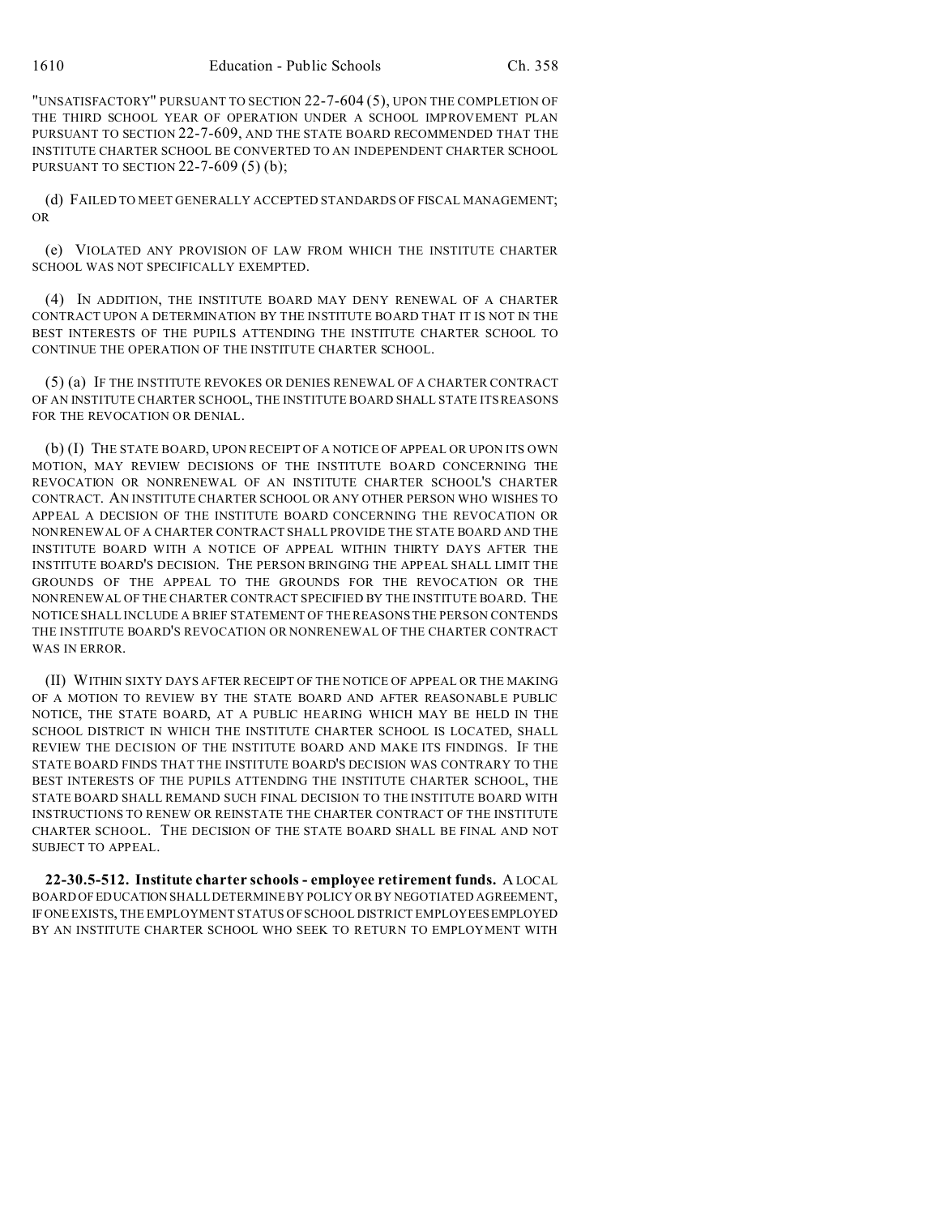"UNSATISFACTORY" PURSUANT TO SECTION 22-7-604 (5), UPON THE COMPLETION OF THE THIRD SCHOOL YEAR OF OPERATION UNDER A SCHOOL IMPROVEMENT PLAN PURSUANT TO SECTION 22-7-609, AND THE STATE BOARD RECOMMENDED THAT THE INSTITUTE CHARTER SCHOOL BE CONVERTED TO AN INDEPENDENT CHARTER SCHOOL PURSUANT TO SECTION 22-7-609 (5) (b);

(d) FAILED TO MEET GENERALLY ACCEPTED STANDARDS OF FISCAL MANAGEMENT; OR

(e) VIOLATED ANY PROVISION OF LAW FROM WHICH THE INSTITUTE CHARTER SCHOOL WAS NOT SPECIFICALLY EXEMPTED.

(4) IN ADDITION, THE INSTITUTE BOARD MAY DENY RENEWAL OF A CHARTER CONTRACT UPON A DETERMINATION BY THE INSTITUTE BOARD THAT IT IS NOT IN THE BEST INTERESTS OF THE PUPILS ATTENDING THE INSTITUTE CHARTER SCHOOL TO CONTINUE THE OPERATION OF THE INSTITUTE CHARTER SCHOOL.

(5) (a) IF THE INSTITUTE REVOKES OR DENIES RENEWAL OF A CHARTER CONTRACT OF AN INSTITUTE CHARTER SCHOOL, THE INSTITUTE BOARD SHALL STATE ITS REASONS FOR THE REVOCATION OR DENIAL.

(b) (I) THE STATE BOARD, UPON RECEIPT OF A NOTICE OF APPEAL OR UPON ITS OWN MOTION, MAY REVIEW DECISIONS OF THE INSTITUTE BOARD CONCERNING THE REVOCATION OR NONRENEWAL OF AN INSTITUTE CHARTER SCHOOL'S CHARTER CONTRACT. AN INSTITUTE CHARTER SCHOOL OR ANY OTHER PERSON WHO WISHES TO APPEAL A DECISION OF THE INSTITUTE BOARD CONCERNING THE REVOCATION OR NONRENEWAL OF A CHARTER CONTRACT SHALL PROVIDE THE STATE BOARD AND THE INSTITUTE BOARD WITH A NOTICE OF APPEAL WITHIN THIRTY DAYS AFTER THE INSTITUTE BOARD'S DECISION. THE PERSON BRINGING THE APPEAL SHALL LIMIT THE GROUNDS OF THE APPEAL TO THE GROUNDS FOR THE REVOCATION OR THE NONRENEWAL OF THE CHARTER CONTRACT SPECIFIED BY THE INSTITUTE BOARD. THE NOTICE SHALL INCLUDE A BRIEF STATEMENT OF THE REASONS THE PERSON CONTENDS THE INSTITUTE BOARD'S REVOCATION OR NONRENEWAL OF THE CHARTER CONTRACT WAS IN ERROR.

(II) WITHIN SIXTY DAYS AFTER RECEIPT OF THE NOTICE OF APPEAL OR THE MAKING OF A MOTION TO REVIEW BY THE STATE BOARD AND AFTER REASONABLE PUBLIC NOTICE, THE STATE BOARD, AT A PUBLIC HEARING WHICH MAY BE HELD IN THE SCHOOL DISTRICT IN WHICH THE INSTITUTE CHARTER SCHOOL IS LOCATED, SHALL REVIEW THE DECISION OF THE INSTITUTE BOARD AND MAKE ITS FINDINGS. IF THE STATE BOARD FINDS THAT THE INSTITUTE BOARD'S DECISION WAS CONTRARY TO THE BEST INTERESTS OF THE PUPILS ATTENDING THE INSTITUTE CHARTER SCHOOL, THE STATE BOARD SHALL REMAND SUCH FINAL DECISION TO THE INSTITUTE BOARD WITH INSTRUCTIONS TO RENEW OR REINSTATE THE CHARTER CONTRACT OF THE INSTITUTE CHARTER SCHOOL. THE DECISION OF THE STATE BOARD SHALL BE FINAL AND NOT SUBJECT TO APPEAL.

**22-30.5-512. Institute charter schools - employee retirement funds.** A LOCAL BOARD OF EDUCATION SHALL DETERMINE BY POLICY OR BY NEGOTIATED AGREEMENT, IF ONE EXISTS, THE EMPLOYMENT STATUS OF SCHOOL DISTRICT EMPLOYEES EMPLOYED BY AN INSTITUTE CHARTER SCHOOL WHO SEEK TO RETURN TO EMPLOYMENT WITH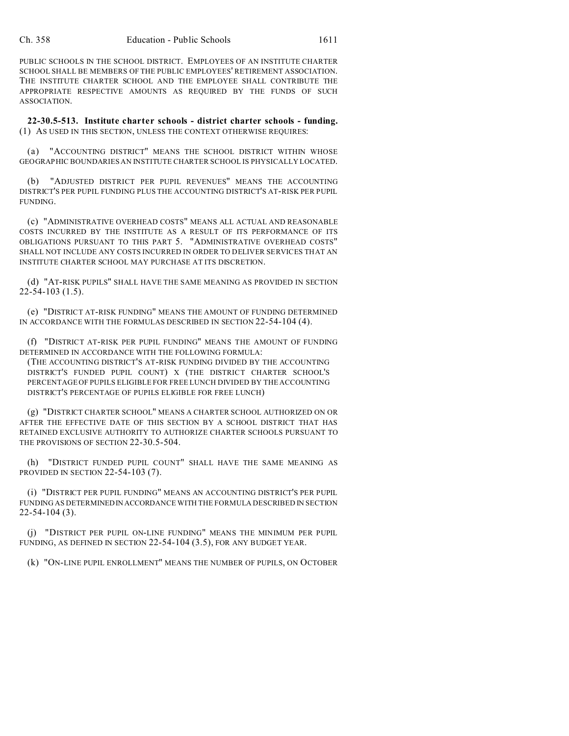PUBLIC SCHOOLS IN THE SCHOOL DISTRICT. EMPLOYEES OF AN INSTITUTE CHARTER SCHOOL SHALL BE MEMBERS OF THE PUBLIC EMPLOYEES' RETIREMENT ASSOCIATION. THE INSTITUTE CHARTER SCHOOL AND THE EMPLOYEE SHALL CONTRIBUTE THE APPROPRIATE RESPECTIVE AMOUNTS AS REQUIRED BY THE FUNDS OF SUCH ASSOCIATION.

**22-30.5-513. Institute charter schools - district charter schools - funding.** (1) AS USED IN THIS SECTION, UNLESS THE CONTEXT OTHERWISE REQUIRES:

(a) "ACCOUNTING DISTRICT" MEANS THE SCHOOL DISTRICT WITHIN WHOSE GEOGRAPHIC BOUNDARIES AN INSTITUTE CHARTER SCHOOL IS PHYSICALLY LOCATED.

(b) "ADJUSTED DISTRICT PER PUPIL REVENUES" MEANS THE ACCOUNTING DISTRICT'S PER PUPIL FUNDING PLUS THE ACCOUNTING DISTRICT'S AT-RISK PER PUPIL FUNDING.

(c) "ADMINISTRATIVE OVERHEAD COSTS" MEANS ALL ACTUAL AND REASONABLE COSTS INCURRED BY THE INSTITUTE AS A RESULT OF ITS PERFORMANCE OF ITS OBLIGATIONS PURSUANT TO THIS PART 5. "ADMINISTRATIVE OVERHEAD COSTS" SHALL NOT INCLUDE ANY COSTS INCURRED IN ORDER TO DELIVER SERVICES THAT AN INSTITUTE CHARTER SCHOOL MAY PURCHASE AT ITS DISCRETION.

(d) "AT-RISK PUPILS" SHALL HAVE THE SAME MEANING AS PROVIDED IN SECTION 22-54-103 (1.5).

(e) "DISTRICT AT-RISK FUNDING" MEANS THE AMOUNT OF FUNDING DETERMINED IN ACCORDANCE WITH THE FORMULAS DESCRIBED IN SECTION 22-54-104 (4).

(f) "DISTRICT AT-RISK PER PUPIL FUNDING" MEANS THE AMOUNT OF FUNDING DETERMINED IN ACCORDANCE WITH THE FOLLOWING FORMULA:

(THE ACCOUNTING DISTRICT'S AT-RISK FUNDING DIVIDED BY THE ACCOUNTING DISTRICT'S FUNDED PUPIL COUNT) X (THE DISTRICT CHARTER SCHOOL'S PERCENTAGE OF PUPILS ELIGIBLE FOR FREE LUNCH DIVIDED BY THE ACCOUNTING DISTRICT'S PERCENTAGE OF PUPILS ELIGIBLE FOR FREE LUNCH)

(g) "DISTRICT CHARTER SCHOOL" MEANS A CHARTER SCHOOL AUTHORIZED ON OR AFTER THE EFFECTIVE DATE OF THIS SECTION BY A SCHOOL DISTRICT THAT HAS RETAINED EXCLUSIVE AUTHORITY TO AUTHORIZE CHARTER SCHOOLS PURSUANT TO THE PROVISIONS OF SECTION 22-30.5-504.

(h) "DISTRICT FUNDED PUPIL COUNT" SHALL HAVE THE SAME MEANING AS PROVIDED IN SECTION 22-54-103 (7).

(i) "DISTRICT PER PUPIL FUNDING" MEANS AN ACCOUNTING DISTRICT'S PER PUPIL FUNDING AS DETERMINED IN ACCORDANCE WITH THE FORMULA DESCRIBED IN SECTION 22-54-104 (3).

(j) "DISTRICT PER PUPIL ON-LINE FUNDING" MEANS THE MINIMUM PER PUPIL FUNDING, AS DEFINED IN SECTION 22-54-104 (3.5), FOR ANY BUDGET YEAR.

(k) "ON-LINE PUPIL ENROLLMENT" MEANS THE NUMBER OF PUPILS, ON OCTOBER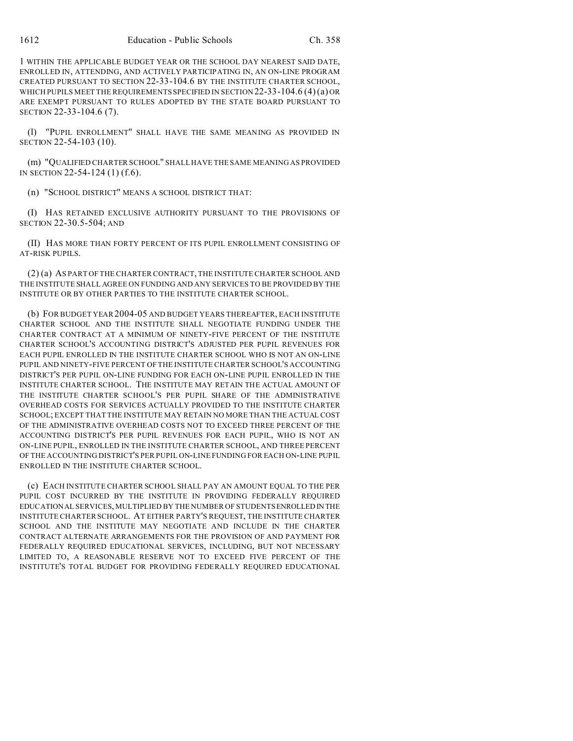1 WITHIN THE APPLICABLE BUDGET YEAR OR THE SCHOOL DAY NEAREST SAID DATE, ENROLLED IN, ATTENDING, AND ACTIVELY PARTICIPATING IN, AN ON-LINE PROGRAM CREATED PURSUANT TO SECTION 22-33-104.6 BY THE INSTITUTE CHARTER SCHOOL, WHICH PUPILS MEET THE REQUIREMENTS SPECIFIED IN SECTION 22-33-104.6 (4) (a) OR ARE EXEMPT PURSUANT TO RULES ADOPTED BY THE STATE BOARD PURSUANT TO SECTION 22-33-104.6 (7).

(l) "PUPIL ENROLLMENT" SHALL HAVE THE SAME MEANING AS PROVIDED IN SECTION 22-54-103 (10).

(m) "QUALIFIED CHARTER SCHOOL" SHALL HAVE THE SAME MEANING AS PROVIDED IN SECTION 22-54-124 (1) (f.6).

(n) "SCHOOL DISTRICT" MEANS A SCHOOL DISTRICT THAT:

(I) HAS RETAINED EXCLUSIVE AUTHORITY PURSUANT TO THE PROVISIONS OF SECTION 22-30.5-504; AND

(II) HAS MORE THAN FORTY PERCENT OF ITS PUPIL ENROLLMENT CONSISTING OF AT-RISK PUPILS.

(2) (a) AS PART OF THE CHARTER CONTRACT, THE INSTITUTE CHARTER SCHOOL AND THE INSTITUTE SHALL AGREE ON FUNDING AND ANY SERVICES TO BE PROVIDED BY THE INSTITUTE OR BY OTHER PARTIES TO THE INSTITUTE CHARTER SCHOOL.

(b) FOR BUDGET YEAR 2004-05 AND BUDGET YEARS THEREAFTER, EACH INSTITUTE CHARTER SCHOOL AND THE INSTITUTE SHALL NEGOTIATE FUNDING UNDER THE CHARTER CONTRACT AT A MINIMUM OF NINETY-FIVE PERCENT OF THE INSTITUTE CHARTER SCHOOL'S ACCOUNTING DISTRICT'S ADJUSTED PER PUPIL REVENUES FOR EACH PUPIL ENROLLED IN THE INSTITUTE CHARTER SCHOOL WHO IS NOT AN ON-LINE PUPIL AND NINETY-FIVE PERCENT OF THE INSTITUTE CHARTER SCHOOL'S ACCOUNTING DISTRICT'S PER PUPIL ON-LINE FUNDING FOR EACH ON-LINE PUPIL ENROLLED IN THE INSTITUTE CHARTER SCHOOL. THE INSTITUTE MAY RETAIN THE ACTUAL AMOUNT OF THE INSTITUTE CHARTER SCHOOL'S PER PUPIL SHARE OF THE ADMINISTRATIVE OVERHEAD COSTS FOR SERVICES ACTUALLY PROVIDED TO THE INSTITUTE CHARTER SCHOOL; EXCEPT THAT THE INSTITUTE MAY RETAIN NO MORE THAN THE ACTUAL COST OF THE ADMINISTRATIVE OVERHEAD COSTS NOT TO EXCEED THREE PERCENT OF THE ACCOUNTING DISTRICT'S PER PUPIL REVENUES FOR EACH PUPIL, WHO IS NOT AN ON-LINE PUPIL, ENROLLED IN THE INSTITUTE CHARTER SCHOOL, AND THREE PERCENT OF THE ACCOUNTING DISTRICT'S PER PUPIL ON-LINE FUNDING FOR EACH ON-LINE PUPIL ENROLLED IN THE INSTITUTE CHARTER SCHOOL.

(c) EACH INSTITUTE CHARTER SCHOOL SHALL PAY AN AMOUNT EQUAL TO THE PER PUPIL COST INCURRED BY THE INSTITUTE IN PROVIDING FEDERALLY REQUIRED EDUCATIONAL SERVICES, MULTIPLIED BY THE NUMBER OF STUDENTS ENROLLED IN THE INSTITUTE CHARTER SCHOOL. AT EITHER PARTY'S REQUEST, THE INSTITUTE CHARTER SCHOOL AND THE INSTITUTE MAY NEGOTIATE AND INCLUDE IN THE CHARTER CONTRACT ALTERNATE ARRANGEMENTS FOR THE PROVISION OF AND PAYMENT FOR FEDERALLY REQUIRED EDUCATIONAL SERVICES, INCLUDING, BUT NOT NECESSARY LIMITED TO, A REASONABLE RESERVE NOT TO EXCEED FIVE PERCENT OF THE INSTITUTE'S TOTAL BUDGET FOR PROVIDING FEDERALLY REQUIRED EDUCATIONAL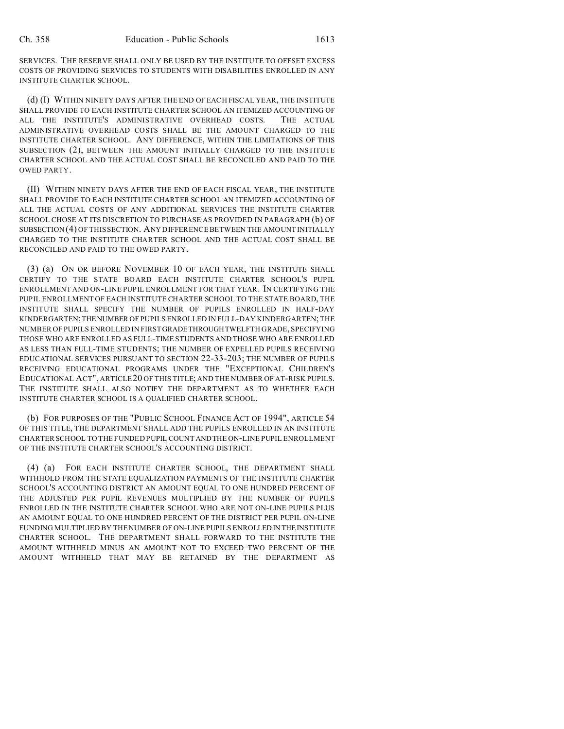SERVICES. THE RESERVE SHALL ONLY BE USED BY THE INSTITUTE TO OFFSET EXCESS COSTS OF PROVIDING SERVICES TO STUDENTS WITH DISABILITIES ENROLLED IN ANY INSTITUTE CHARTER SCHOOL.

(d) (I) WITHIN NINETY DAYS AFTER THE END OF EACH FISCAL YEAR, THE INSTITUTE SHALL PROVIDE TO EACH INSTITUTE CHARTER SCHOOL AN ITEMIZED ACCOUNTING OF ALL THE INSTITUTE'S ADMINISTRATIVE OVERHEAD COSTS. THE ACTUAL ADMINISTRATIVE OVERHEAD COSTS SHALL BE THE AMOUNT CHARGED TO THE INSTITUTE CHARTER SCHOOL. ANY DIFFERENCE, WITHIN THE LIMITATIONS OF THIS SUBSECTION (2), BETWEEN THE AMOUNT INITIALLY CHARGED TO THE INSTITUTE CHARTER SCHOOL AND THE ACTUAL COST SHALL BE RECONCILED AND PAID TO THE OWED PARTY.

(II) WITHIN NINETY DAYS AFTER THE END OF EACH FISCAL YEAR, THE INSTITUTE SHALL PROVIDE TO EACH INSTITUTE CHARTER SCHOOL AN ITEMIZED ACCOUNTING OF ALL THE ACTUAL COSTS OF ANY ADDITIONAL SERVICES THE INSTITUTE CHARTER SCHOOL CHOSE AT ITS DISCRETION TO PURCHASE AS PROVIDED IN PARAGRAPH (b) OF SUBSECTION (4) OF THIS SECTION. ANY DIFFERENCE BETWEEN THE AMOUNT INITIALLY CHARGED TO THE INSTITUTE CHARTER SCHOOL AND THE ACTUAL COST SHALL BE RECONCILED AND PAID TO THE OWED PARTY.

(3) (a) ON OR BEFORE NOVEMBER 10 OF EACH YEAR, THE INSTITUTE SHALL CERTIFY TO THE STATE BOARD EACH INSTITUTE CHARTER SCHOOL'S PUPIL ENROLLMENT AND ON-LINE PUPIL ENROLLMENT FOR THAT YEAR. IN CERTIFYING THE PUPIL ENROLLMENT OF EACH INSTITUTE CHARTER SCHOOL TO THE STATE BOARD, THE INSTITUTE SHALL SPECIFY THE NUMBER OF PUPILS ENROLLED IN HALF-DAY KINDERGARTEN; THE NUMBER OF PUPILS ENROLLED IN FULL-DAY KINDERGARTEN; THE NUMBER OF PUPILS ENROLLED IN FIRST GRADE THROUGH TWELFTH GRADE, SPECIFYING THOSE WHO ARE ENROLLED AS FULL-TIME STUDENTS AND THOSE WHO ARE ENROLLED AS LESS THAN FULL-TIME STUDENTS; THE NUMBER OF EXPELLED PUPILS RECEIVING EDUCATIONAL SERVICES PURSUANT TO SECTION 22-33-203; THE NUMBER OF PUPILS RECEIVING EDUCATIONAL PROGRAMS UNDER THE "EXCEPTIONAL CHILDREN'S EDUCATIONAL ACT", ARTICLE 20 OF THIS TITLE; AND THE NUMBER OF AT-RISK PUPILS. THE INSTITUTE SHALL ALSO NOTIFY THE DEPARTMENT AS TO WHETHER EACH INSTITUTE CHARTER SCHOOL IS A QUALIFIED CHARTER SCHOOL.

(b) FOR PURPOSES OF THE "PUBLIC SCHOOL FINANCE ACT OF 1994", ARTICLE 54 OF THIS TITLE, THE DEPARTMENT SHALL ADD THE PUPILS ENROLLED IN AN INSTITUTE CHARTER SCHOOL TO THE FUNDED PUPIL COUNT AND THE ON-LINE PUPIL ENROLLMENT OF THE INSTITUTE CHARTER SCHOOL'S ACCOUNTING DISTRICT.

(4) (a) FOR EACH INSTITUTE CHARTER SCHOOL, THE DEPARTMENT SHALL WITHHOLD FROM THE STATE EQUALIZATION PAYMENTS OF THE INSTITUTE CHARTER SCHOOL'S ACCOUNTING DISTRICT AN AMOUNT EQUAL TO ONE HUNDRED PERCENT OF THE ADJUSTED PER PUPIL REVENUES MULTIPLIED BY THE NUMBER OF PUPILS ENROLLED IN THE INSTITUTE CHARTER SCHOOL WHO ARE NOT ON-LINE PUPILS PLUS AN AMOUNT EQUAL TO ONE HUNDRED PERCENT OF THE DISTRICT PER PUPIL ON-LINE FUNDING MULTIPLIED BY THE NUMBER OF ON-LINE PUPILS ENROLLED IN THE INSTITUTE CHARTER SCHOOL. THE DEPARTMENT SHALL FORWARD TO THE INSTITUTE THE AMOUNT WITHHELD MINUS AN AMOUNT NOT TO EXCEED TWO PERCENT OF THE AMOUNT WITHHELD THAT MAY BE RETAINED BY THE DEPARTMENT AS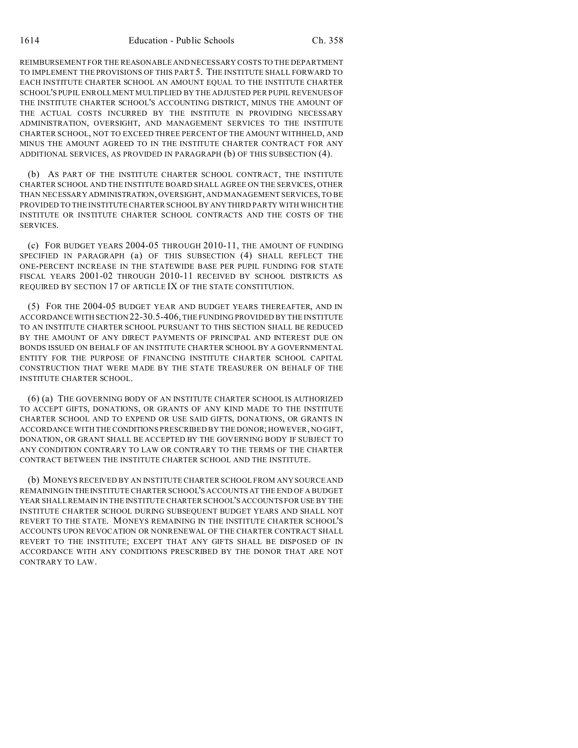REIMBURSEMENT FOR THE REASONABLE AND NECESSARY COSTS TO THE DEPARTMENT TO IMPLEMENT THE PROVISIONS OF THIS PART 5. THE INSTITUTE SHALL FORWARD TO EACH INSTITUTE CHARTER SCHOOL AN AMOUNT EQUAL TO THE INSTITUTE CHARTER SCHOOL'S PUPIL ENROLLMENT MULTIPLIED BY THE ADJUSTED PER PUPIL REVENUES OF THE INSTITUTE CHARTER SCHOOL'S ACCOUNTING DISTRICT, MINUS THE AMOUNT OF THE ACTUAL COSTS INCURRED BY THE INSTITUTE IN PROVIDING NECESSARY ADMINISTRATION, OVERSIGHT, AND MANAGEMENT SERVICES TO THE INSTITUTE CHARTER SCHOOL, NOT TO EXCEED THREE PERCENT OF THE AMOUNT WITHHELD, AND MINUS THE AMOUNT AGREED TO IN THE INSTITUTE CHARTER CONTRACT FOR ANY ADDITIONAL SERVICES, AS PROVIDED IN PARAGRAPH (b) OF THIS SUBSECTION (4).

(b) AS PART OF THE INSTITUTE CHARTER SCHOOL CONTRACT, THE INSTITUTE CHARTER SCHOOL AND THE INSTITUTE BOARD SHALL AGREE ON THE SERVICES, OTHER THAN NECESSARY ADMINISTRATION, OVERSIGHT, AND MANAGEMENT SERVICES, TO BE PROVIDED TO THE INSTITUTE CHARTER SCHOOL BY ANY THIRD PARTY WITH WHICH THE INSTITUTE OR INSTITUTE CHARTER SCHOOL CONTRACTS AND THE COSTS OF THE SERVICES.

(c) FOR BUDGET YEARS 2004-05 THROUGH 2010-11, THE AMOUNT OF FUNDING SPECIFIED IN PARAGRAPH (a) OF THIS SUBSECTION (4) SHALL REFLECT THE ONE-PERCENT INCREASE IN THE STATEWIDE BASE PER PUPIL FUNDING FOR STATE FISCAL YEARS 2001-02 THROUGH 2010-11 RECEIVED BY SCHOOL DISTRICTS AS REQUIRED BY SECTION 17 OF ARTICLE IX OF THE STATE CONSTITUTION.

(5) FOR THE 2004-05 BUDGET YEAR AND BUDGET YEARS THEREAFTER, AND IN ACCORDANCE WITH SECTION 22-30.5-406, THE FUNDING PROVIDED BY THE INSTITUTE TO AN INSTITUTE CHARTER SCHOOL PURSUANT TO THIS SECTION SHALL BE REDUCED BY THE AMOUNT OF ANY DIRECT PAYMENTS OF PRINCIPAL AND INTEREST DUE ON BONDS ISSUED ON BEHALF OF AN INSTITUTE CHARTER SCHOOL BY A GOVERNMENTAL ENTITY FOR THE PURPOSE OF FINANCING INSTITUTE CHARTER SCHOOL CAPITAL CONSTRUCTION THAT WERE MADE BY THE STATE TREASURER ON BEHALF OF THE INSTITUTE CHARTER SCHOOL.

(6) (a) THE GOVERNING BODY OF AN INSTITUTE CHARTER SCHOOL IS AUTHORIZED TO ACCEPT GIFTS, DONATIONS, OR GRANTS OF ANY KIND MADE TO THE INSTITUTE CHARTER SCHOOL AND TO EXPEND OR USE SAID GIFTS, DONATIONS, OR GRANTS IN ACCORDANCE WITH THE CONDITIONS PRESCRIBED BY THE DONOR; HOWEVER, NO GIFT, DONATION, OR GRANT SHALL BE ACCEPTED BY THE GOVERNING BODY IF SUBJECT TO ANY CONDITION CONTRARY TO LAW OR CONTRARY TO THE TERMS OF THE CHARTER CONTRACT BETWEEN THE INSTITUTE CHARTER SCHOOL AND THE INSTITUTE.

(b) MONEYS RECEIVED BY AN INSTITUTE CHARTER SCHOOL FROM ANY SOURCE AND REMAINING IN THE INSTITUTE CHARTER SCHOOL'S ACCOUNTS AT THE END OF A BUDGET YEAR SHALL REMAIN IN THE INSTITUTE CHARTER SCHOOL'S ACCOUNTS FOR USE BY THE INSTITUTE CHARTER SCHOOL DURING SUBSEQUENT BUDGET YEARS AND SHALL NOT REVERT TO THE STATE. MONEYS REMAINING IN THE INSTITUTE CHARTER SCHOOL'S ACCOUNTS UPON REVOCATION OR NONRENEWAL OF THE CHARTER CONTRACT SHALL REVERT TO THE INSTITUTE; EXCEPT THAT ANY GIFTS SHALL BE DISPOSED OF IN ACCORDANCE WITH ANY CONDITIONS PRESCRIBED BY THE DONOR THAT ARE NOT CONTRARY TO LAW.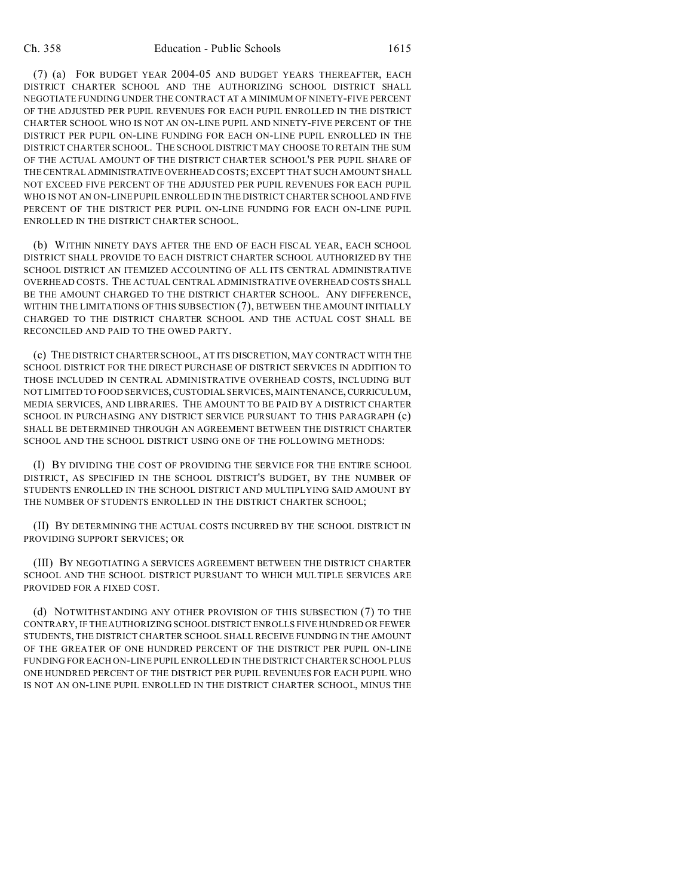(7) (a) FOR BUDGET YEAR 2004-05 AND BUDGET YEARS THEREAFTER, EACH DISTRICT CHARTER SCHOOL AND THE AUTHORIZING SCHOOL DISTRICT SHALL NEGOTIATE FUNDING UNDER THE CONTRACT AT A MINIMUM OF NINETY-FIVE PERCENT OF THE ADJUSTED PER PUPIL REVENUES FOR EACH PUPIL ENROLLED IN THE DISTRICT CHARTER SCHOOL WHO IS NOT AN ON-LINE PUPIL AND NINETY-FIVE PERCENT OF THE DISTRICT PER PUPIL ON-LINE FUNDING FOR EACH ON-LINE PUPIL ENROLLED IN THE DISTRICT CHARTER SCHOOL. THE SCHOOL DISTRICT MAY CHOOSE TO RETAIN THE SUM OF THE ACTUAL AMOUNT OF THE DISTRICT CHARTER SCHOOL'S PER PUPIL SHARE OF THE CENTRAL ADMINISTRATIVE OVERHEAD COSTS; EXCEPT THAT SUCH AMOUNT SHALL NOT EXCEED FIVE PERCENT OF THE ADJUSTED PER PUPIL REVENUES FOR EACH PUPIL WHO IS NOT AN ON-LINE PUPIL ENROLLED IN THE DISTRICT CHARTER SCHOOL AND FIVE PERCENT OF THE DISTRICT PER PUPIL ON-LINE FUNDING FOR EACH ON-LINE PUPIL ENROLLED IN THE DISTRICT CHARTER SCHOOL.

(b) WITHIN NINETY DAYS AFTER THE END OF EACH FISCAL YEAR, EACH SCHOOL DISTRICT SHALL PROVIDE TO EACH DISTRICT CHARTER SCHOOL AUTHORIZED BY THE SCHOOL DISTRICT AN ITEMIZED ACCOUNTING OF ALL ITS CENTRAL ADMINISTRATIVE OVERHEAD COSTS. THE ACTUAL CENTRAL ADMINISTRATIVE OVERHEAD COSTS SHALL BE THE AMOUNT CHARGED TO THE DISTRICT CHARTER SCHOOL. ANY DIFFERENCE, WITHIN THE LIMITATIONS OF THIS SUBSECTION (7), BETWEEN THE AMOUNT INITIALLY CHARGED TO THE DISTRICT CHARTER SCHOOL AND THE ACTUAL COST SHALL BE RECONCILED AND PAID TO THE OWED PARTY.

(c) THE DISTRICT CHARTER SCHOOL, AT ITS DISCRETION, MAY CONTRACT WITH THE SCHOOL DISTRICT FOR THE DIRECT PURCHASE OF DISTRICT SERVICES IN ADDITION TO THOSE INCLUDED IN CENTRAL ADMINISTRATIVE OVERHEAD COSTS, INCLUDING BUT NOT LIMITED TO FOOD SERVICES, CUSTODIAL SERVICES, MAINTENANCE, CURRICULUM, MEDIA SERVICES, AND LIBRARIES. THE AMOUNT TO BE PAID BY A DISTRICT CHARTER SCHOOL IN PURCHASING ANY DISTRICT SERVICE PURSUANT TO THIS PARAGRAPH (c) SHALL BE DETERMINED THROUGH AN AGREEMENT BETWEEN THE DISTRICT CHARTER SCHOOL AND THE SCHOOL DISTRICT USING ONE OF THE FOLLOWING METHODS:

(I) BY DIVIDING THE COST OF PROVIDING THE SERVICE FOR THE ENTIRE SCHOOL DISTRICT, AS SPECIFIED IN THE SCHOOL DISTRICT'S BUDGET, BY THE NUMBER OF STUDENTS ENROLLED IN THE SCHOOL DISTRICT AND MULTIPLYING SAID AMOUNT BY THE NUMBER OF STUDENTS ENROLLED IN THE DISTRICT CHARTER SCHOOL;

(II) BY DETERMINING THE ACTUAL COSTS INCURRED BY THE SCHOOL DISTRICT IN PROVIDING SUPPORT SERVICES; OR

(III) BY NEGOTIATING A SERVICES AGREEMENT BETWEEN THE DISTRICT CHARTER SCHOOL AND THE SCHOOL DISTRICT PURSUANT TO WHICH MULTIPLE SERVICES ARE PROVIDED FOR A FIXED COST.

(d) NOTWITHSTANDING ANY OTHER PROVISION OF THIS SUBSECTION (7) TO THE CONTRARY, IF THE AUTHORIZING SCHOOL DISTRICT ENROLLS FIVE HUNDRED OR FEWER STUDENTS, THE DISTRICT CHARTER SCHOOL SHALL RECEIVE FUNDING IN THE AMOUNT OF THE GREATER OF ONE HUNDRED PERCENT OF THE DISTRICT PER PUPIL ON-LINE FUNDING FOR EACH ON-LINE PUPIL ENROLLED IN THE DISTRICT CHARTER SCHOOL PLUS ONE HUNDRED PERCENT OF THE DISTRICT PER PUPIL REVENUES FOR EACH PUPIL WHO IS NOT AN ON-LINE PUPIL ENROLLED IN THE DISTRICT CHARTER SCHOOL, MINUS THE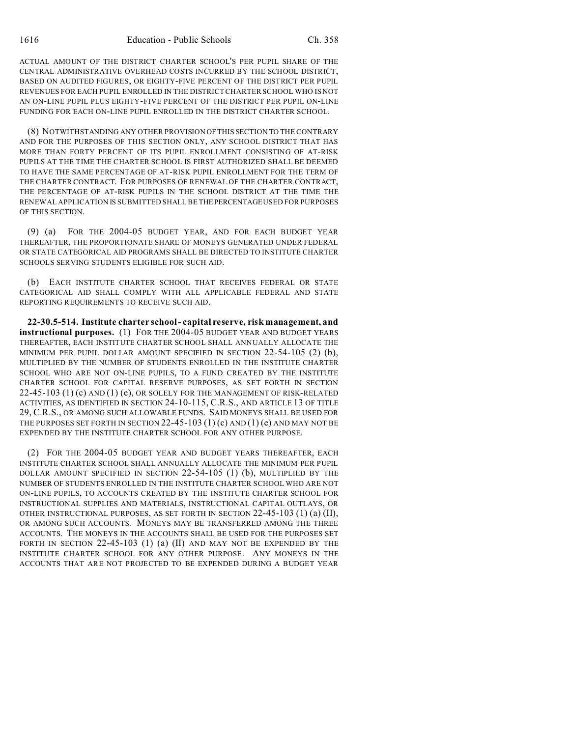ACTUAL AMOUNT OF THE DISTRICT CHARTER SCHOOL'S PER PUPIL SHARE OF THE CENTRAL ADMINISTRATIVE OVERHEAD COSTS INCURRED BY THE SCHOOL DISTRICT, BASED ON AUDITED FIGURES, OR EIGHTY-FIVE PERCENT OF THE DISTRICT PER PUPIL REVENUES FOR EACH PUPIL ENROLLED IN THE DISTRICT CHARTER SCHOOL WHO IS NOT AN ON-LINE PUPIL PLUS EIGHTY-FIVE PERCENT OF THE DISTRICT PER PUPIL ON-LINE FUNDING FOR EACH ON-LINE PUPIL ENROLLED IN THE DISTRICT CHARTER SCHOOL.

(8) NOTWITHSTANDING ANY OTHER PROVISION OF THIS SECTION TO THE CONTRARY AND FOR THE PURPOSES OF THIS SECTION ONLY, ANY SCHOOL DISTRICT THAT HAS MORE THAN FORTY PERCENT OF ITS PUPIL ENROLLMENT CONSISTING OF AT-RISK PUPILS AT THE TIME THE CHARTER SCHOOL IS FIRST AUTHORIZED SHALL BE DEEMED TO HAVE THE SAME PERCENTAGE OF AT-RISK PUPIL ENROLLMENT FOR THE TERM OF THE CHARTER CONTRACT. FOR PURPOSES OF RENEWAL OF THE CHARTER CONTRACT, THE PERCENTAGE OF AT-RISK PUPILS IN THE SCHOOL DISTRICT AT THE TIME THE RENEWAL APPLICATION IS SUBMITTED SHALL BE THE PERCENTAGE USED FOR PURPOSES OF THIS SECTION.

(9) (a) FOR THE 2004-05 BUDGET YEAR, AND FOR EACH BUDGET YEAR THEREAFTER, THE PROPORTIONATE SHARE OF MONEYS GENERATED UNDER FEDERAL OR STATE CATEGORICAL AID PROGRAMS SHALL BE DIRECTED TO INSTITUTE CHARTER SCHOOLS SERVING STUDENTS ELIGIBLE FOR SUCH AID.

(b) EACH INSTITUTE CHARTER SCHOOL THAT RECEIVES FEDERAL OR STATE CATEGORICAL AID SHALL COMPLY WITH ALL APPLICABLE FEDERAL AND STATE REPORTING REQUIREMENTS TO RECEIVE SUCH AID.

**22-30.5-514. Institute charter school - capital reserve, risk management, and instructional purposes.** (1) FOR THE 2004-05 BUDGET YEAR AND BUDGET YEARS THEREAFTER, EACH INSTITUTE CHARTER SCHOOL SHALL ANNUALLY ALLOCATE THE MINIMUM PER PUPIL DOLLAR AMOUNT SPECIFIED IN SECTION 22-54-105 (2) (b), MULTIPLIED BY THE NUMBER OF STUDENTS ENROLLED IN THE INSTITUTE CHARTER SCHOOL WHO ARE NOT ON-LINE PUPILS, TO A FUND CREATED BY THE INSTITUTE CHARTER SCHOOL FOR CAPITAL RESERVE PURPOSES, AS SET FORTH IN SECTION 22-45-103 (1) (c) AND (1) (e), OR SOLELY FOR THE MANAGEMENT OF RISK-RELATED ACTIVITIES, AS IDENTIFIED IN SECTION 24-10-115, C.R.S., AND ARTICLE 13 OF TITLE 29, C.R.S., OR AMONG SUCH ALLOWABLE FUNDS. SAID MONEYS SHALL BE USED FOR THE PURPOSES SET FORTH IN SECTION 22-45-103 (1) (c) AND (1) (e) AND MAY NOT BE EXPENDED BY THE INSTITUTE CHARTER SCHOOL FOR ANY OTHER PURPOSE.

(2) FOR THE 2004-05 BUDGET YEAR AND BUDGET YEARS THEREAFTER, EACH INSTITUTE CHARTER SCHOOL SHALL ANNUALLY ALLOCATE THE MINIMUM PER PUPIL DOLLAR AMOUNT SPECIFIED IN SECTION 22-54-105 (1) (b), MULTIPLIED BY THE NUMBER OF STUDENTS ENROLLED IN THE INSTITUTE CHARTER SCHOOL WHO ARE NOT ON-LINE PUPILS, TO ACCOUNTS CREATED BY THE INSTITUTE CHARTER SCHOOL FOR INSTRUCTIONAL SUPPLIES AND MATERIALS, INSTRUCTIONAL CAPITAL OUTLAYS, OR OTHER INSTRUCTIONAL PURPOSES, AS SET FORTH IN SECTION 22-45-103 (1) (a) (II), OR AMONG SUCH ACCOUNTS. MONEYS MAY BE TRANSFERRED AMONG THE THREE ACCOUNTS. THE MONEYS IN THE ACCOUNTS SHALL BE USED FOR THE PURPOSES SET FORTH IN SECTION 22-45-103 (1) (a) (II) AND MAY NOT BE EXPENDED BY THE INSTITUTE CHARTER SCHOOL FOR ANY OTHER PURPOSE. ANY MONEYS IN THE ACCOUNTS THAT ARE NOT PROJECTED TO BE EXPENDED DURING A BUDGET YEAR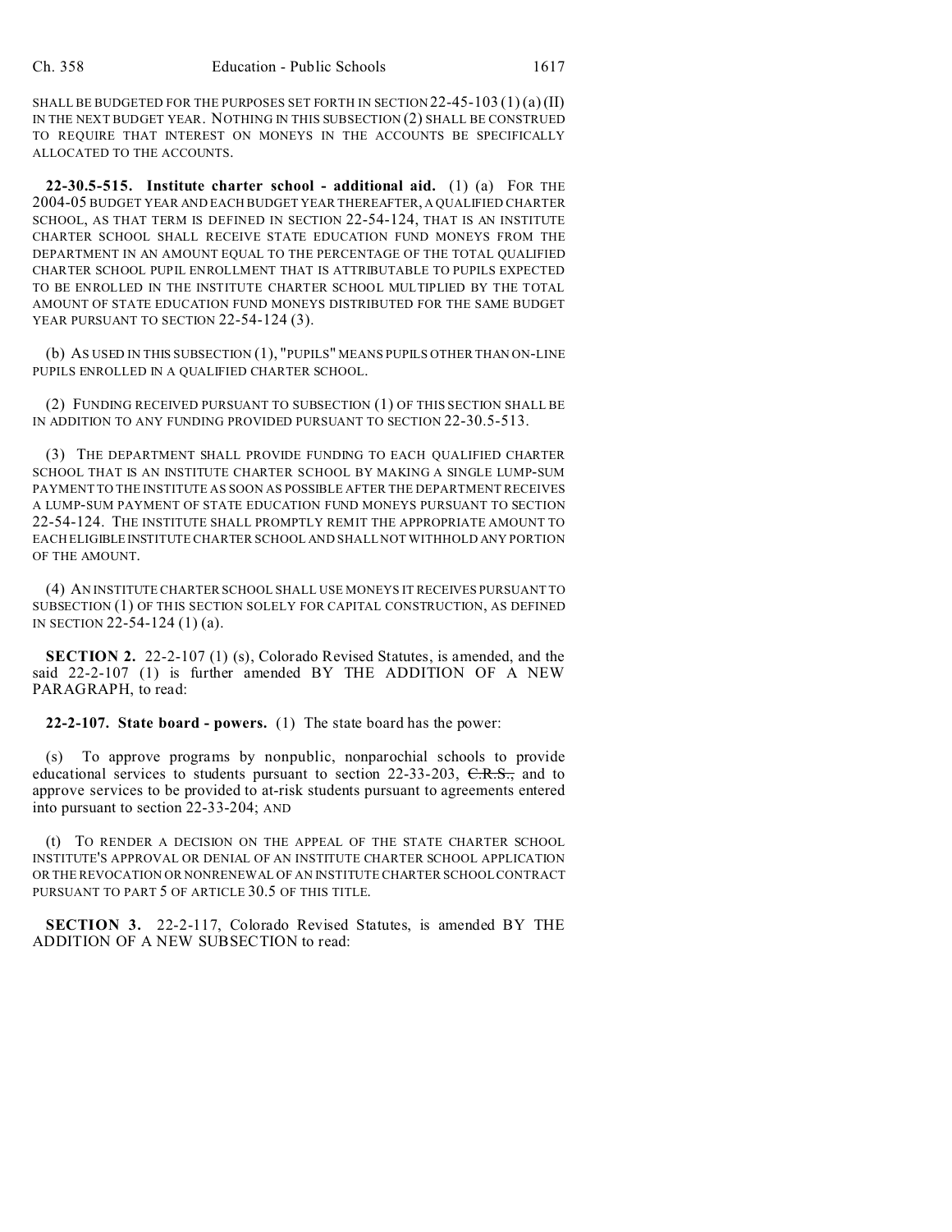SHALL BE BUDGETED FOR THE PURPOSES SET FORTH IN SECTION 22-45-103 (1) (a) (II) IN THE NEXT BUDGET YEAR. NOTHING IN THIS SUBSECTION (2) SHALL BE CONSTRUED TO REQUIRE THAT INTEREST ON MONEYS IN THE ACCOUNTS BE SPECIFICALLY ALLOCATED TO THE ACCOUNTS.

**22-30.5-515. Institute charter school - additional aid.** (1) (a) FOR THE 2004-05 BUDGET YEAR AND EACH BUDGET YEAR THEREAFTER, A QUALIFIED CHARTER SCHOOL, AS THAT TERM IS DEFINED IN SECTION 22-54-124, THAT IS AN INSTITUTE CHARTER SCHOOL SHALL RECEIVE STATE EDUCATION FUND MONEYS FROM THE DEPARTMENT IN AN AMOUNT EQUAL TO THE PERCENTAGE OF THE TOTAL QUALIFIED CHARTER SCHOOL PUPIL ENROLLMENT THAT IS ATTRIBUTABLE TO PUPILS EXPECTED TO BE ENROLLED IN THE INSTITUTE CHARTER SCHOOL MULTIPLIED BY THE TOTAL AMOUNT OF STATE EDUCATION FUND MONEYS DISTRIBUTED FOR THE SAME BUDGET YEAR PURSUANT TO SECTION 22-54-124 (3).

(b) AS USED IN THIS SUBSECTION (1), "PUPILS" MEANS PUPILS OTHER THAN ON-LINE PUPILS ENROLLED IN A QUALIFIED CHARTER SCHOOL.

(2) FUNDING RECEIVED PURSUANT TO SUBSECTION (1) OF THIS SECTION SHALL BE IN ADDITION TO ANY FUNDING PROVIDED PURSUANT TO SECTION 22-30.5-513.

(3) THE DEPARTMENT SHALL PROVIDE FUNDING TO EACH QUALIFIED CHARTER SCHOOL THAT IS AN INSTITUTE CHARTER SCHOOL BY MAKING A SINGLE LUMP-SUM PAYMENT TO THE INSTITUTE AS SOON AS POSSIBLE AFTER THE DEPARTMENT RECEIVES A LUMP-SUM PAYMENT OF STATE EDUCATION FUND MONEYS PURSUANT TO SECTION 22-54-124. THE INSTITUTE SHALL PROMPTLY REMIT THE APPROPRIATE AMOUNT TO EACH ELIGIBLE INSTITUTE CHARTER SCHOOL AND SHALL NOT WITHHOLD ANY PORTION OF THE AMOUNT.

(4) AN INSTITUTE CHARTER SCHOOL SHALL USE MONEYS IT RECEIVES PURSUANT TO SUBSECTION (1) OF THIS SECTION SOLELY FOR CAPITAL CONSTRUCTION, AS DEFINED IN SECTION 22-54-124 (1) (a).

**SECTION 2.** 22-2-107 (1) (s), Colorado Revised Statutes, is amended, and the said 22-2-107 (1) is further amended BY THE ADDITION OF A NEW PARAGRAPH, to read:

**22-2-107. State board - powers.** (1) The state board has the power:

(s) To approve programs by nonpublic, nonparochial schools to provide educational services to students pursuant to section 22-33-203, ~~C.R.S.,~~ and to approve services to be provided to at-risk students pursuant to agreements entered into pursuant to section 22-33-204; AND

(t) TO RENDER A DECISION ON THE APPEAL OF THE STATE CHARTER SCHOOL INSTITUTE'S APPROVAL OR DENIAL OF AN INSTITUTE CHARTER SCHOOL APPLICATION OR THE REVOCATION OR NONRENEWAL OF AN INSTITUTE CHARTER SCHOOL CONTRACT PURSUANT TO PART 5 OF ARTICLE 30.5 OF THIS TITLE.

**SECTION 3.** 22-2-117, Colorado Revised Statutes, is amended BY THE ADDITION OF A NEW SUBSECTION to read: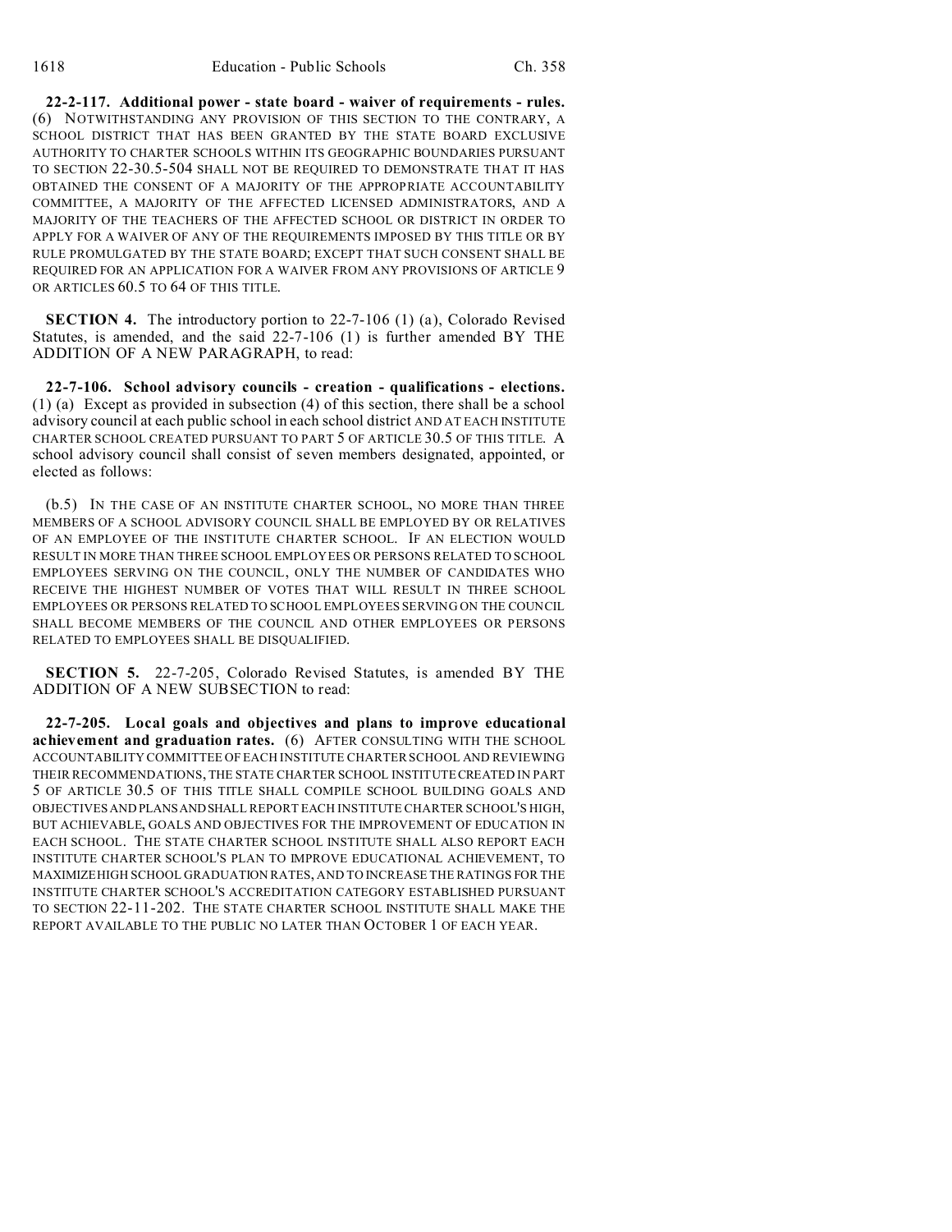**22-2-117. Additional power - state board - waiver of requirements - rules.** (6) NOTWITHSTANDING ANY PROVISION OF THIS SECTION TO THE CONTRARY, A SCHOOL DISTRICT THAT HAS BEEN GRANTED BY THE STATE BOARD EXCLUSIVE AUTHORITY TO CHARTER SCHOOLS WITHIN ITS GEOGRAPHIC BOUNDARIES PURSUANT TO SECTION 22-30.5-504 SHALL NOT BE REQUIRED TO DEMONSTRATE THAT IT HAS OBTAINED THE CONSENT OF A MAJORITY OF THE APPROPRIATE ACCOUNTABILITY COMMITTEE, A MAJORITY OF THE AFFECTED LICENSED ADMINISTRATORS, AND A MAJORITY OF THE TEACHERS OF THE AFFECTED SCHOOL OR DISTRICT IN ORDER TO APPLY FOR A WAIVER OF ANY OF THE REQUIREMENTS IMPOSED BY THIS TITLE OR BY RULE PROMULGATED BY THE STATE BOARD; EXCEPT THAT SUCH CONSENT SHALL BE REQUIRED FOR AN APPLICATION FOR A WAIVER FROM ANY PROVISIONS OF ARTICLE 9 OR ARTICLES 60.5 TO 64 OF THIS TITLE.

**SECTION 4.** The introductory portion to 22-7-106 (1) (a), Colorado Revised Statutes, is amended, and the said 22-7-106 (1) is further amended BY THE ADDITION OF A NEW PARAGRAPH, to read:

**22-7-106. School advisory councils - creation - qualifications - elections.** (1) (a) Except as provided in subsection (4) of this section, there shall be a school advisory council at each public school in each school district AND AT EACH INSTITUTE CHARTER SCHOOL CREATED PURSUANT TO PART 5 OF ARTICLE 30.5 OF THIS TITLE. A school advisory council shall consist of seven members designated, appointed, or elected as follows:

(b.5) IN THE CASE OF AN INSTITUTE CHARTER SCHOOL, NO MORE THAN THREE MEMBERS OF A SCHOOL ADVISORY COUNCIL SHALL BE EMPLOYED BY OR RELATIVES OF AN EMPLOYEE OF THE INSTITUTE CHARTER SCHOOL. IF AN ELECTION WOULD RESULT IN MORE THAN THREE SCHOOL EMPLOYEES OR PERSONS RELATED TO SCHOOL EMPLOYEES SERVING ON THE COUNCIL, ONLY THE NUMBER OF CANDIDATES WHO RECEIVE THE HIGHEST NUMBER OF VOTES THAT WILL RESULT IN THREE SCHOOL EMPLOYEES OR PERSONS RELATED TO SCHOOL EMPLOYEES SERVING ON THE COUNCIL SHALL BECOME MEMBERS OF THE COUNCIL AND OTHER EMPLOYEES OR PERSONS RELATED TO EMPLOYEES SHALL BE DISQUALIFIED.

**SECTION 5.** 22-7-205, Colorado Revised Statutes, is amended BY THE ADDITION OF A NEW SUBSECTION to read:

**22-7-205. Local goals and objectives and plans to improve educational achievement and graduation rates.** (6) AFTER CONSULTING WITH THE SCHOOL ACCOUNTABILITY COMMITTEE OF EACH INSTITUTE CHARTER SCHOOL AND REVIEWING THEIR RECOMMENDATIONS, THE STATE CHARTER SCHOOL INSTITUTE CREATED IN PART 5 OF ARTICLE 30.5 OF THIS TITLE SHALL COMPILE SCHOOL BUILDING GOALS AND OBJECTIVES AND PLANS AND SHALL REPORT EACH INSTITUTE CHARTER SCHOOL'S HIGH, BUT ACHIEVABLE, GOALS AND OBJECTIVES FOR THE IMPROVEMENT OF EDUCATION IN EACH SCHOOL. THE STATE CHARTER SCHOOL INSTITUTE SHALL ALSO REPORT EACH INSTITUTE CHARTER SCHOOL'S PLAN TO IMPROVE EDUCATIONAL ACHIEVEMENT, TO MAXIMIZE HIGH SCHOOL GRADUATION RATES, AND TO INCREASE THE RATINGS FOR THE INSTITUTE CHARTER SCHOOL'S ACCREDITATION CATEGORY ESTABLISHED PURSUANT TO SECTION 22-11-202. THE STATE CHARTER SCHOOL INSTITUTE SHALL MAKE THE REPORT AVAILABLE TO THE PUBLIC NO LATER THAN OCTOBER 1 OF EACH YEAR.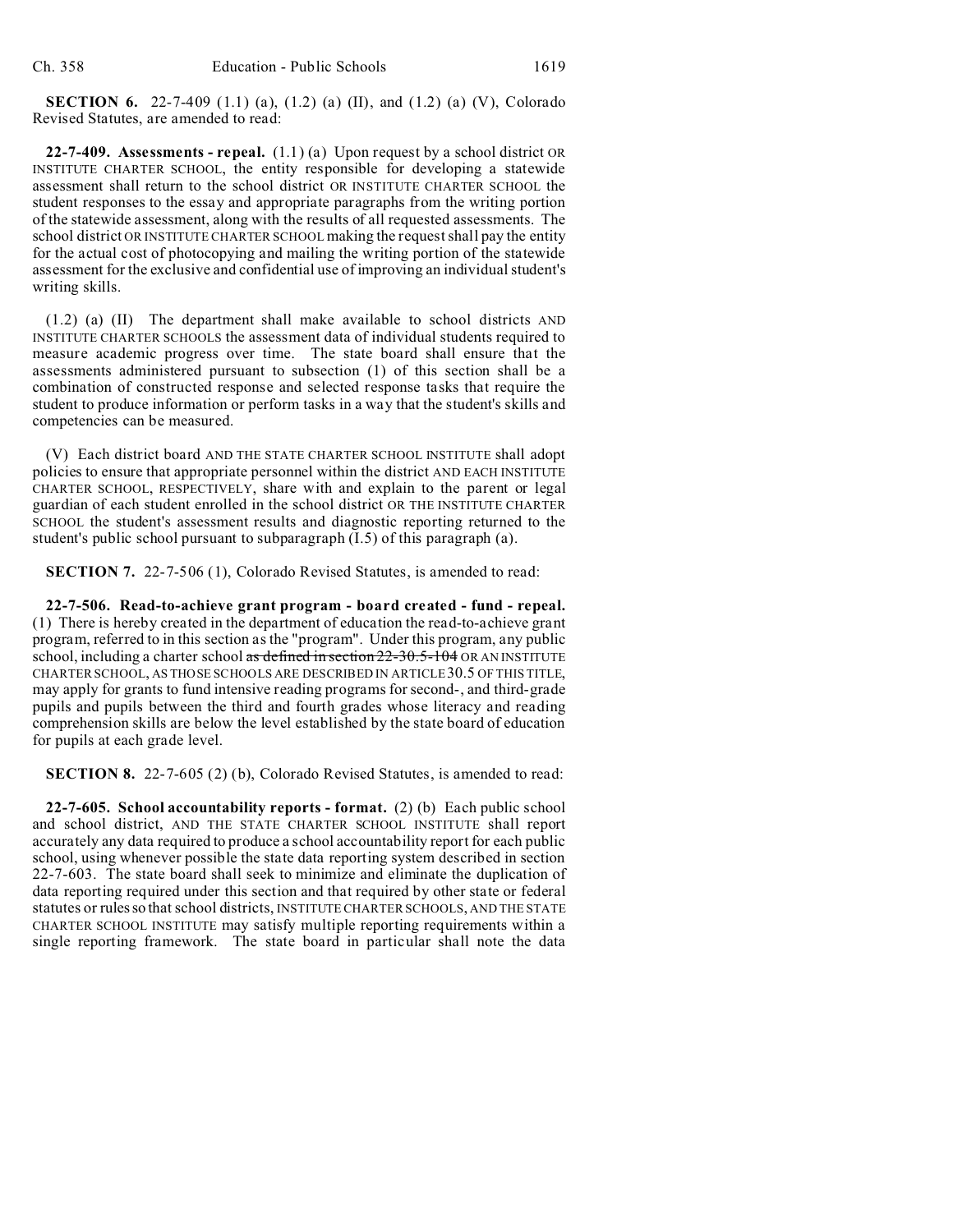**SECTION 6.** 22-7-409 (1.1) (a), (1.2) (a) (II), and (1.2) (a) (V), Colorado Revised Statutes, are amended to read:

**22-7-409. Assessments - repeal.** (1.1) (a) Upon request by a school district OR INSTITUTE CHARTER SCHOOL, the entity responsible for developing a statewide assessment shall return to the school district OR INSTITUTE CHARTER SCHOOL the student responses to the essay and appropriate paragraphs from the writing portion of the statewide assessment, along with the results of all requested assessments. The school district OR INSTITUTE CHARTER SCHOOL making the request shall pay the entity for the actual cost of photocopying and mailing the writing portion of the statewide assessment for the exclusive and confidential use of improving an individual student's writing skills.

(1.2) (a) (II) The department shall make available to school districts AND INSTITUTE CHARTER SCHOOLS the assessment data of individual students required to measure academic progress over time. The state board shall ensure that the assessments administered pursuant to subsection (1) of this section shall be a combination of constructed response and selected response tasks that require the student to produce information or perform tasks in a way that the student's skills and competencies can be measured.

(V) Each district board AND THE STATE CHARTER SCHOOL INSTITUTE shall adopt policies to ensure that appropriate personnel within the district AND EACH INSTITUTE CHARTER SCHOOL, RESPECTIVELY, share with and explain to the parent or legal guardian of each student enrolled in the school district OR THE INSTITUTE CHARTER SCHOOL the student's assessment results and diagnostic reporting returned to the student's public school pursuant to subparagraph (I.5) of this paragraph (a).

**SECTION 7.** 22-7-506 (1), Colorado Revised Statutes, is amended to read:

**22-7-506. Read-to-achieve grant program - board created - fund - repeal.** (1) There is hereby created in the department of education the read-to-achieve grant program, referred to in this section as the "program". Under this program, any public school, including a charter school ~~as defined in section 22-30.5-104~~ OR AN INSTITUTE CHARTER SCHOOL, AS THOSE SCHOOLS ARE DESCRIBED IN ARTICLE 30.5 OF THIS TITLE, may apply for grants to fund intensive reading programs for second-, and third-grade pupils and pupils between the third and fourth grades whose literacy and reading comprehension skills are below the level established by the state board of education for pupils at each grade level.

**SECTION 8.** 22-7-605 (2) (b), Colorado Revised Statutes, is amended to read:

**22-7-605. School accountability reports - format.** (2) (b) Each public school and school district, AND THE STATE CHARTER SCHOOL INSTITUTE shall report accurately any data required to produce a school accountability report for each public school, using whenever possible the state data reporting system described in section 22-7-603. The state board shall seek to minimize and eliminate the duplication of data reporting required under this section and that required by other state or federal statutes or rules so that school districts, INSTITUTE CHARTER SCHOOLS, AND THE STATE CHARTER SCHOOL INSTITUTE may satisfy multiple reporting requirements within a single reporting framework. The state board in particular shall note the data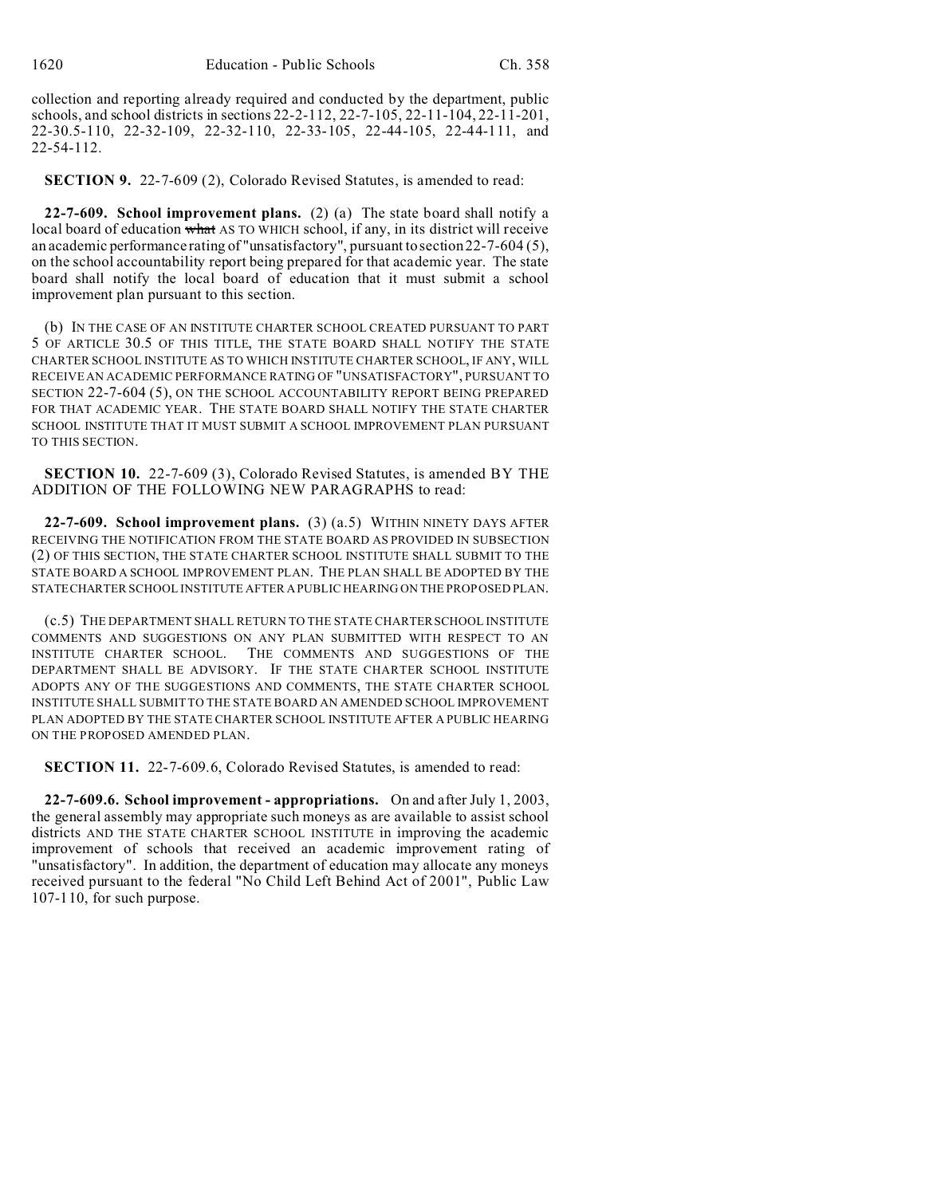collection and reporting already required and conducted by the department, public schools, and school districts in sections 22-2-112, 22-7-105, 22-11-104, 22-11-201, 22-30.5-110, 22-32-109, 22-32-110, 22-33-105, 22-44-105, 22-44-111, and 22-54-112.

**SECTION 9.** 22-7-609 (2), Colorado Revised Statutes, is amended to read:

**22-7-609. School improvement plans.** (2) (a) The state board shall notify a local board of education ~~what~~ AS TO WHICH school, if any, in its district will receive an academic performance rating of "unsatisfactory", pursuant to section 22-7-604 (5), on the school accountability report being prepared for that academic year. The state board shall notify the local board of education that it must submit a school improvement plan pursuant to this section.

(b) IN THE CASE OF AN INSTITUTE CHARTER SCHOOL CREATED PURSUANT TO PART 5 OF ARTICLE 30.5 OF THIS TITLE, THE STATE BOARD SHALL NOTIFY THE STATE CHARTER SCHOOL INSTITUTE AS TO WHICH INSTITUTE CHARTER SCHOOL, IF ANY, WILL RECEIVE AN ACADEMIC PERFORMANCE RATING OF "UNSATISFACTORY", PURSUANT TO SECTION 22-7-604 (5), ON THE SCHOOL ACCOUNTABILITY REPORT BEING PREPARED FOR THAT ACADEMIC YEAR. THE STATE BOARD SHALL NOTIFY THE STATE CHARTER SCHOOL INSTITUTE THAT IT MUST SUBMIT A SCHOOL IMPROVEMENT PLAN PURSUANT TO THIS SECTION.

**SECTION 10.** 22-7-609 (3), Colorado Revised Statutes, is amended BY THE ADDITION OF THE FOLLOWING NEW PARAGRAPHS to read:

**22-7-609. School improvement plans.** (3) (a.5) WITHIN NINETY DAYS AFTER RECEIVING THE NOTIFICATION FROM THE STATE BOARD AS PROVIDED IN SUBSECTION (2) OF THIS SECTION, THE STATE CHARTER SCHOOL INSTITUTE SHALL SUBMIT TO THE STATE BOARD A SCHOOL IMPROVEMENT PLAN. THE PLAN SHALL BE ADOPTED BY THE STATE CHARTER SCHOOL INSTITUTE AFTER A PUBLIC HEARING ON THE PROPOSED PLAN.

(c.5) THE DEPARTMENT SHALL RETURN TO THE STATE CHARTER SCHOOL INSTITUTE COMMENTS AND SUGGESTIONS ON ANY PLAN SUBMITTED WITH RESPECT TO AN INSTITUTE CHARTER SCHOOL. THE COMMENTS AND SUGGESTIONS OF THE DEPARTMENT SHALL BE ADVISORY. IF THE STATE CHARTER SCHOOL INSTITUTE ADOPTS ANY OF THE SUGGESTIONS AND COMMENTS, THE STATE CHARTER SCHOOL INSTITUTE SHALL SUBMIT TO THE STATE BOARD AN AMENDED SCHOOL IMPROVEMENT PLAN ADOPTED BY THE STATE CHARTER SCHOOL INSTITUTE AFTER A PUBLIC HEARING ON THE PROPOSED AMENDED PLAN.

**SECTION 11.** 22-7-609.6, Colorado Revised Statutes, is amended to read:

**22-7-609.6. School improvement - appropriations.** On and after July 1, 2003, the general assembly may appropriate such moneys as are available to assist school districts AND THE STATE CHARTER SCHOOL INSTITUTE in improving the academic improvement of schools that received an academic improvement rating of "unsatisfactory". In addition, the department of education may allocate any moneys received pursuant to the federal "No Child Left Behind Act of 2001", Public Law 107-110, for such purpose.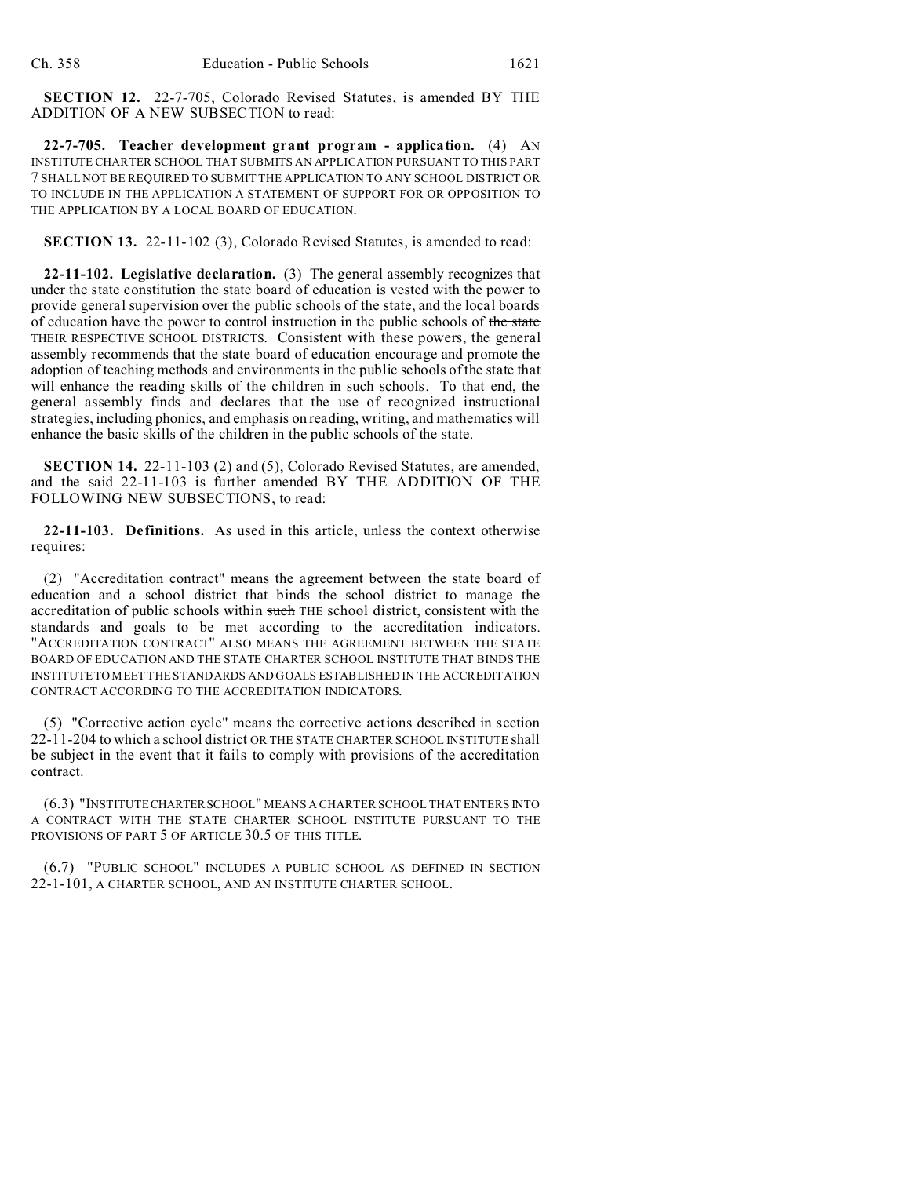**SECTION 12.** 22-7-705, Colorado Revised Statutes, is amended BY THE ADDITION OF A NEW SUBSECTION to read:

**22-7-705. Teacher development grant program - application.** (4) AN INSTITUTE CHARTER SCHOOL THAT SUBMITS AN APPLICATION PURSUANT TO THIS PART 7 SHALL NOT BE REQUIRED TO SUBMIT THE APPLICATION TO ANY SCHOOL DISTRICT OR TO INCLUDE IN THE APPLICATION A STATEMENT OF SUPPORT FOR OR OPPOSITION TO THE APPLICATION BY A LOCAL BOARD OF EDUCATION.

**SECTION 13.** 22-11-102 (3), Colorado Revised Statutes, is amended to read:

**22-11-102. Legislative declaration.** (3) The general assembly recognizes that under the state constitution the state board of education is vested with the power to provide general supervision over the public schools of the state, and the local boards of education have the power to control instruction in the public schools of ~~the state~~ THEIR RESPECTIVE SCHOOL DISTRICTS. Consistent with these powers, the general assembly recommends that the state board of education encourage and promote the adoption of teaching methods and environments in the public schools of the state that will enhance the reading skills of the children in such schools. To that end, the general assembly finds and declares that the use of recognized instructional strategies, including phonics, and emphasis on reading, writing, and mathematics will enhance the basic skills of the children in the public schools of the state.

**SECTION 14.** 22-11-103 (2) and (5), Colorado Revised Statutes, are amended, and the said 22-11-103 is further amended BY THE ADDITION OF THE FOLLOWING NEW SUBSECTIONS, to read:

**22-11-103. Definitions.** As used in this article, unless the context otherwise requires:

(2) "Accreditation contract" means the agreement between the state board of education and a school district that binds the school district to manage the accreditation of public schools within ~~such~~ THE school district, consistent with the standards and goals to be met according to the accreditation indicators. "ACCREDITATION CONTRACT" ALSO MEANS THE AGREEMENT BETWEEN THE STATE BOARD OF EDUCATION AND THE STATE CHARTER SCHOOL INSTITUTE THAT BINDS THE INSTITUTE TO MEET THE STANDARDS AND GOALS ESTABLISHED IN THE ACCREDITATION CONTRACT ACCORDING TO THE ACCREDITATION INDICATORS.

(5) "Corrective action cycle" means the corrective actions described in section 22-11-204 to which a school district OR THE STATE CHARTER SCHOOL INSTITUTE shall be subject in the event that it fails to comply with provisions of the accreditation contract.

(6.3) "INSTITUTE CHARTER SCHOOL" MEANS A CHARTER SCHOOL THAT ENTERS INTO A CONTRACT WITH THE STATE CHARTER SCHOOL INSTITUTE PURSUANT TO THE PROVISIONS OF PART 5 OF ARTICLE 30.5 OF THIS TITLE.

(6.7) "PUBLIC SCHOOL" INCLUDES A PUBLIC SCHOOL AS DEFINED IN SECTION 22-1-101, A CHARTER SCHOOL, AND AN INSTITUTE CHARTER SCHOOL.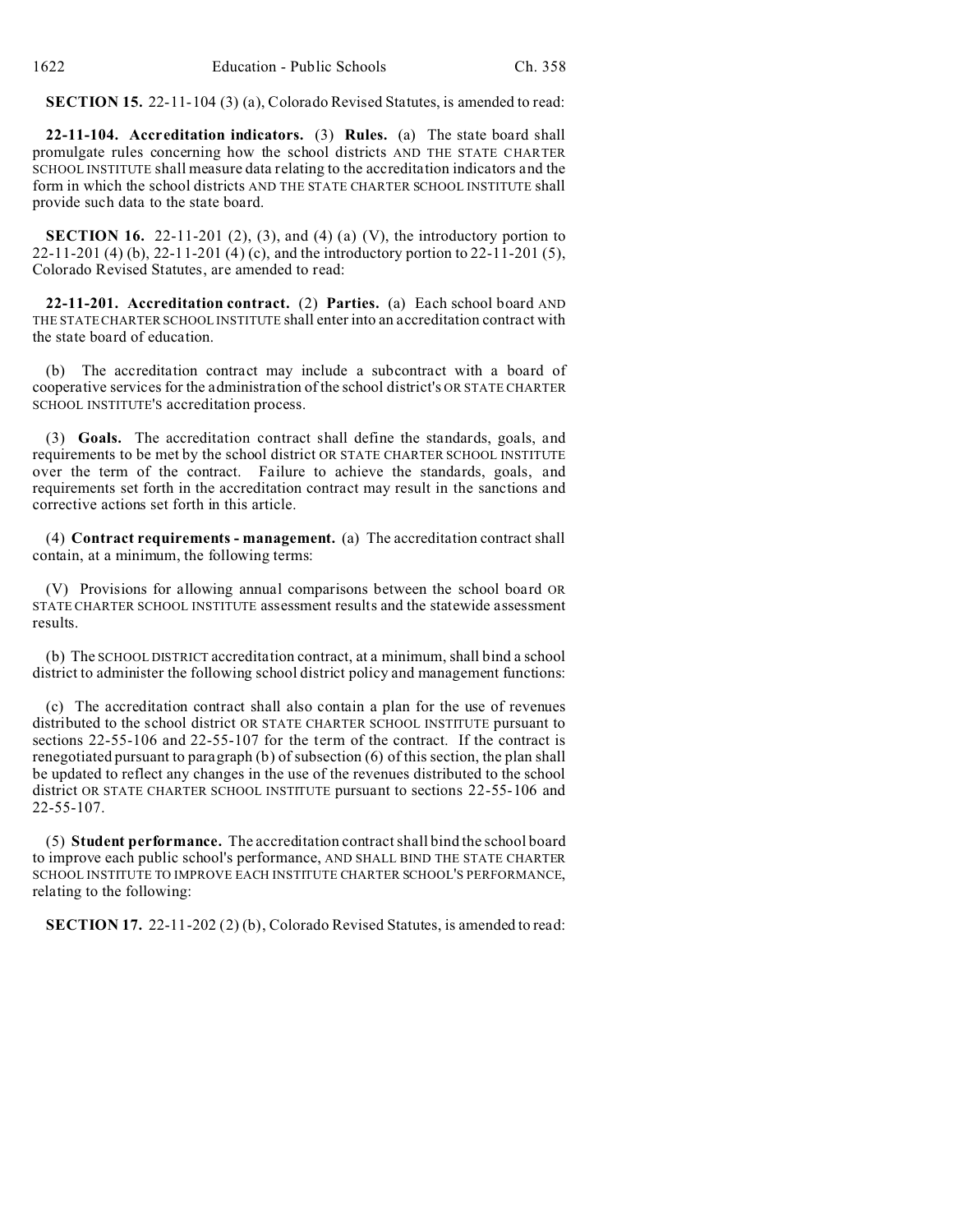**SECTION 15.** 22-11-104 (3) (a), Colorado Revised Statutes, is amended to read:

**22-11-104. Accreditation indicators.** (3) **Rules.** (a) The state board shall promulgate rules concerning how the school districts AND THE STATE CHARTER SCHOOL INSTITUTE shall measure data relating to the accreditation indicators and the form in which the school districts AND THE STATE CHARTER SCHOOL INSTITUTE shall provide such data to the state board.

**SECTION 16.** 22-11-201 (2), (3), and (4) (a) (V), the introductory portion to 22-11-201 (4) (b), 22-11-201 (4) (c), and the introductory portion to 22-11-201 (5), Colorado Revised Statutes, are amended to read:

**22-11-201. Accreditation contract.** (2) **Parties.** (a) Each school board AND THE STATE CHARTER SCHOOL INSTITUTE shall enter into an accreditation contract with the state board of education.

(b) The accreditation contract may include a subcontract with a board of cooperative services for the administration of the school district's OR STATE CHARTER SCHOOL INSTITUTE'S accreditation process.

(3) **Goals.** The accreditation contract shall define the standards, goals, and requirements to be met by the school district OR STATE CHARTER SCHOOL INSTITUTE over the term of the contract. Failure to achieve the standards, goals, and requirements set forth in the accreditation contract may result in the sanctions and corrective actions set forth in this article.

(4) **Contract requirements - management.** (a) The accreditation contract shall contain, at a minimum, the following terms:

(V) Provisions for allowing annual comparisons between the school board OR STATE CHARTER SCHOOL INSTITUTE assessment results and the statewide assessment results.

(b) The SCHOOL DISTRICT accreditation contract, at a minimum, shall bind a school district to administer the following school district policy and management functions:

(c) The accreditation contract shall also contain a plan for the use of revenues distributed to the school district OR STATE CHARTER SCHOOL INSTITUTE pursuant to sections 22-55-106 and 22-55-107 for the term of the contract. If the contract is renegotiated pursuant to paragraph (b) of subsection (6) of this section, the plan shall be updated to reflect any changes in the use of the revenues distributed to the school district OR STATE CHARTER SCHOOL INSTITUTE pursuant to sections 22-55-106 and 22-55-107.

(5) **Student performance.** The accreditation contract shall bind the school board to improve each public school's performance, AND SHALL BIND THE STATE CHARTER SCHOOL INSTITUTE TO IMPROVE EACH INSTITUTE CHARTER SCHOOL'S PERFORMANCE, relating to the following:

**SECTION 17.** 22-11-202 (2) (b), Colorado Revised Statutes, is amended to read: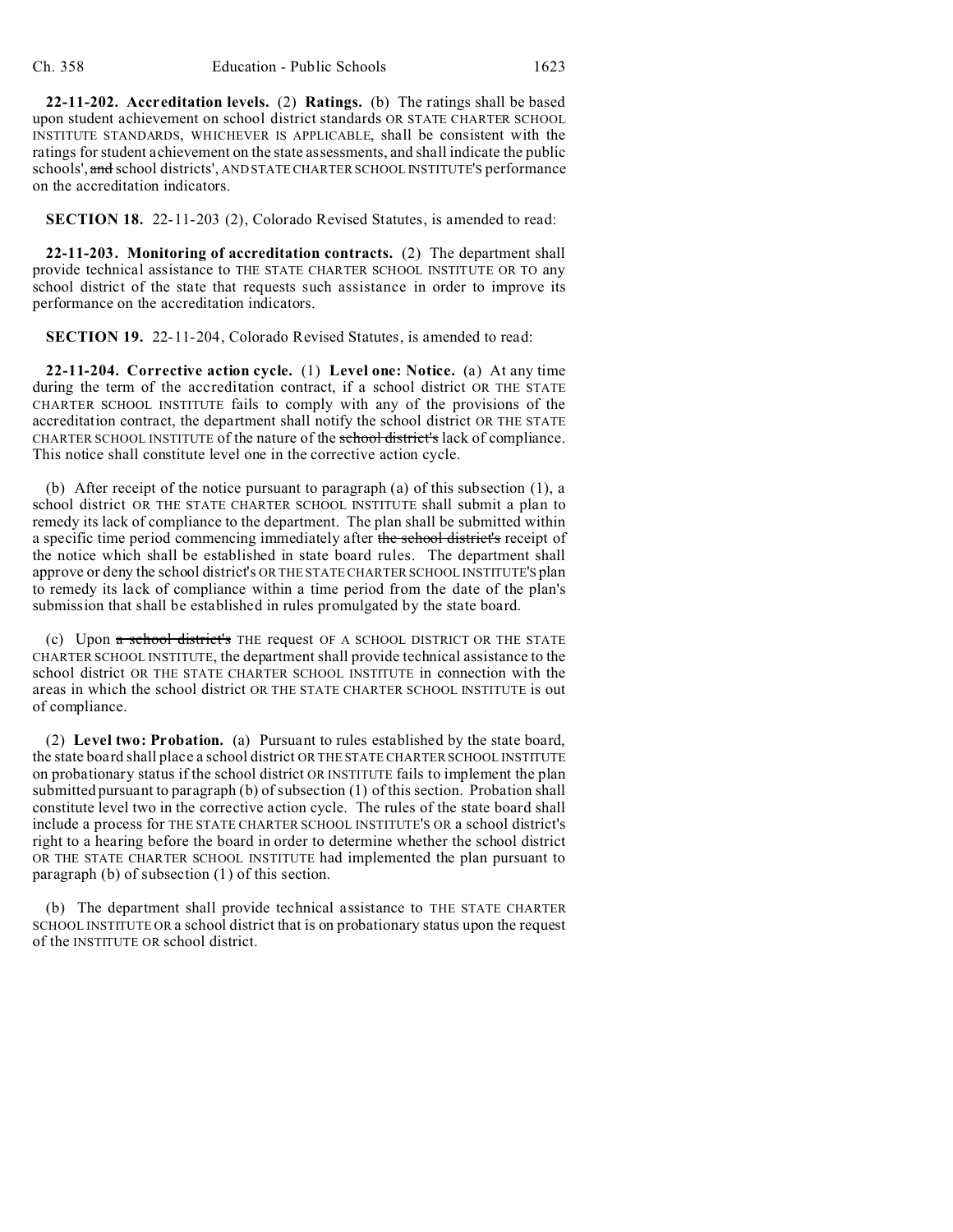**22-11-202. Accreditation levels.** (2) **Ratings.** (b) The ratings shall be based upon student achievement on school district standards OR STATE CHARTER SCHOOL INSTITUTE STANDARDS, WHICHEVER IS APPLICABLE, shall be consistent with the ratings for student achievement on the state assessments, and shall indicate the public schools', ~~and~~ school districts', AND STATE CHARTER SCHOOL INSTITUTE'S performance on the accreditation indicators.

**SECTION 18.** 22-11-203 (2), Colorado Revised Statutes, is amended to read:

**22-11-203. Monitoring of accreditation contracts.** (2) The department shall provide technical assistance to THE STATE CHARTER SCHOOL INSTITUTE OR TO any school district of the state that requests such assistance in order to improve its performance on the accreditation indicators.

**SECTION 19.** 22-11-204, Colorado Revised Statutes, is amended to read:

**22-11-204. Corrective action cycle.** (1) **Level one: Notice.** (a) At any time during the term of the accreditation contract, if a school district OR THE STATE CHARTER SCHOOL INSTITUTE fails to comply with any of the provisions of the accreditation contract, the department shall notify the school district OR THE STATE CHARTER SCHOOL INSTITUTE of the nature of the ~~school district's~~ lack of compliance. This notice shall constitute level one in the corrective action cycle.

(b) After receipt of the notice pursuant to paragraph (a) of this subsection (1), a school district OR THE STATE CHARTER SCHOOL INSTITUTE shall submit a plan to remedy its lack of compliance to the department. The plan shall be submitted within a specific time period commencing immediately after ~~the school district's~~ receipt of the notice which shall be established in state board rules. The department shall approve or deny the school district's OR THE STATE CHARTER SCHOOL INSTITUTE'S plan to remedy its lack of compliance within a time period from the date of the plan's submission that shall be established in rules promulgated by the state board.

(c) Upon ~~a school district's~~ THE request OF A SCHOOL DISTRICT OR THE STATE CHARTER SCHOOL INSTITUTE, the department shall provide technical assistance to the school district OR THE STATE CHARTER SCHOOL INSTITUTE in connection with the areas in which the school district OR THE STATE CHARTER SCHOOL INSTITUTE is out of compliance.

(2) **Level two: Probation.** (a) Pursuant to rules established by the state board, the state board shall place a school district OR THE STATE CHARTER SCHOOL INSTITUTE on probationary status if the school district OR INSTITUTE fails to implement the plan submitted pursuant to paragraph (b) of subsection (1) of this section. Probation shall constitute level two in the corrective action cycle. The rules of the state board shall include a process for THE STATE CHARTER SCHOOL INSTITUTE'S OR a school district's right to a hearing before the board in order to determine whether the school district OR THE STATE CHARTER SCHOOL INSTITUTE had implemented the plan pursuant to paragraph (b) of subsection (1) of this section.

(b) The department shall provide technical assistance to THE STATE CHARTER SCHOOL INSTITUTE OR a school district that is on probationary status upon the request of the INSTITUTE OR school district.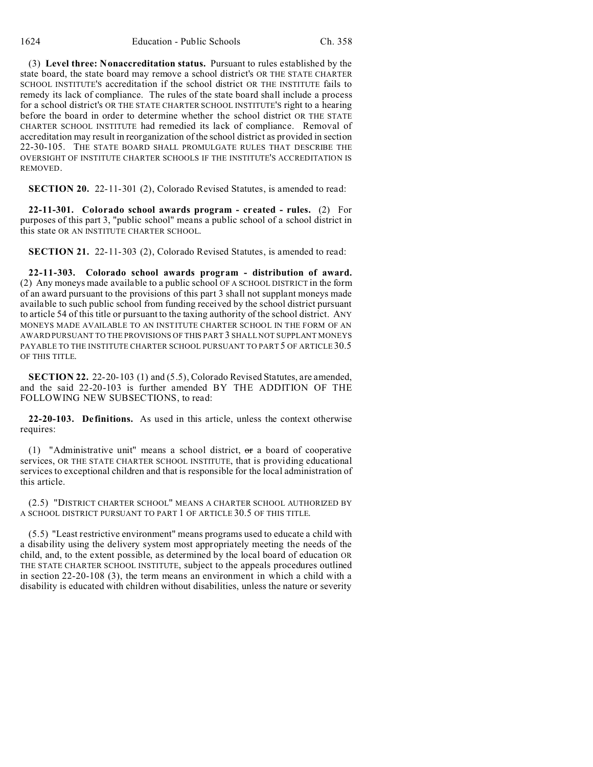(3) **Level three: Nonaccreditation status.** Pursuant to rules established by the state board, the state board may remove a school district's OR THE STATE CHARTER SCHOOL INSTITUTE'S accreditation if the school district OR THE INSTITUTE fails to remedy its lack of compliance. The rules of the state board shall include a process for a school district's OR THE STATE CHARTER SCHOOL INSTITUTE'S right to a hearing before the board in order to determine whether the school district OR THE STATE CHARTER SCHOOL INSTITUTE had remedied its lack of compliance. Removal of accreditation may result in reorganization of the school district as provided in section 22-30-105. THE STATE BOARD SHALL PROMULGATE RULES THAT DESCRIBE THE OVERSIGHT OF INSTITUTE CHARTER SCHOOLS IF THE INSTITUTE'S ACCREDITATION IS REMOVED.

**SECTION 20.** 22-11-301 (2), Colorado Revised Statutes, is amended to read:

**22-11-301. Colorado school awards program - created - rules.** (2) For purposes of this part 3, "public school" means a public school of a school district in this state OR AN INSTITUTE CHARTER SCHOOL.

**SECTION 21.** 22-11-303 (2), Colorado Revised Statutes, is amended to read:

**22-11-303. Colorado school awards program - distribution of award.** (2) Any moneys made available to a public school OF A SCHOOL DISTRICT in the form of an award pursuant to the provisions of this part 3 shall not supplant moneys made available to such public school from funding received by the school district pursuant to article 54 of this title or pursuant to the taxing authority of the school district. ANY MONEYS MADE AVAILABLE TO AN INSTITUTE CHARTER SCHOOL IN THE FORM OF AN AWARD PURSUANT TO THE PROVISIONS OF THIS PART 3 SHALL NOT SUPPLANT MONEYS PAYABLE TO THE INSTITUTE CHARTER SCHOOL PURSUANT TO PART 5 OF ARTICLE 30.5 OF THIS TITLE.

**SECTION 22.** 22-20-103 (1) and (5.5), Colorado Revised Statutes, are amended, and the said 22-20-103 is further amended BY THE ADDITION OF THE FOLLOWING NEW SUBSECTIONS, to read:

**22-20-103. Definitions.** As used in this article, unless the context otherwise requires:

(1) "Administrative unit" means a school district, ~~or~~ a board of cooperative services, OR THE STATE CHARTER SCHOOL INSTITUTE, that is providing educational services to exceptional children and that is responsible for the local administration of this article.

(2.5) "DISTRICT CHARTER SCHOOL" MEANS A CHARTER SCHOOL AUTHORIZED BY A SCHOOL DISTRICT PURSUANT TO PART 1 OF ARTICLE 30.5 OF THIS TITLE.

(5.5) "Least restrictive environment" means programs used to educate a child with a disability using the delivery system most appropriately meeting the needs of the child, and, to the extent possible, as determined by the local board of education OR THE STATE CHARTER SCHOOL INSTITUTE, subject to the appeals procedures outlined in section 22-20-108 (3), the term means an environment in which a child with a disability is educated with children without disabilities, unless the nature or severity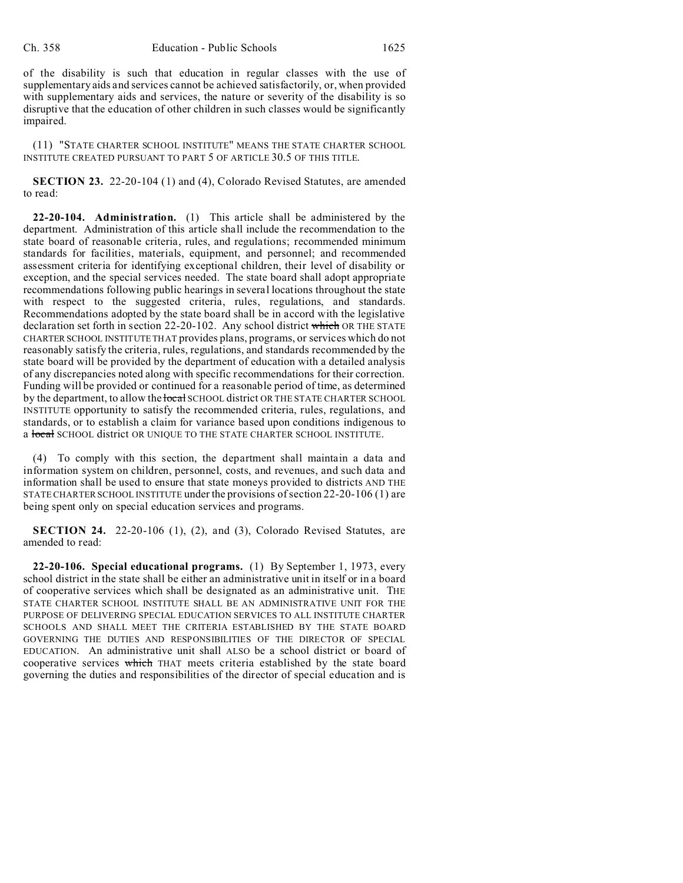of the disability is such that education in regular classes with the use of supplementary aids and services cannot be achieved satisfactorily, or, when provided with supplementary aids and services, the nature or severity of the disability is so disruptive that the education of other children in such classes would be significantly impaired.

(11) "STATE CHARTER SCHOOL INSTITUTE" MEANS THE STATE CHARTER SCHOOL INSTITUTE CREATED PURSUANT TO PART 5 OF ARTICLE 30.5 OF THIS TITLE.

**SECTION 23.** 22-20-104 (1) and (4), Colorado Revised Statutes, are amended to read:

**22-20-104. Administration.** (1) This article shall be administered by the department. Administration of this article shall include the recommendation to the state board of reasonable criteria, rules, and regulations; recommended minimum standards for facilities, materials, equipment, and personnel; and recommended assessment criteria for identifying exceptional children, their level of disability or exception, and the special services needed. The state board shall adopt appropriate recommendations following public hearings in several locations throughout the state with respect to the suggested criteria, rules, regulations, and standards. Recommendations adopted by the state board shall be in accord with the legislative declaration set forth in section 22-20-102. Any school district ~~which~~ OR THE STATE CHARTER SCHOOL INSTITUTE THAT provides plans, programs, or services which do not reasonably satisfy the criteria, rules, regulations, and standards recommended by the state board will be provided by the department of education with a detailed analysis of any discrepancies noted along with specific recommendations for their correction. Funding will be provided or continued for a reasonable period of time, as determined by the department, to allow the ~~local~~ SCHOOL district OR THE STATE CHARTER SCHOOL INSTITUTE opportunity to satisfy the recommended criteria, rules, regulations, and standards, or to establish a claim for variance based upon conditions indigenous to a ~~local~~ SCHOOL district OR UNIQUE TO THE STATE CHARTER SCHOOL INSTITUTE.

(4) To comply with this section, the department shall maintain a data and information system on children, personnel, costs, and revenues, and such data and information shall be used to ensure that state moneys provided to districts AND THE STATE CHARTER SCHOOL INSTITUTE under the provisions of section 22-20-106 (1) are being spent only on special education services and programs.

**SECTION 24.** 22-20-106 (1), (2), and (3), Colorado Revised Statutes, are amended to read:

**22-20-106. Special educational programs.** (1) By September 1, 1973, every school district in the state shall be either an administrative unit in itself or in a board of cooperative services which shall be designated as an administrative unit. THE STATE CHARTER SCHOOL INSTITUTE SHALL BE AN ADMINISTRATIVE UNIT FOR THE PURPOSE OF DELIVERING SPECIAL EDUCATION SERVICES TO ALL INSTITUTE CHARTER SCHOOLS AND SHALL MEET THE CRITERIA ESTABLISHED BY THE STATE BOARD GOVERNING THE DUTIES AND RESPONSIBILITIES OF THE DIRECTOR OF SPECIAL EDUCATION. An administrative unit shall ALSO be a school district or board of cooperative services ~~which~~ THAT meets criteria established by the state board governing the duties and responsibilities of the director of special education and is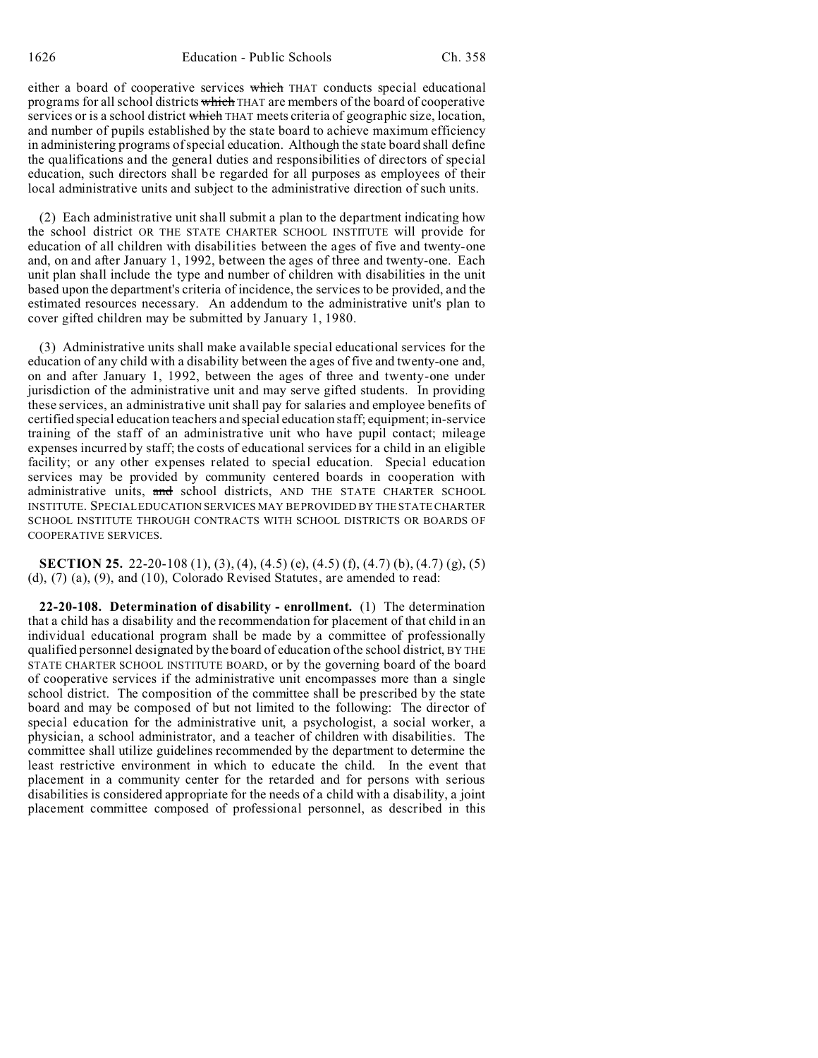either a board of cooperative services ~~which~~ THAT conducts special educational programs for all school districts ~~which~~ THAT are members of the board of cooperative services or is a school district ~~which~~ THAT meets criteria of geographic size, location, and number of pupils established by the state board to achieve maximum efficiency in administering programs of special education. Although the state board shall define the qualifications and the general duties and responsibilities of directors of special education, such directors shall be regarded for all purposes as employees of their local administrative units and subject to the administrative direction of such units.

(2) Each administrative unit shall submit a plan to the department indicating how the school district OR THE STATE CHARTER SCHOOL INSTITUTE will provide for education of all children with disabilities between the ages of five and twenty-one and, on and after January 1, 1992, between the ages of three and twenty-one. Each unit plan shall include the type and number of children with disabilities in the unit based upon the department's criteria of incidence, the services to be provided, and the estimated resources necessary. An addendum to the administrative unit's plan to cover gifted children may be submitted by January 1, 1980.

(3) Administrative units shall make available special educational services for the education of any child with a disability between the ages of five and twenty-one and, on and after January 1, 1992, between the ages of three and twenty-one under jurisdiction of the administrative unit and may serve gifted students. In providing these services, an administrative unit shall pay for salaries and employee benefits of certified special education teachers and special education staff; equipment; in-service training of the staff of an administrative unit who have pupil contact; mileage expenses incurred by staff; the costs of educational services for a child in an eligible facility; or any other expenses related to special education. Special education services may be provided by community centered boards in cooperation with administrative units, ~~and~~ school districts, AND THE STATE CHARTER SCHOOL INSTITUTE. SPECIAL EDUCATION SERVICES MAY BE PROVIDED BY THE STATE CHARTER SCHOOL INSTITUTE THROUGH CONTRACTS WITH SCHOOL DISTRICTS OR BOARDS OF COOPERATIVE SERVICES.

**SECTION 25.** 22-20-108 (1), (3), (4), (4.5) (e), (4.5) (f), (4.7) (b), (4.7) (g), (5) (d), (7) (a), (9), and (10), Colorado Revised Statutes, are amended to read:

**22-20-108. Determination of disability - enrollment.** (1) The determination that a child has a disability and the recommendation for placement of that child in an individual educational program shall be made by a committee of professionally qualified personnel designated by the board of education of the school district, BY THE STATE CHARTER SCHOOL INSTITUTE BOARD, or by the governing board of the board of cooperative services if the administrative unit encompasses more than a single school district. The composition of the committee shall be prescribed by the state board and may be composed of but not limited to the following: The director of special education for the administrative unit, a psychologist, a social worker, a physician, a school administrator, and a teacher of children with disabilities. The committee shall utilize guidelines recommended by the department to determine the least restrictive environment in which to educate the child. In the event that placement in a community center for the retarded and for persons with serious disabilities is considered appropriate for the needs of a child with a disability, a joint placement committee composed of professional personnel, as described in this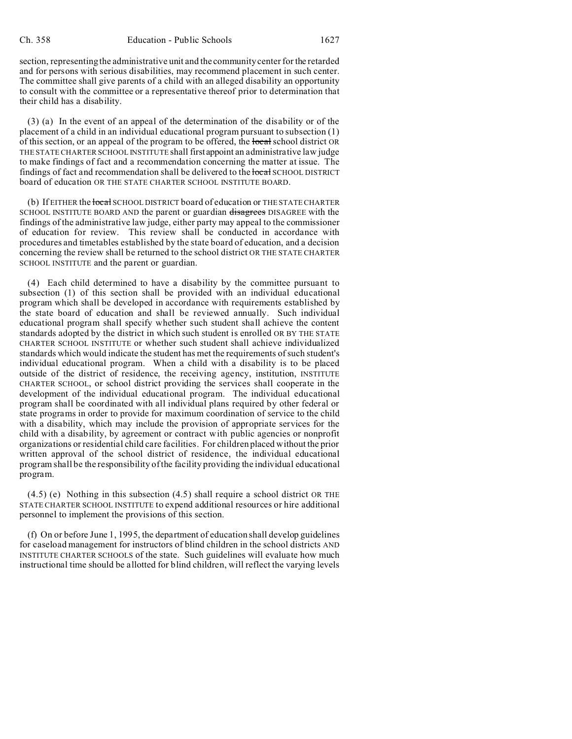section, representing the administrative unit and the community center for the retarded and for persons with serious disabilities, may recommend placement in such center. The committee shall give parents of a child with an alleged disability an opportunity to consult with the committee or a representative thereof prior to determination that their child has a disability.

(3) (a) In the event of an appeal of the determination of the disability or of the placement of a child in an individual educational program pursuant to subsection (1) of this section, or an appeal of the program to be offered, the ~~local~~ school district OR THE STATE CHARTER SCHOOL INSTITUTE shall first appoint an administrative law judge to make findings of fact and a recommendation concerning the matter at issue. The findings of fact and recommendation shall be delivered to the ~~local~~ SCHOOL DISTRICT board of education OR THE STATE CHARTER SCHOOL INSTITUTE BOARD.

(b) If EITHER the ~~local~~ SCHOOL DISTRICT board of education or THE STATE CHARTER SCHOOL INSTITUTE BOARD AND the parent or guardian ~~disagrees~~ DISAGREE with the findings of the administrative law judge, either party may appeal to the commissioner of education for review. This review shall be conducted in accordance with procedures and timetables established by the state board of education, and a decision concerning the review shall be returned to the school district OR THE STATE CHARTER SCHOOL INSTITUTE and the parent or guardian.

(4) Each child determined to have a disability by the committee pursuant to subsection (1) of this section shall be provided with an individual educational program which shall be developed in accordance with requirements established by the state board of education and shall be reviewed annually. Such individual educational program shall specify whether such student shall achieve the content standards adopted by the district in which such student is enrolled OR BY THE STATE CHARTER SCHOOL INSTITUTE or whether such student shall achieve individualized standards which would indicate the student has met the requirements of such student's individual educational program. When a child with a disability is to be placed outside of the district of residence, the receiving agency, institution, INSTITUTE CHARTER SCHOOL, or school district providing the services shall cooperate in the development of the individual educational program. The individual educational program shall be coordinated with all individual plans required by other federal or state programs in order to provide for maximum coordination of service to the child with a disability, which may include the provision of appropriate services for the child with a disability, by agreement or contract with public agencies or nonprofit organizations or residential child care facilities. For children placed without the prior written approval of the school district of residence, the individual educational program shall be the responsibility of the facility providing the individual educational program.

(4.5) (e) Nothing in this subsection (4.5) shall require a school district OR THE STATE CHARTER SCHOOL INSTITUTE to expend additional resources or hire additional personnel to implement the provisions of this section.

(f) On or before June 1, 1995, the department of education shall develop guidelines for caseload management for instructors of blind children in the school districts AND INSTITUTE CHARTER SCHOOLS of the state. Such guidelines will evaluate how much instructional time should be allotted for blind children, will reflect the varying levels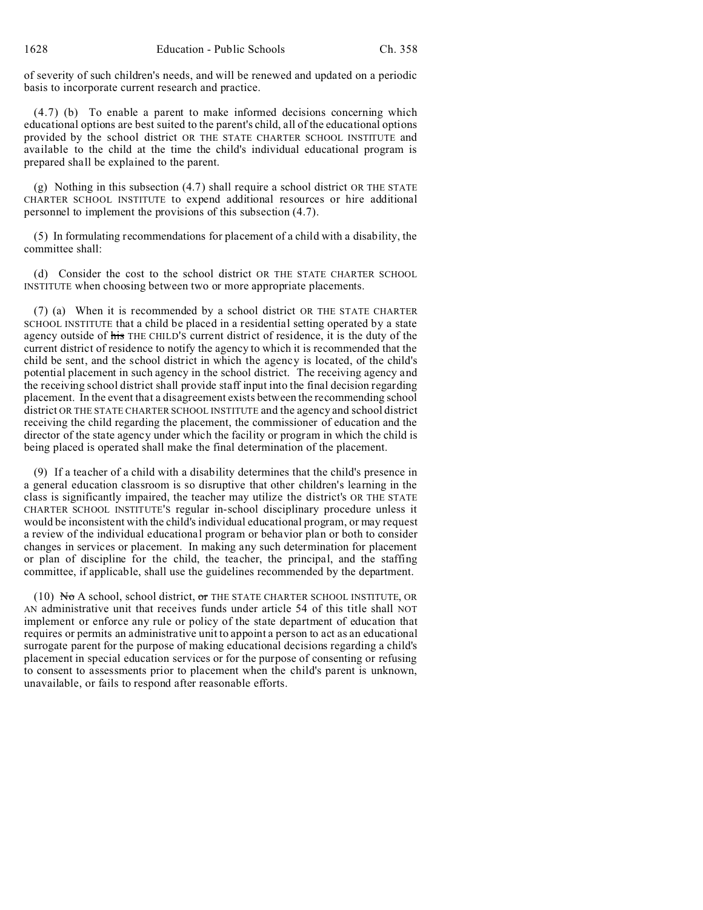of severity of such children's needs, and will be renewed and updated on a periodic basis to incorporate current research and practice.

(4.7) (b) To enable a parent to make informed decisions concerning which educational options are best suited to the parent's child, all of the educational options provided by the school district OR THE STATE CHARTER SCHOOL INSTITUTE and available to the child at the time the child's individual educational program is prepared shall be explained to the parent.

(g) Nothing in this subsection (4.7) shall require a school district OR THE STATE CHARTER SCHOOL INSTITUTE to expend additional resources or hire additional personnel to implement the provisions of this subsection (4.7).

(5) In formulating recommendations for placement of a child with a disability, the committee shall:

(d) Consider the cost to the school district OR THE STATE CHARTER SCHOOL INSTITUTE when choosing between two or more appropriate placements.

(7) (a) When it is recommended by a school district OR THE STATE CHARTER SCHOOL INSTITUTE that a child be placed in a residential setting operated by a state agency outside of ~~his~~ THE CHILD'S current district of residence, it is the duty of the current district of residence to notify the agency to which it is recommended that the child be sent, and the school district in which the agency is located, of the child's potential placement in such agency in the school district. The receiving agency and the receiving school district shall provide staff input into the final decision regarding placement. In the event that a disagreement exists between the recommending school district OR THE STATE CHARTER SCHOOL INSTITUTE and the agency and school district receiving the child regarding the placement, the commissioner of education and the director of the state agency under which the facility or program in which the child is being placed is operated shall make the final determination of the placement.

(9) If a teacher of a child with a disability determines that the child's presence in a general education classroom is so disruptive that other children's learning in the class is significantly impaired, the teacher may utilize the district's OR THE STATE CHARTER SCHOOL INSTITUTE'S regular in-school disciplinary procedure unless it would be inconsistent with the child's individual educational program, or may request a review of the individual educational program or behavior plan or both to consider changes in services or placement. In making any such determination for placement or plan of discipline for the child, the teacher, the principal, and the staffing committee, if applicable, shall use the guidelines recommended by the department.

(10) ~~No~~ A school, school district, ~~or~~ THE STATE CHARTER SCHOOL INSTITUTE, OR AN administrative unit that receives funds under article 54 of this title shall NOT implement or enforce any rule or policy of the state department of education that requires or permits an administrative unit to appoint a person to act as an educational surrogate parent for the purpose of making educational decisions regarding a child's placement in special education services or for the purpose of consenting or refusing to consent to assessments prior to placement when the child's parent is unknown, unavailable, or fails to respond after reasonable efforts.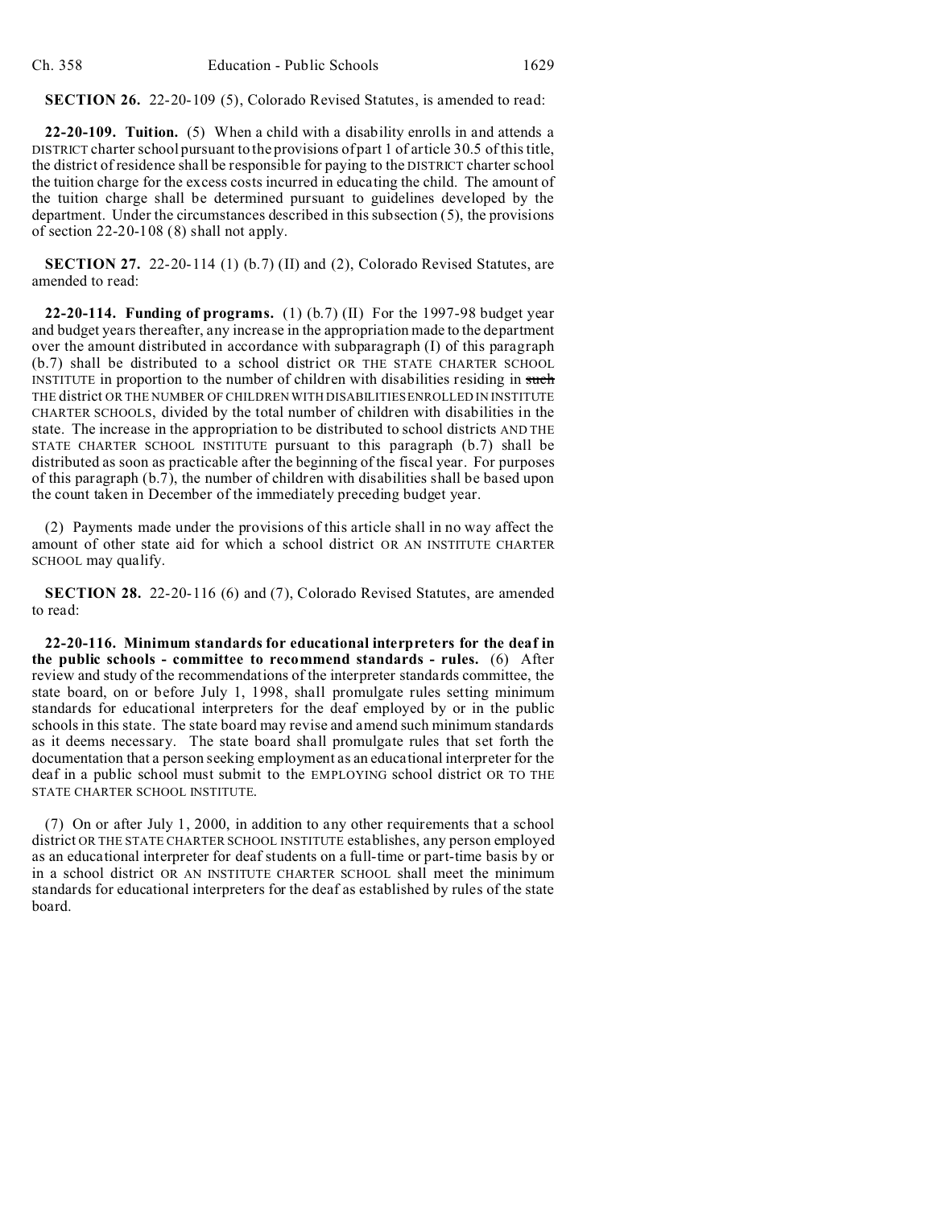**SECTION 26.** 22-20-109 (5), Colorado Revised Statutes, is amended to read:

**22-20-109. Tuition.** (5) When a child with a disability enrolls in and attends a DISTRICT charter school pursuant to the provisions of part 1 of article 30.5 of this title, the district of residence shall be responsible for paying to the DISTRICT charter school the tuition charge for the excess costs incurred in educating the child. The amount of the tuition charge shall be determined pursuant to guidelines developed by the department. Under the circumstances described in this subsection (5), the provisions of section 22-20-108 (8) shall not apply.

**SECTION 27.** 22-20-114 (1) (b.7) (II) and (2), Colorado Revised Statutes, are amended to read:

**22-20-114. Funding of programs.** (1) (b.7) (II) For the 1997-98 budget year and budget years thereafter, any increase in the appropriation made to the department over the amount distributed in accordance with subparagraph (I) of this paragraph (b.7) shall be distributed to a school district OR THE STATE CHARTER SCHOOL INSTITUTE in proportion to the number of children with disabilities residing in ~~such~~ THE district OR THE NUMBER OF CHILDREN WITH DISABILITIES ENROLLED IN INSTITUTE CHARTER SCHOOLS, divided by the total number of children with disabilities in the state. The increase in the appropriation to be distributed to school districts AND THE STATE CHARTER SCHOOL INSTITUTE pursuant to this paragraph (b.7) shall be distributed as soon as practicable after the beginning of the fiscal year. For purposes of this paragraph (b.7), the number of children with disabilities shall be based upon the count taken in December of the immediately preceding budget year.

(2) Payments made under the provisions of this article shall in no way affect the amount of other state aid for which a school district OR AN INSTITUTE CHARTER SCHOOL may qualify.

**SECTION 28.** 22-20-116 (6) and (7), Colorado Revised Statutes, are amended to read:

**22-20-116. Minimum standards for educational interpreters for the deaf in the public schools - committee to recommend standards - rules.** (6) After review and study of the recommendations of the interpreter standards committee, the state board, on or before July 1, 1998, shall promulgate rules setting minimum standards for educational interpreters for the deaf employed by or in the public schools in this state. The state board may revise and amend such minimum standards as it deems necessary. The state board shall promulgate rules that set forth the documentation that a person seeking employment as an educational interpreter for the deaf in a public school must submit to the EMPLOYING school district OR TO THE STATE CHARTER SCHOOL INSTITUTE.

(7) On or after July 1, 2000, in addition to any other requirements that a school district OR THE STATE CHARTER SCHOOL INSTITUTE establishes, any person employed as an educational interpreter for deaf students on a full-time or part-time basis by or in a school district OR AN INSTITUTE CHARTER SCHOOL shall meet the minimum standards for educational interpreters for the deaf as established by rules of the state board.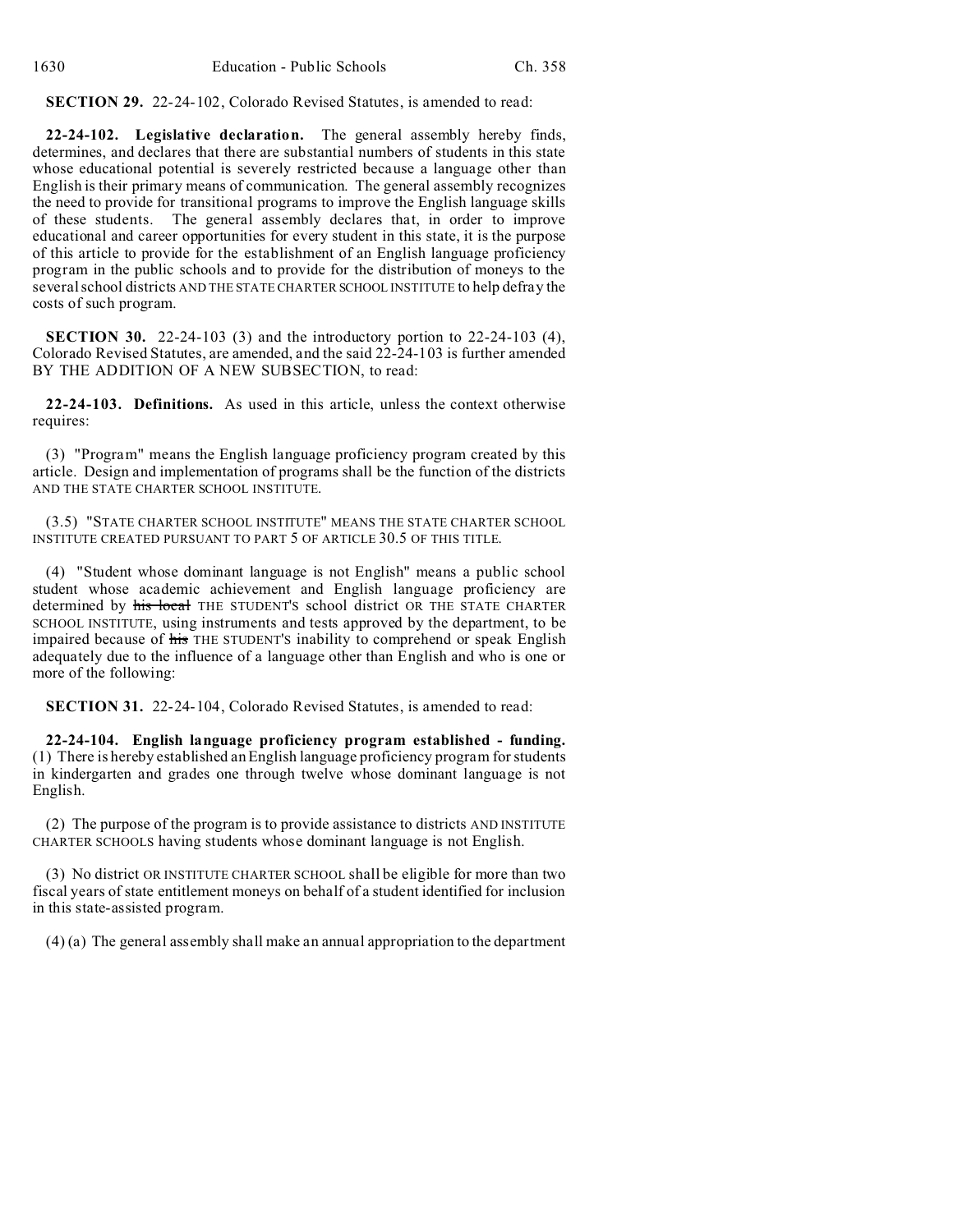**SECTION 29.** 22-24-102, Colorado Revised Statutes, is amended to read:

**22-24-102. Legislative declaration.** The general assembly hereby finds, determines, and declares that there are substantial numbers of students in this state whose educational potential is severely restricted because a language other than English is their primary means of communication. The general assembly recognizes the need to provide for transitional programs to improve the English language skills of these students. The general assembly declares that, in order to improve educational and career opportunities for every student in this state, it is the purpose of this article to provide for the establishment of an English language proficiency program in the public schools and to provide for the distribution of moneys to the several school districts AND THE STATE CHARTER SCHOOL INSTITUTE to help defray the costs of such program.

**SECTION 30.** 22-24-103 (3) and the introductory portion to 22-24-103 (4), Colorado Revised Statutes, are amended, and the said 22-24-103 is further amended BY THE ADDITION OF A NEW SUBSECTION, to read:

**22-24-103. Definitions.** As used in this article, unless the context otherwise requires:

(3) "Program" means the English language proficiency program created by this article. Design and implementation of programs shall be the function of the districts AND THE STATE CHARTER SCHOOL INSTITUTE.

(3.5) "STATE CHARTER SCHOOL INSTITUTE" MEANS THE STATE CHARTER SCHOOL INSTITUTE CREATED PURSUANT TO PART 5 OF ARTICLE 30.5 OF THIS TITLE.

(4) "Student whose dominant language is not English" means a public school student whose academic achievement and English language proficiency are determined by ~~his local~~ THE STUDENT'S school district OR THE STATE CHARTER SCHOOL INSTITUTE, using instruments and tests approved by the department, to be impaired because of ~~his~~ THE STUDENT'S inability to comprehend or speak English adequately due to the influence of a language other than English and who is one or more of the following:

**SECTION 31.** 22-24-104, Colorado Revised Statutes, is amended to read:

**22-24-104. English language proficiency program established - funding.** (1) There is hereby established an English language proficiency program for students in kindergarten and grades one through twelve whose dominant language is not English.

(2) The purpose of the program is to provide assistance to districts AND INSTITUTE CHARTER SCHOOLS having students whose dominant language is not English.

(3) No district OR INSTITUTE CHARTER SCHOOL shall be eligible for more than two fiscal years of state entitlement moneys on behalf of a student identified for inclusion in this state-assisted program.

(4) (a) The general assembly shall make an annual appropriation to the department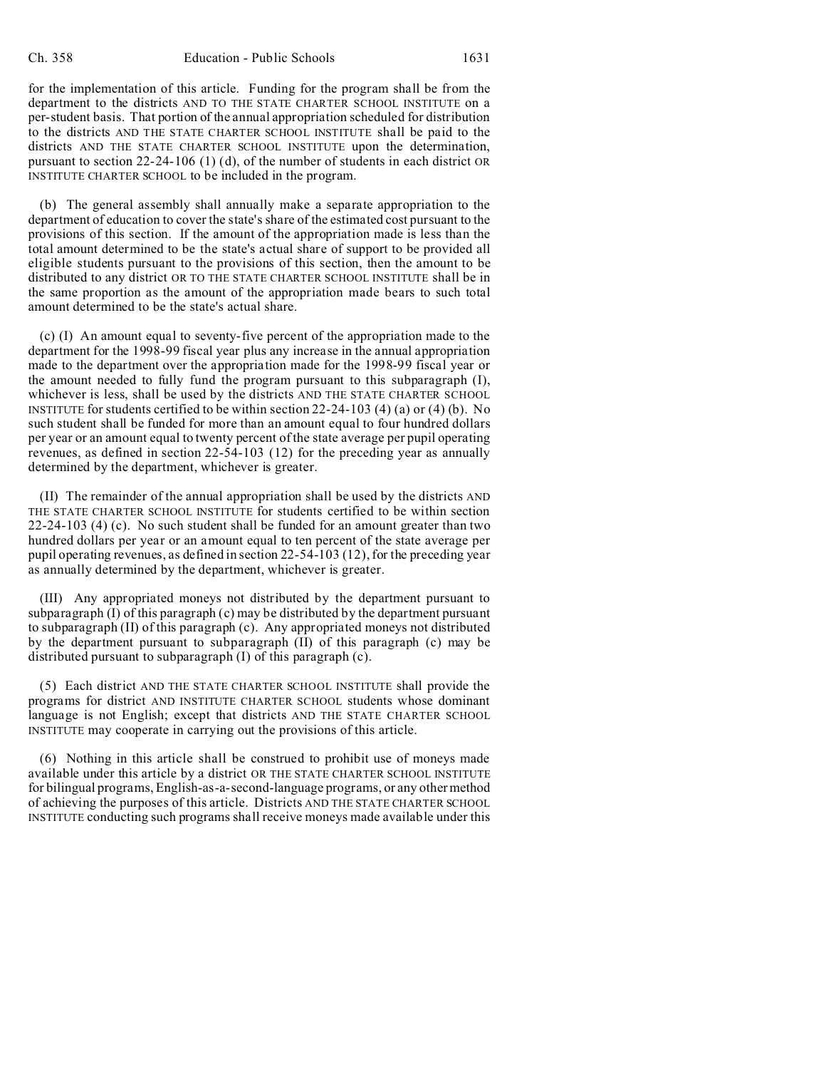for the implementation of this article. Funding for the program shall be from the department to the districts AND TO THE STATE CHARTER SCHOOL INSTITUTE on a per-student basis. That portion of the annual appropriation scheduled for distribution to the districts AND THE STATE CHARTER SCHOOL INSTITUTE shall be paid to the districts AND THE STATE CHARTER SCHOOL INSTITUTE upon the determination, pursuant to section 22-24-106 (1) (d), of the number of students in each district OR INSTITUTE CHARTER SCHOOL to be included in the program.

(b) The general assembly shall annually make a separate appropriation to the department of education to cover the state's share of the estimated cost pursuant to the provisions of this section. If the amount of the appropriation made is less than the total amount determined to be the state's actual share of support to be provided all eligible students pursuant to the provisions of this section, then the amount to be distributed to any district OR TO THE STATE CHARTER SCHOOL INSTITUTE shall be in the same proportion as the amount of the appropriation made bears to such total amount determined to be the state's actual share.

(c) (I) An amount equal to seventy-five percent of the appropriation made to the department for the 1998-99 fiscal year plus any increase in the annual appropriation made to the department over the appropriation made for the 1998-99 fiscal year or the amount needed to fully fund the program pursuant to this subparagraph (I), whichever is less, shall be used by the districts AND THE STATE CHARTER SCHOOL INSTITUTE for students certified to be within section 22-24-103 (4) (a) or (4) (b). No such student shall be funded for more than an amount equal to four hundred dollars per year or an amount equal to twenty percent of the state average per pupil operating revenues, as defined in section 22-54-103 (12) for the preceding year as annually determined by the department, whichever is greater.

(II) The remainder of the annual appropriation shall be used by the districts AND THE STATE CHARTER SCHOOL INSTITUTE for students certified to be within section 22-24-103 (4) (c). No such student shall be funded for an amount greater than two hundred dollars per year or an amount equal to ten percent of the state average per pupil operating revenues, as defined in section 22-54-103 (12), for the preceding year as annually determined by the department, whichever is greater.

(III) Any appropriated moneys not distributed by the department pursuant to subparagraph (I) of this paragraph (c) may be distributed by the department pursuant to subparagraph (II) of this paragraph (c). Any appropriated moneys not distributed by the department pursuant to subparagraph (II) of this paragraph (c) may be distributed pursuant to subparagraph (I) of this paragraph (c).

(5) Each district AND THE STATE CHARTER SCHOOL INSTITUTE shall provide the programs for district AND INSTITUTE CHARTER SCHOOL students whose dominant language is not English; except that districts AND THE STATE CHARTER SCHOOL INSTITUTE may cooperate in carrying out the provisions of this article.

(6) Nothing in this article shall be construed to prohibit use of moneys made available under this article by a district OR THE STATE CHARTER SCHOOL INSTITUTE for bilingual programs, English-as-a-second-language programs, or any other method of achieving the purposes of this article. Districts AND THE STATE CHARTER SCHOOL INSTITUTE conducting such programs shall receive moneys made available under this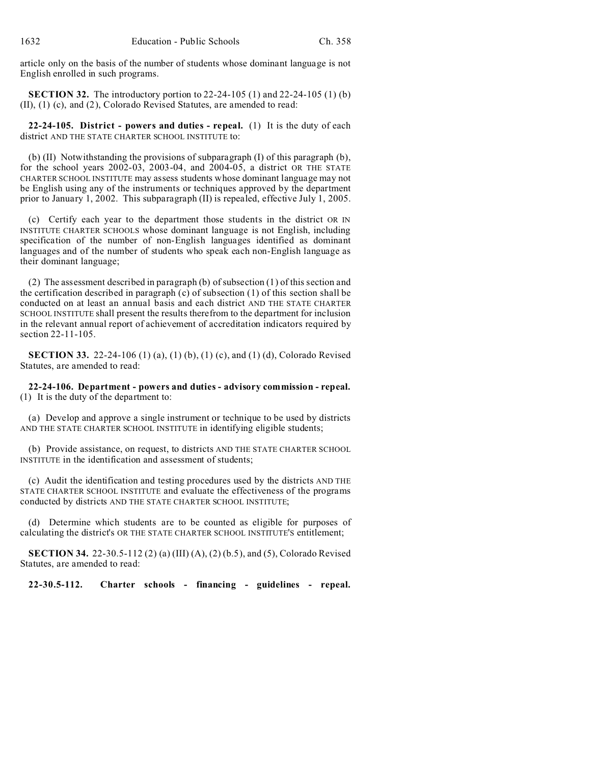article only on the basis of the number of students whose dominant language is not English enrolled in such programs.

**SECTION 32.** The introductory portion to 22-24-105 (1) and 22-24-105 (1) (b) (II), (1) (c), and (2), Colorado Revised Statutes, are amended to read:

**22-24-105. District - powers and duties - repeal.** (1) It is the duty of each district AND THE STATE CHARTER SCHOOL INSTITUTE to:

(b) (II) Notwithstanding the provisions of subparagraph (I) of this paragraph (b), for the school years 2002-03, 2003-04, and 2004-05, a district OR THE STATE CHARTER SCHOOL INSTITUTE may assess students whose dominant language may not be English using any of the instruments or techniques approved by the department prior to January 1, 2002. This subparagraph (II) is repealed, effective July 1, 2005.

(c) Certify each year to the department those students in the district OR IN INSTITUTE CHARTER SCHOOLS whose dominant language is not English, including specification of the number of non-English languages identified as dominant languages and of the number of students who speak each non-English language as their dominant language;

(2) The assessment described in paragraph (b) of subsection (1) of this section and the certification described in paragraph (c) of subsection (1) of this section shall be conducted on at least an annual basis and each district AND THE STATE CHARTER SCHOOL INSTITUTE shall present the results therefrom to the department for inclusion in the relevant annual report of achievement of accreditation indicators required by section 22-11-105.

**SECTION 33.** 22-24-106 (1) (a), (1) (b), (1) (c), and (1) (d), Colorado Revised Statutes, are amended to read:

**22-24-106. Department - powers and duties - advisory commission - repeal.** (1) It is the duty of the department to:

(a) Develop and approve a single instrument or technique to be used by districts AND THE STATE CHARTER SCHOOL INSTITUTE in identifying eligible students;

(b) Provide assistance, on request, to districts AND THE STATE CHARTER SCHOOL INSTITUTE in the identification and assessment of students;

(c) Audit the identification and testing procedures used by the districts AND THE STATE CHARTER SCHOOL INSTITUTE and evaluate the effectiveness of the programs conducted by districts AND THE STATE CHARTER SCHOOL INSTITUTE;

(d) Determine which students are to be counted as eligible for purposes of calculating the district's OR THE STATE CHARTER SCHOOL INSTITUTE'S entitlement;

**SECTION 34.** 22-30.5-112 (2) (a) (III) (A), (2) (b.5), and (5), Colorado Revised Statutes, are amended to read:

**22-30.5-112. Charter schools - financing - guidelines - repeal.**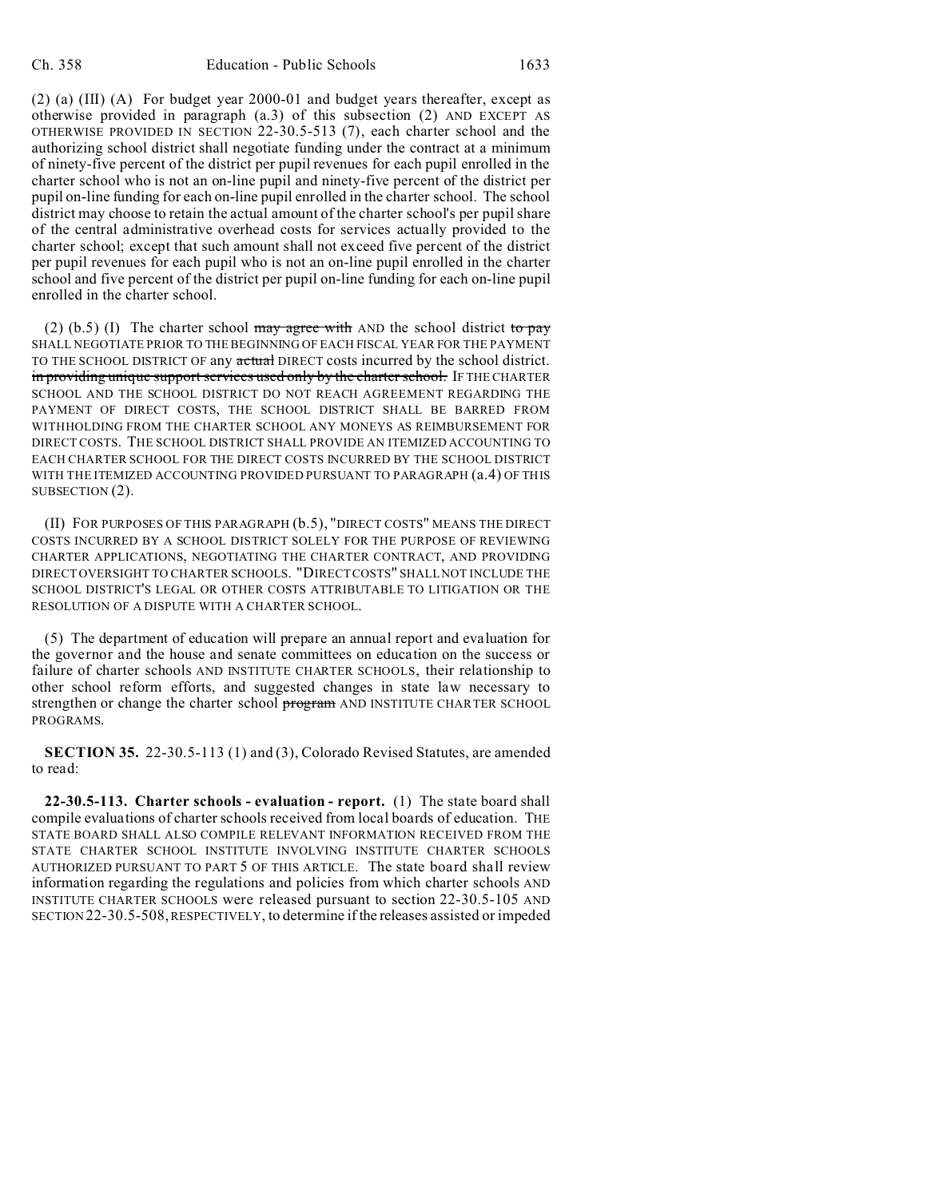(2) (a) (III) (A) For budget year 2000-01 and budget years thereafter, except as otherwise provided in paragraph (a.3) of this subsection (2) AND EXCEPT AS OTHERWISE PROVIDED IN SECTION 22-30.5-513 (7), each charter school and the authorizing school district shall negotiate funding under the contract at a minimum of ninety-five percent of the district per pupil revenues for each pupil enrolled in the charter school who is not an on-line pupil and ninety-five percent of the district per pupil on-line funding for each on-line pupil enrolled in the charter school. The school district may choose to retain the actual amount of the charter school's per pupil share of the central administrative overhead costs for services actually provided to the charter school; except that such amount shall not exceed five percent of the district per pupil revenues for each pupil who is not an on-line pupil enrolled in the charter school and five percent of the district per pupil on-line funding for each on-line pupil enrolled in the charter school.

(2) (b.5) (I) The charter school ~~may agree with~~ AND the school district ~~to pay~~ SHALL NEGOTIATE PRIOR TO THE BEGINNING OF EACH FISCAL YEAR FOR THE PAYMENT TO THE SCHOOL DISTRICT OF any ~~actual~~ DIRECT costs incurred by the school district. ~~in providing unique support services used only by the charter school.~~ IF THE CHARTER SCHOOL AND THE SCHOOL DISTRICT DO NOT REACH AGREEMENT REGARDING THE PAYMENT OF DIRECT COSTS, THE SCHOOL DISTRICT SHALL BE BARRED FROM WITHHOLDING FROM THE CHARTER SCHOOL ANY MONEYS AS REIMBURSEMENT FOR DIRECT COSTS. THE SCHOOL DISTRICT SHALL PROVIDE AN ITEMIZED ACCOUNTING TO EACH CHARTER SCHOOL FOR THE DIRECT COSTS INCURRED BY THE SCHOOL DISTRICT WITH THE ITEMIZED ACCOUNTING PROVIDED PURSUANT TO PARAGRAPH (a.4) OF THIS SUBSECTION (2).

(II) FOR PURPOSES OF THIS PARAGRAPH (b.5), "DIRECT COSTS" MEANS THE DIRECT COSTS INCURRED BY A SCHOOL DISTRICT SOLELY FOR THE PURPOSE OF REVIEWING CHARTER APPLICATIONS, NEGOTIATING THE CHARTER CONTRACT, AND PROVIDING DIRECT OVERSIGHT TO CHARTER SCHOOLS. "DIRECT COSTS" SHALL NOT INCLUDE THE SCHOOL DISTRICT'S LEGAL OR OTHER COSTS ATTRIBUTABLE TO LITIGATION OR THE RESOLUTION OF A DISPUTE WITH A CHARTER SCHOOL.

(5) The department of education will prepare an annual report and evaluation for the governor and the house and senate committees on education on the success or failure of charter schools AND INSTITUTE CHARTER SCHOOLS, their relationship to other school reform efforts, and suggested changes in state law necessary to strengthen or change the charter school ~~program~~ AND INSTITUTE CHARTER SCHOOL PROGRAMS.

**SECTION 35.** 22-30.5-113 (1) and (3), Colorado Revised Statutes, are amended to read:

**22-30.5-113. Charter schools - evaluation - report.** (1) The state board shall compile evaluations of charter schools received from local boards of education. THE STATE BOARD SHALL ALSO COMPILE RELEVANT INFORMATION RECEIVED FROM THE STATE CHARTER SCHOOL INSTITUTE INVOLVING INSTITUTE CHARTER SCHOOLS AUTHORIZED PURSUANT TO PART 5 OF THIS ARTICLE. The state board shall review information regarding the regulations and policies from which charter schools AND INSTITUTE CHARTER SCHOOLS were released pursuant to section 22-30.5-105 AND SECTION 22-30.5-508, RESPECTIVELY, to determine if the releases assisted or impeded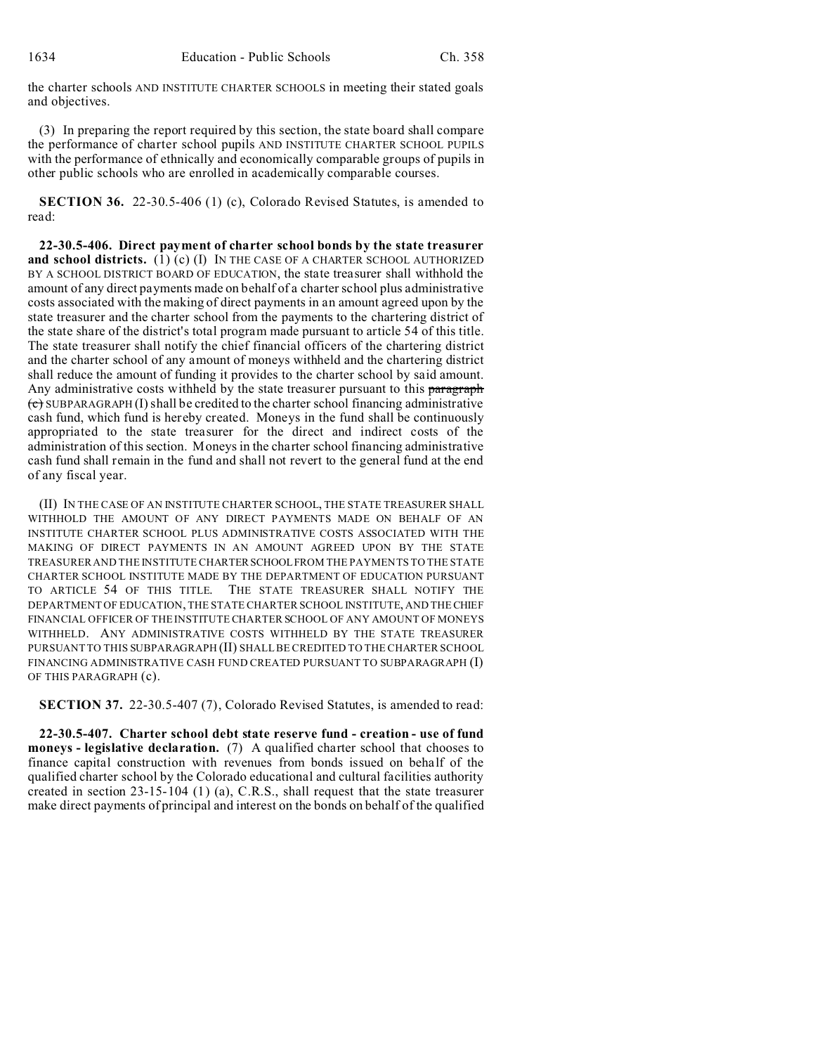the charter schools AND INSTITUTE CHARTER SCHOOLS in meeting their stated goals and objectives.

(3) In preparing the report required by this section, the state board shall compare the performance of charter school pupils AND INSTITUTE CHARTER SCHOOL PUPILS with the performance of ethnically and economically comparable groups of pupils in other public schools who are enrolled in academically comparable courses.

**SECTION 36.** 22-30.5-406 (1) (c), Colorado Revised Statutes, is amended to read:

**22-30.5-406. Direct payment of charter school bonds by the state treasurer and school districts.** (1) (c) (I) IN THE CASE OF A CHARTER SCHOOL AUTHORIZED BY A SCHOOL DISTRICT BOARD OF EDUCATION, the state treasurer shall withhold the amount of any direct payments made on behalf of a charter school plus administrative costs associated with the making of direct payments in an amount agreed upon by the state treasurer and the charter school from the payments to the chartering district of the state share of the district's total program made pursuant to article 54 of this title. The state treasurer shall notify the chief financial officers of the chartering district and the charter school of any amount of moneys withheld and the chartering district shall reduce the amount of funding it provides to the charter school by said amount. Any administrative costs withheld by the state treasurer pursuant to this ~~paragraph (c)~~ SUBPARAGRAPH (I) shall be credited to the charter school financing administrative cash fund, which fund is hereby created. Moneys in the fund shall be continuously appropriated to the state treasurer for the direct and indirect costs of the administration of this section. Moneys in the charter school financing administrative cash fund shall remain in the fund and shall not revert to the general fund at the end of any fiscal year.

(II) IN THE CASE OF AN INSTITUTE CHARTER SCHOOL, THE STATE TREASURER SHALL WITHHOLD THE AMOUNT OF ANY DIRECT PAYMENTS MADE ON BEHALF OF AN INSTITUTE CHARTER SCHOOL PLUS ADMINISTRATIVE COSTS ASSOCIATED WITH THE MAKING OF DIRECT PAYMENTS IN AN AMOUNT AGREED UPON BY THE STATE TREASURER AND THE INSTITUTE CHARTER SCHOOL FROM THE PAYMENTS TO THE STATE CHARTER SCHOOL INSTITUTE MADE BY THE DEPARTMENT OF EDUCATION PURSUANT TO ARTICLE 54 OF THIS TITLE. THE STATE TREASURER SHALL NOTIFY THE DEPARTMENT OF EDUCATION, THE STATE CHARTER SCHOOL INSTITUTE, AND THE CHIEF FINANCIAL OFFICER OF THE INSTITUTE CHARTER SCHOOL OF ANY AMOUNT OF MONEYS WITHHELD. ANY ADMINISTRATIVE COSTS WITHHELD BY THE STATE TREASURER PURSUANT TO THIS SUBPARAGRAPH (II) SHALL BE CREDITED TO THE CHARTER SCHOOL FINANCING ADMINISTRATIVE CASH FUND CREATED PURSUANT TO SUBPARAGRAPH (I) OF THIS PARAGRAPH (c).

**SECTION 37.** 22-30.5-407 (7), Colorado Revised Statutes, is amended to read:

**22-30.5-407. Charter school debt state reserve fund - creation - use of fund moneys - legislative declaration.** (7) A qualified charter school that chooses to finance capital construction with revenues from bonds issued on behalf of the qualified charter school by the Colorado educational and cultural facilities authority created in section 23-15-104 (1) (a), C.R.S., shall request that the state treasurer make direct payments of principal and interest on the bonds on behalf of the qualified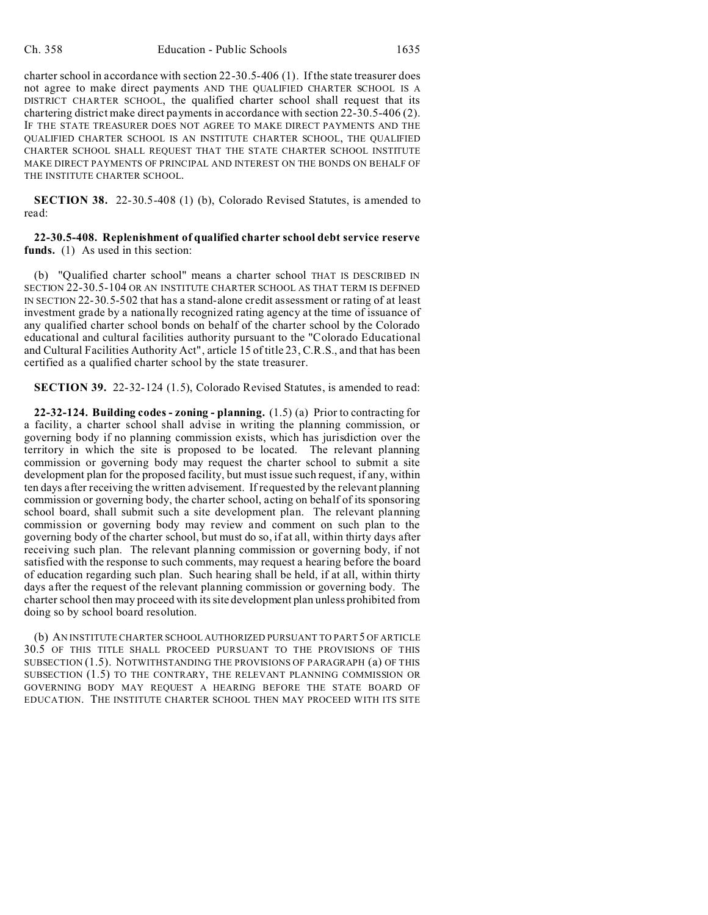charter school in accordance with section 22-30.5-406 (1). If the state treasurer does not agree to make direct payments AND THE QUALIFIED CHARTER SCHOOL IS A DISTRICT CHARTER SCHOOL, the qualified charter school shall request that its chartering district make direct payments in accordance with section 22-30.5-406 (2). IF THE STATE TREASURER DOES NOT AGREE TO MAKE DIRECT PAYMENTS AND THE QUALIFIED CHARTER SCHOOL IS AN INSTITUTE CHARTER SCHOOL, THE QUALIFIED CHARTER SCHOOL SHALL REQUEST THAT THE STATE CHARTER SCHOOL INSTITUTE MAKE DIRECT PAYMENTS OF PRINCIPAL AND INTEREST ON THE BONDS ON BEHALF OF THE INSTITUTE CHARTER SCHOOL.

**SECTION 38.** 22-30.5-408 (1) (b), Colorado Revised Statutes, is amended to read:

**22-30.5-408. Replenishment of qualified charter school debt service reserve funds.** (1) As used in this section:

(b) "Qualified charter school" means a charter school THAT IS DESCRIBED IN SECTION 22-30.5-104 OR AN INSTITUTE CHARTER SCHOOL AS THAT TERM IS DEFINED IN SECTION 22-30.5-502 that has a stand-alone credit assessment or rating of at least investment grade by a nationally recognized rating agency at the time of issuance of any qualified charter school bonds on behalf of the charter school by the Colorado educational and cultural facilities authority pursuant to the "Colorado Educational and Cultural Facilities Authority Act", article 15 of title 23, C.R.S., and that has been certified as a qualified charter school by the state treasurer.

**SECTION 39.** 22-32-124 (1.5), Colorado Revised Statutes, is amended to read:

**22-32-124. Building codes - zoning - planning.** (1.5) (a) Prior to contracting for a facility, a charter school shall advise in writing the planning commission, or governing body if no planning commission exists, which has jurisdiction over the territory in which the site is proposed to be located. The relevant planning commission or governing body may request the charter school to submit a site development plan for the proposed facility, but must issue such request, if any, within ten days after receiving the written advisement. If requested by the relevant planning commission or governing body, the charter school, acting on behalf of its sponsoring school board, shall submit such a site development plan. The relevant planning commission or governing body may review and comment on such plan to the governing body of the charter school, but must do so, if at all, within thirty days after receiving such plan. The relevant planning commission or governing body, if not satisfied with the response to such comments, may request a hearing before the board of education regarding such plan. Such hearing shall be held, if at all, within thirty days after the request of the relevant planning commission or governing body. The charter school then may proceed with its site development plan unless prohibited from doing so by school board resolution.

(b) AN INSTITUTE CHARTER SCHOOL AUTHORIZED PURSUANT TO PART 5 OF ARTICLE 30.5 OF THIS TITLE SHALL PROCEED PURSUANT TO THE PROVISIONS OF THIS SUBSECTION (1.5). NOTWITHSTANDING THE PROVISIONS OF PARAGRAPH (a) OF THIS SUBSECTION (1.5) TO THE CONTRARY, THE RELEVANT PLANNING COMMISSION OR GOVERNING BODY MAY REQUEST A HEARING BEFORE THE STATE BOARD OF EDUCATION. THE INSTITUTE CHARTER SCHOOL THEN MAY PROCEED WITH ITS SITE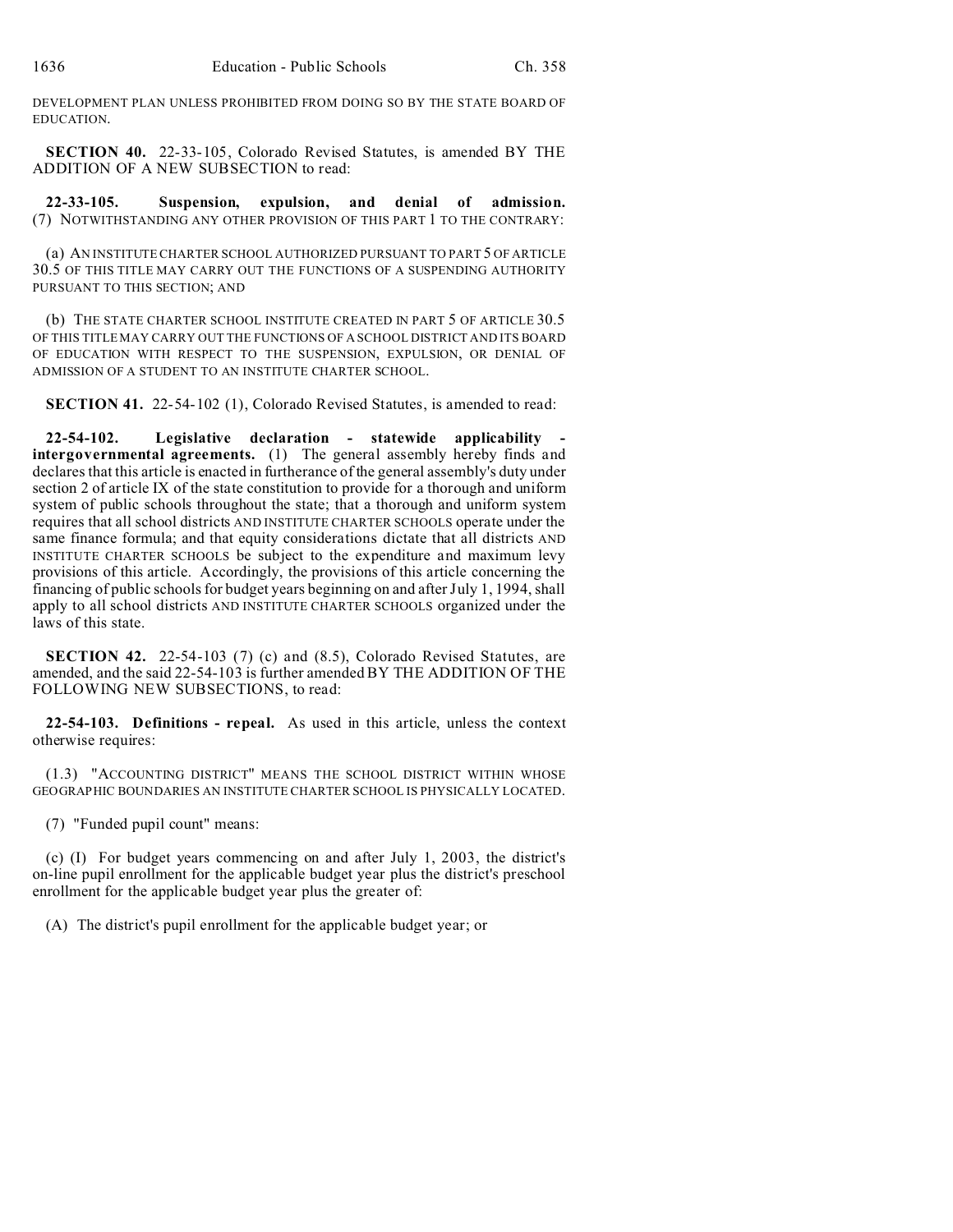DEVELOPMENT PLAN UNLESS PROHIBITED FROM DOING SO BY THE STATE BOARD OF EDUCATION.

**SECTION 40.** 22-33-105, Colorado Revised Statutes, is amended BY THE ADDITION OF A NEW SUBSECTION to read:

**22-33-105. Suspension, expulsion, and denial of admission.** (7) NOTWITHSTANDING ANY OTHER PROVISION OF THIS PART 1 TO THE CONTRARY:

(a) AN INSTITUTE CHARTER SCHOOL AUTHORIZED PURSUANT TO PART 5 OF ARTICLE 30.5 OF THIS TITLE MAY CARRY OUT THE FUNCTIONS OF A SUSPENDING AUTHORITY PURSUANT TO THIS SECTION; AND

(b) THE STATE CHARTER SCHOOL INSTITUTE CREATED IN PART 5 OF ARTICLE 30.5 OF THIS TITLE MAY CARRY OUT THE FUNCTIONS OF A SCHOOL DISTRICT AND ITS BOARD OF EDUCATION WITH RESPECT TO THE SUSPENSION, EXPULSION, OR DENIAL OF ADMISSION OF A STUDENT TO AN INSTITUTE CHARTER SCHOOL.

**SECTION 41.** 22-54-102 (1), Colorado Revised Statutes, is amended to read:

**22-54-102. Legislative declaration - statewide applicability - intergovernmental agreements.** (1) The general assembly hereby finds and declares that this article is enacted in furtherance of the general assembly's duty under section 2 of article IX of the state constitution to provide for a thorough and uniform system of public schools throughout the state; that a thorough and uniform system requires that all school districts AND INSTITUTE CHARTER SCHOOLS operate under the same finance formula; and that equity considerations dictate that all districts AND INSTITUTE CHARTER SCHOOLS be subject to the expenditure and maximum levy provisions of this article. Accordingly, the provisions of this article concerning the financing of public schools for budget years beginning on and after July 1, 1994, shall apply to all school districts AND INSTITUTE CHARTER SCHOOLS organized under the laws of this state.

**SECTION 42.** 22-54-103 (7) (c) and (8.5), Colorado Revised Statutes, are amended, and the said 22-54-103 is further amended BY THE ADDITION OF THE FOLLOWING NEW SUBSECTIONS, to read:

**22-54-103. Definitions - repeal.** As used in this article, unless the context otherwise requires:

(1.3) "ACCOUNTING DISTRICT" MEANS THE SCHOOL DISTRICT WITHIN WHOSE GEOGRAPHIC BOUNDARIES AN INSTITUTE CHARTER SCHOOL IS PHYSICALLY LOCATED.

(7) "Funded pupil count" means:

(c) (I) For budget years commencing on and after July 1, 2003, the district's on-line pupil enrollment for the applicable budget year plus the district's preschool enrollment for the applicable budget year plus the greater of:

(A) The district's pupil enrollment for the applicable budget year; or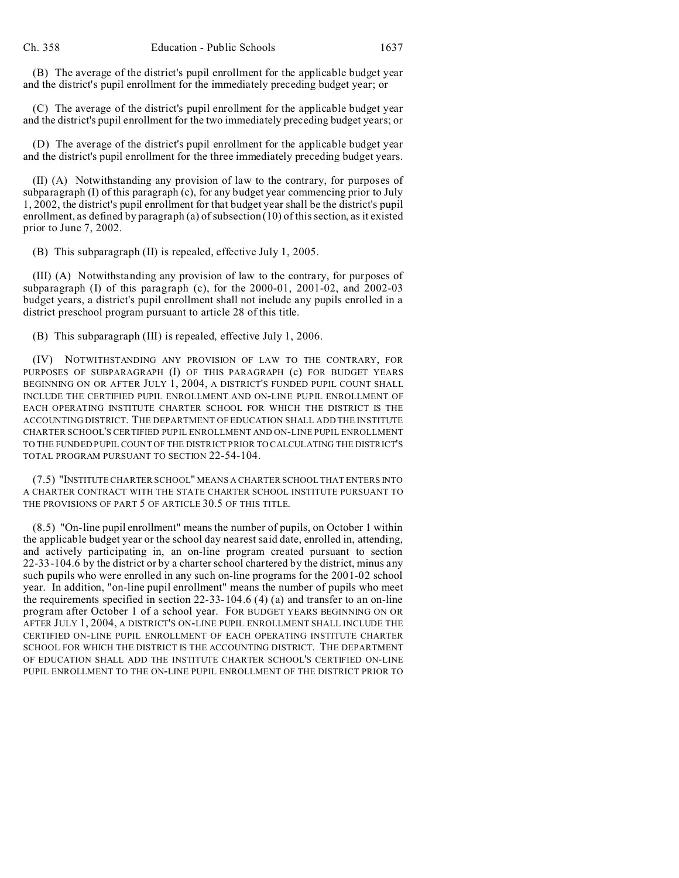(B) The average of the district's pupil enrollment for the applicable budget year and the district's pupil enrollment for the immediately preceding budget year; or

(C) The average of the district's pupil enrollment for the applicable budget year and the district's pupil enrollment for the two immediately preceding budget years; or

(D) The average of the district's pupil enrollment for the applicable budget year and the district's pupil enrollment for the three immediately preceding budget years.

(II) (A) Notwithstanding any provision of law to the contrary, for purposes of subparagraph (I) of this paragraph (c), for any budget year commencing prior to July 1, 2002, the district's pupil enrollment for that budget year shall be the district's pupil enrollment, as defined by paragraph (a) of subsection (10) of this section, as it existed prior to June 7, 2002.

(B) This subparagraph (II) is repealed, effective July 1, 2005.

(III) (A) Notwithstanding any provision of law to the contrary, for purposes of subparagraph (I) of this paragraph (c), for the 2000-01, 2001-02, and 2002-03 budget years, a district's pupil enrollment shall not include any pupils enrolled in a district preschool program pursuant to article 28 of this title.

(B) This subparagraph (III) is repealed, effective July 1, 2006.

(IV) NOTWITHSTANDING ANY PROVISION OF LAW TO THE CONTRARY, FOR PURPOSES OF SUBPARAGRAPH (I) OF THIS PARAGRAPH (c) FOR BUDGET YEARS BEGINNING ON OR AFTER JULY 1, 2004, A DISTRICT'S FUNDED PUPIL COUNT SHALL INCLUDE THE CERTIFIED PUPIL ENROLLMENT AND ON-LINE PUPIL ENROLLMENT OF EACH OPERATING INSTITUTE CHARTER SCHOOL FOR WHICH THE DISTRICT IS THE ACCOUNTING DISTRICT. THE DEPARTMENT OF EDUCATION SHALL ADD THE INSTITUTE CHARTER SCHOOL'S CERTIFIED PUPIL ENROLLMENT AND ON-LINE PUPIL ENROLLMENT TO THE FUNDED PUPIL COUNT OF THE DISTRICT PRIOR TO CALCULATING THE DISTRICT'S TOTAL PROGRAM PURSUANT TO SECTION 22-54-104.

(7.5) "INSTITUTE CHARTER SCHOOL" MEANS A CHARTER SCHOOL THAT ENTERS INTO A CHARTER CONTRACT WITH THE STATE CHARTER SCHOOL INSTITUTE PURSUANT TO THE PROVISIONS OF PART 5 OF ARTICLE 30.5 OF THIS TITLE.

(8.5) "On-line pupil enrollment" means the number of pupils, on October 1 within the applicable budget year or the school day nearest said date, enrolled in, attending, and actively participating in, an on-line program created pursuant to section 22-33-104.6 by the district or by a charter school chartered by the district, minus any such pupils who were enrolled in any such on-line programs for the 2001-02 school year. In addition, "on-line pupil enrollment" means the number of pupils who meet the requirements specified in section 22-33-104.6 (4) (a) and transfer to an on-line program after October 1 of a school year. FOR BUDGET YEARS BEGINNING ON OR AFTER JULY 1, 2004, A DISTRICT'S ON-LINE PUPIL ENROLLMENT SHALL INCLUDE THE CERTIFIED ON-LINE PUPIL ENROLLMENT OF EACH OPERATING INSTITUTE CHARTER SCHOOL FOR WHICH THE DISTRICT IS THE ACCOUNTING DISTRICT. THE DEPARTMENT OF EDUCATION SHALL ADD THE INSTITUTE CHARTER SCHOOL'S CERTIFIED ON-LINE PUPIL ENROLLMENT TO THE ON-LINE PUPIL ENROLLMENT OF THE DISTRICT PRIOR TO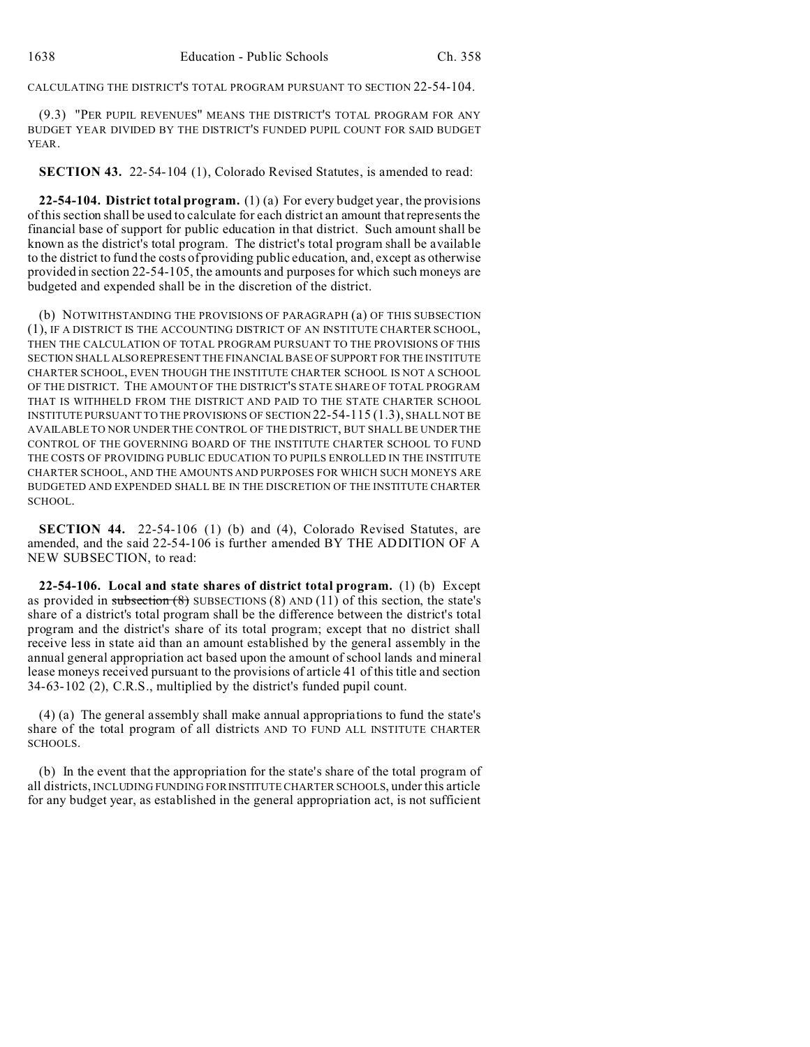CALCULATING THE DISTRICT'S TOTAL PROGRAM PURSUANT TO SECTION 22-54-104.

(9.3) "PER PUPIL REVENUES" MEANS THE DISTRICT'S TOTAL PROGRAM FOR ANY BUDGET YEAR DIVIDED BY THE DISTRICT'S FUNDED PUPIL COUNT FOR SAID BUDGET YEAR.

**SECTION 43.** 22-54-104 (1), Colorado Revised Statutes, is amended to read:

**22-54-104. District total program.** (1) (a) For every budget year, the provisions of this section shall be used to calculate for each district an amount that represents the financial base of support for public education in that district. Such amount shall be known as the district's total program. The district's total program shall be available to the district to fund the costs of providing public education, and, except as otherwise provided in section 22-54-105, the amounts and purposes for which such moneys are budgeted and expended shall be in the discretion of the district.

(b) NOTWITHSTANDING THE PROVISIONS OF PARAGRAPH (a) OF THIS SUBSECTION (1), IF A DISTRICT IS THE ACCOUNTING DISTRICT OF AN INSTITUTE CHARTER SCHOOL, THEN THE CALCULATION OF TOTAL PROGRAM PURSUANT TO THE PROVISIONS OF THIS SECTION SHALL ALSO REPRESENT THE FINANCIAL BASE OF SUPPORT FOR THE INSTITUTE CHARTER SCHOOL, EVEN THOUGH THE INSTITUTE CHARTER SCHOOL IS NOT A SCHOOL OF THE DISTRICT. THE AMOUNT OF THE DISTRICT'S STATE SHARE OF TOTAL PROGRAM THAT IS WITHHELD FROM THE DISTRICT AND PAID TO THE STATE CHARTER SCHOOL INSTITUTE PURSUANT TO THE PROVISIONS OF SECTION 22-54-115 (1.3), SHALL NOT BE AVAILABLE TO NOR UNDER THE CONTROL OF THE DISTRICT, BUT SHALL BE UNDER THE CONTROL OF THE GOVERNING BOARD OF THE INSTITUTE CHARTER SCHOOL TO FUND THE COSTS OF PROVIDING PUBLIC EDUCATION TO PUPILS ENROLLED IN THE INSTITUTE CHARTER SCHOOL, AND THE AMOUNTS AND PURPOSES FOR WHICH SUCH MONEYS ARE BUDGETED AND EXPENDED SHALL BE IN THE DISCRETION OF THE INSTITUTE CHARTER SCHOOL.

**SECTION 44.** 22-54-106 (1) (b) and (4), Colorado Revised Statutes, are amended, and the said 22-54-106 is further amended BY THE ADDITION OF A NEW SUBSECTION, to read:

**22-54-106. Local and state shares of district total program.** (1) (b) Except as provided in ~~subsection (8)~~ SUBSECTIONS (8) AND (11) of this section, the state's share of a district's total program shall be the difference between the district's total program and the district's share of its total program; except that no district shall receive less in state aid than an amount established by the general assembly in the annual general appropriation act based upon the amount of school lands and mineral lease moneys received pursuant to the provisions of article 41 of this title and section 34-63-102 (2), C.R.S., multiplied by the district's funded pupil count.

(4) (a) The general assembly shall make annual appropriations to fund the state's share of the total program of all districts AND TO FUND ALL INSTITUTE CHARTER SCHOOLS.

(b) In the event that the appropriation for the state's share of the total program of all districts, INCLUDING FUNDING FOR INSTITUTE CHARTER SCHOOLS, under this article for any budget year, as established in the general appropriation act, is not sufficient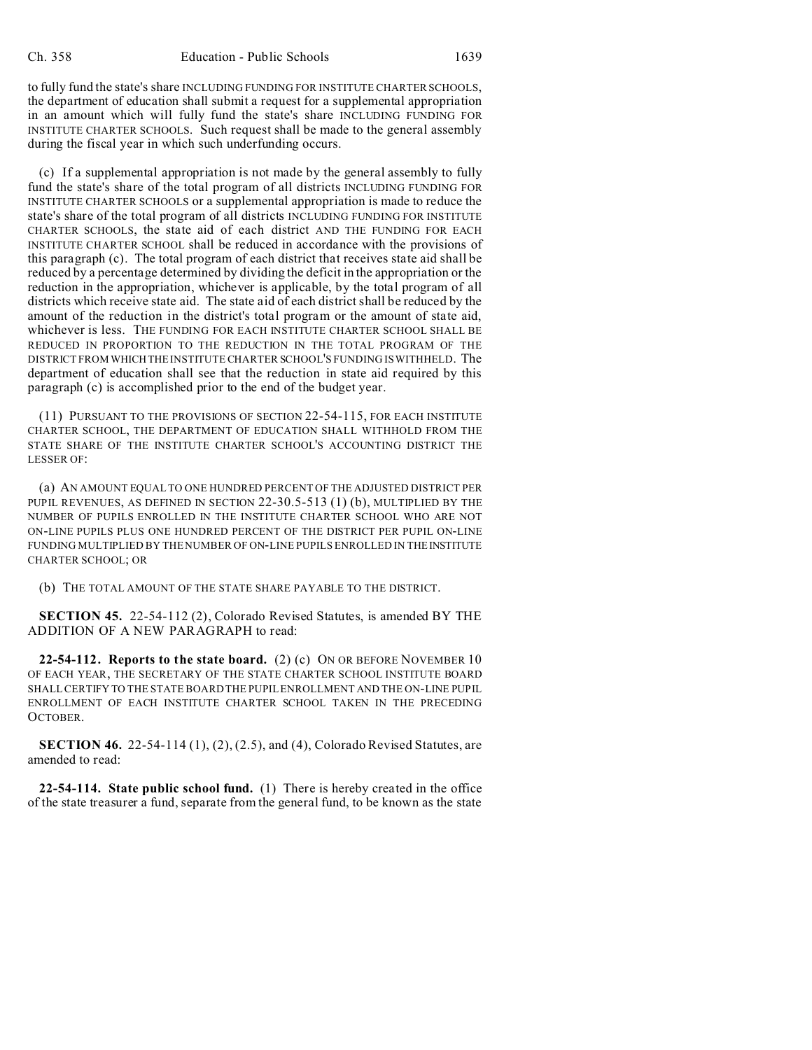to fully fund the state's share INCLUDING FUNDING FOR INSTITUTE CHARTER SCHOOLS, the department of education shall submit a request for a supplemental appropriation in an amount which will fully fund the state's share INCLUDING FUNDING FOR INSTITUTE CHARTER SCHOOLS. Such request shall be made to the general assembly during the fiscal year in which such underfunding occurs.

(c) If a supplemental appropriation is not made by the general assembly to fully fund the state's share of the total program of all districts INCLUDING FUNDING FOR INSTITUTE CHARTER SCHOOLS or a supplemental appropriation is made to reduce the state's share of the total program of all districts INCLUDING FUNDING FOR INSTITUTE CHARTER SCHOOLS, the state aid of each district AND THE FUNDING FOR EACH INSTITUTE CHARTER SCHOOL shall be reduced in accordance with the provisions of this paragraph (c). The total program of each district that receives state aid shall be reduced by a percentage determined by dividing the deficit in the appropriation or the reduction in the appropriation, whichever is applicable, by the total program of all districts which receive state aid. The state aid of each district shall be reduced by the amount of the reduction in the district's total program or the amount of state aid, whichever is less. THE FUNDING FOR EACH INSTITUTE CHARTER SCHOOL SHALL BE REDUCED IN PROPORTION TO THE REDUCTION IN THE TOTAL PROGRAM OF THE DISTRICT FROM WHICH THE INSTITUTE CHARTER SCHOOL'S FUNDING IS WITHHELD. The department of education shall see that the reduction in state aid required by this paragraph (c) is accomplished prior to the end of the budget year.

(11) PURSUANT TO THE PROVISIONS OF SECTION 22-54-115, FOR EACH INSTITUTE CHARTER SCHOOL, THE DEPARTMENT OF EDUCATION SHALL WITHHOLD FROM THE STATE SHARE OF THE INSTITUTE CHARTER SCHOOL'S ACCOUNTING DISTRICT THE LESSER OF:

(a) AN AMOUNT EQUAL TO ONE HUNDRED PERCENT OF THE ADJUSTED DISTRICT PER PUPIL REVENUES, AS DEFINED IN SECTION 22-30.5-513 (1) (b), MULTIPLIED BY THE NUMBER OF PUPILS ENROLLED IN THE INSTITUTE CHARTER SCHOOL WHO ARE NOT ON-LINE PUPILS PLUS ONE HUNDRED PERCENT OF THE DISTRICT PER PUPIL ON-LINE FUNDING MULTIPLIED BY THE NUMBER OF ON-LINE PUPILS ENROLLED IN THE INSTITUTE CHARTER SCHOOL; OR

(b) THE TOTAL AMOUNT OF THE STATE SHARE PAYABLE TO THE DISTRICT.

**SECTION 45.** 22-54-112 (2), Colorado Revised Statutes, is amended BY THE ADDITION OF A NEW PARAGRAPH to read:

**22-54-112. Reports to the state board.** (2) (c) ON OR BEFORE NOVEMBER 10 OF EACH YEAR, THE SECRETARY OF THE STATE CHARTER SCHOOL INSTITUTE BOARD SHALL CERTIFY TO THE STATE BOARD THE PUPIL ENROLLMENT AND THE ON-LINE PUPIL ENROLLMENT OF EACH INSTITUTE CHARTER SCHOOL TAKEN IN THE PRECEDING OCTOBER.

**SECTION 46.** 22-54-114 (1), (2), (2.5), and (4), Colorado Revised Statutes, are amended to read:

**22-54-114. State public school fund.** (1) There is hereby created in the office of the state treasurer a fund, separate from the general fund, to be known as the state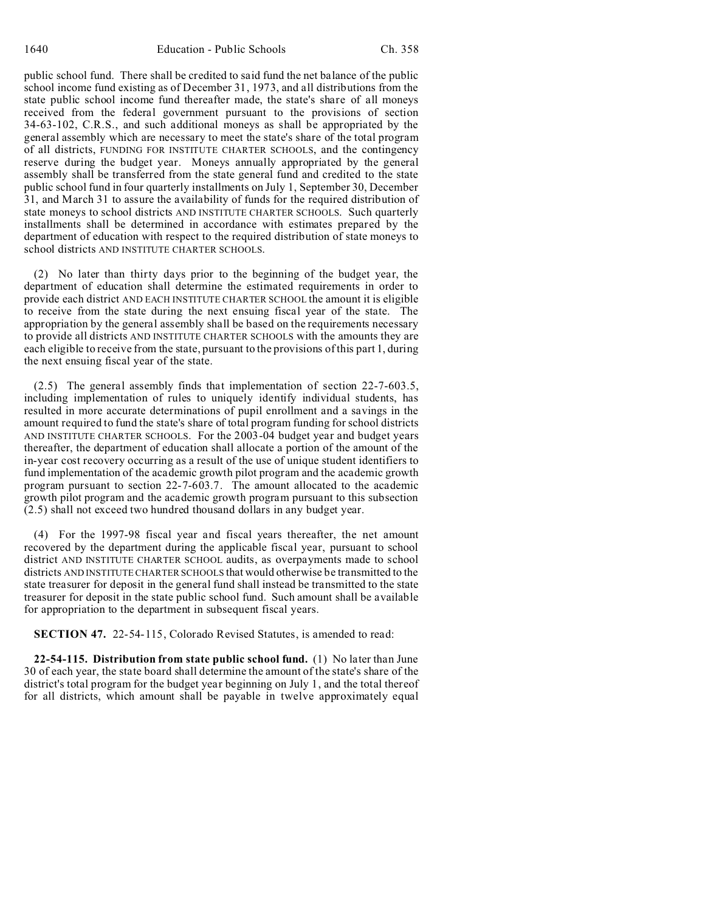public school fund. There shall be credited to said fund the net balance of the public school income fund existing as of December 31, 1973, and all distributions from the state public school income fund thereafter made, the state's share of all moneys received from the federal government pursuant to the provisions of section 34-63-102, C.R.S., and such additional moneys as shall be appropriated by the general assembly which are necessary to meet the state's share of the total program of all districts, FUNDING FOR INSTITUTE CHARTER SCHOOLS, and the contingency reserve during the budget year. Moneys annually appropriated by the general assembly shall be transferred from the state general fund and credited to the state public school fund in four quarterly installments on July 1, September 30, December 31, and March 31 to assure the availability of funds for the required distribution of state moneys to school districts AND INSTITUTE CHARTER SCHOOLS. Such quarterly installments shall be determined in accordance with estimates prepared by the department of education with respect to the required distribution of state moneys to school districts AND INSTITUTE CHARTER SCHOOLS.

(2) No later than thirty days prior to the beginning of the budget year, the department of education shall determine the estimated requirements in order to provide each district AND EACH INSTITUTE CHARTER SCHOOL the amount it is eligible to receive from the state during the next ensuing fiscal year of the state. The appropriation by the general assembly shall be based on the requirements necessary to provide all districts AND INSTITUTE CHARTER SCHOOLS with the amounts they are each eligible to receive from the state, pursuant to the provisions of this part 1, during the next ensuing fiscal year of the state.

(2.5) The general assembly finds that implementation of section 22-7-603.5, including implementation of rules to uniquely identify individual students, has resulted in more accurate determinations of pupil enrollment and a savings in the amount required to fund the state's share of total program funding for school districts AND INSTITUTE CHARTER SCHOOLS. For the 2003-04 budget year and budget years thereafter, the department of education shall allocate a portion of the amount of the in-year cost recovery occurring as a result of the use of unique student identifiers to fund implementation of the academic growth pilot program and the academic growth program pursuant to section 22-7-603.7. The amount allocated to the academic growth pilot program and the academic growth program pursuant to this subsection (2.5) shall not exceed two hundred thousand dollars in any budget year.

(4) For the 1997-98 fiscal year and fiscal years thereafter, the net amount recovered by the department during the applicable fiscal year, pursuant to school district AND INSTITUTE CHARTER SCHOOL audits, as overpayments made to school districts AND INSTITUTE CHARTER SCHOOLS that would otherwise be transmitted to the state treasurer for deposit in the general fund shall instead be transmitted to the state treasurer for deposit in the state public school fund. Such amount shall be available for appropriation to the department in subsequent fiscal years.

**SECTION 47.** 22-54-115, Colorado Revised Statutes, is amended to read:

**22-54-115. Distribution from state public school fund.** (1) No later than June 30 of each year, the state board shall determine the amount of the state's share of the district's total program for the budget year beginning on July 1, and the total thereof for all districts, which amount shall be payable in twelve approximately equal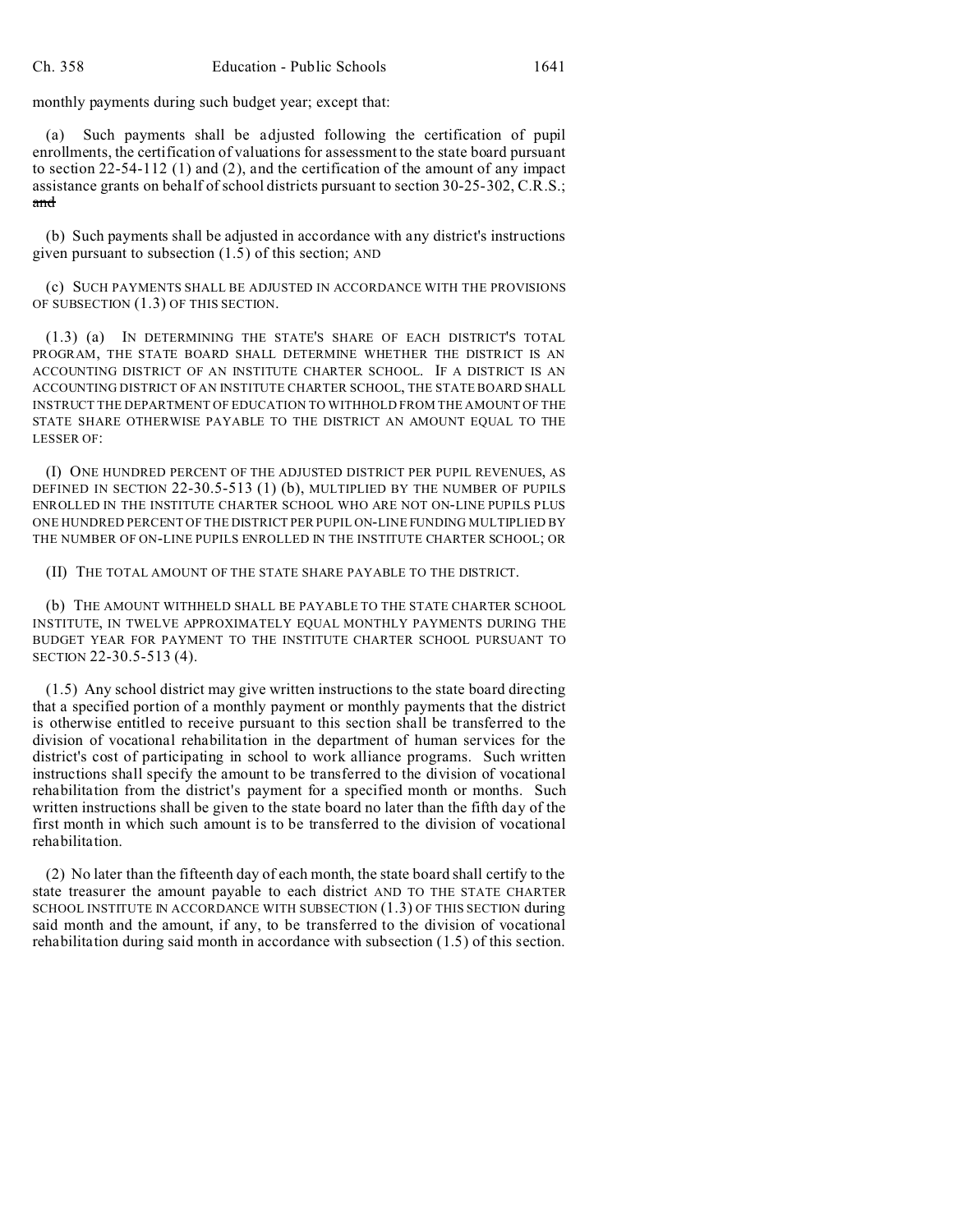monthly payments during such budget year; except that:

(a) Such payments shall be adjusted following the certification of pupil enrollments, the certification of valuations for assessment to the state board pursuant to section 22-54-112 (1) and (2), and the certification of the amount of any impact assistance grants on behalf of school districts pursuant to section 30-25-302, C.R.S.; ~~and~~

(b) Such payments shall be adjusted in accordance with any district's instructions given pursuant to subsection (1.5) of this section; AND

(c) SUCH PAYMENTS SHALL BE ADJUSTED IN ACCORDANCE WITH THE PROVISIONS OF SUBSECTION (1.3) OF THIS SECTION.

(1.3) (a) IN DETERMINING THE STATE'S SHARE OF EACH DISTRICT'S TOTAL PROGRAM, THE STATE BOARD SHALL DETERMINE WHETHER THE DISTRICT IS AN ACCOUNTING DISTRICT OF AN INSTITUTE CHARTER SCHOOL. IF A DISTRICT IS AN ACCOUNTING DISTRICT OF AN INSTITUTE CHARTER SCHOOL, THE STATE BOARD SHALL INSTRUCT THE DEPARTMENT OF EDUCATION TO WITHHOLD FROM THE AMOUNT OF THE STATE SHARE OTHERWISE PAYABLE TO THE DISTRICT AN AMOUNT EQUAL TO THE LESSER OF:

(I) ONE HUNDRED PERCENT OF THE ADJUSTED DISTRICT PER PUPIL REVENUES, AS DEFINED IN SECTION 22-30.5-513 (1) (b), MULTIPLIED BY THE NUMBER OF PUPILS ENROLLED IN THE INSTITUTE CHARTER SCHOOL WHO ARE NOT ON-LINE PUPILS PLUS ONE HUNDRED PERCENT OF THE DISTRICT PER PUPIL ON-LINE FUNDING MULTIPLIED BY THE NUMBER OF ON-LINE PUPILS ENROLLED IN THE INSTITUTE CHARTER SCHOOL; OR

(II) THE TOTAL AMOUNT OF THE STATE SHARE PAYABLE TO THE DISTRICT.

(b) THE AMOUNT WITHHELD SHALL BE PAYABLE TO THE STATE CHARTER SCHOOL INSTITUTE, IN TWELVE APPROXIMATELY EQUAL MONTHLY PAYMENTS DURING THE BUDGET YEAR FOR PAYMENT TO THE INSTITUTE CHARTER SCHOOL PURSUANT TO SECTION 22-30.5-513 (4).

(1.5) Any school district may give written instructions to the state board directing that a specified portion of a monthly payment or monthly payments that the district is otherwise entitled to receive pursuant to this section shall be transferred to the division of vocational rehabilitation in the department of human services for the district's cost of participating in school to work alliance programs. Such written instructions shall specify the amount to be transferred to the division of vocational rehabilitation from the district's payment for a specified month or months. Such written instructions shall be given to the state board no later than the fifth day of the first month in which such amount is to be transferred to the division of vocational rehabilitation.

(2) No later than the fifteenth day of each month, the state board shall certify to the state treasurer the amount payable to each district AND TO THE STATE CHARTER SCHOOL INSTITUTE IN ACCORDANCE WITH SUBSECTION (1.3) OF THIS SECTION during said month and the amount, if any, to be transferred to the division of vocational rehabilitation during said month in accordance with subsection (1.5) of this section.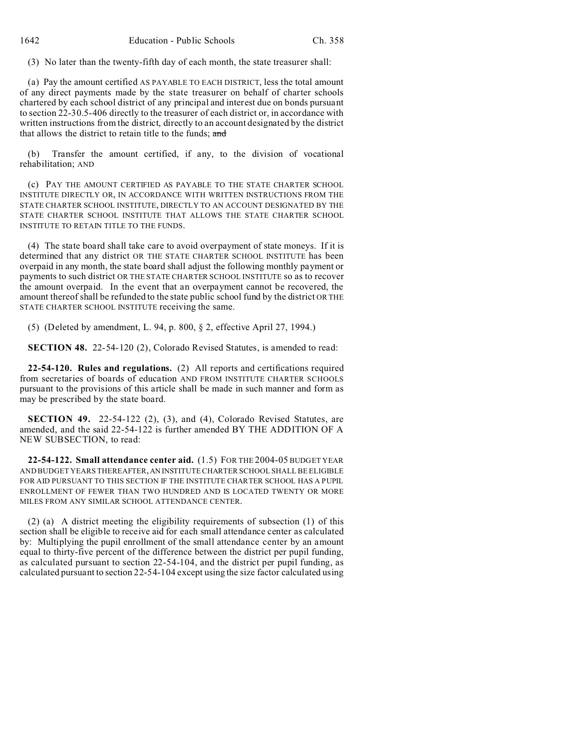(3) No later than the twenty-fifth day of each month, the state treasurer shall:

(a) Pay the amount certified AS PAYABLE TO EACH DISTRICT, less the total amount of any direct payments made by the state treasurer on behalf of charter schools chartered by each school district of any principal and interest due on bonds pursuant to section 22-30.5-406 directly to the treasurer of each district or, in accordance with written instructions from the district, directly to an account designated by the district that allows the district to retain title to the funds; ~~and~~

(b) Transfer the amount certified, if any, to the division of vocational rehabilitation; AND

(c) PAY THE AMOUNT CERTIFIED AS PAYABLE TO THE STATE CHARTER SCHOOL INSTITUTE DIRECTLY OR, IN ACCORDANCE WITH WRITTEN INSTRUCTIONS FROM THE STATE CHARTER SCHOOL INSTITUTE, DIRECTLY TO AN ACCOUNT DESIGNATED BY THE STATE CHARTER SCHOOL INSTITUTE THAT ALLOWS THE STATE CHARTER SCHOOL INSTITUTE TO RETAIN TITLE TO THE FUNDS.

(4) The state board shall take care to avoid overpayment of state moneys. If it is determined that any district OR THE STATE CHARTER SCHOOL INSTITUTE has been overpaid in any month, the state board shall adjust the following monthly payment or payments to such district OR THE STATE CHARTER SCHOOL INSTITUTE so as to recover the amount overpaid. In the event that an overpayment cannot be recovered, the amount thereof shall be refunded to the state public school fund by the district OR THE STATE CHARTER SCHOOL INSTITUTE receiving the same.

(5) (Deleted by amendment, L. 94, p. 800, § 2, effective April 27, 1994.)

**SECTION 48.** 22-54-120 (2), Colorado Revised Statutes, is amended to read:

**22-54-120. Rules and regulations.** (2) All reports and certifications required from secretaries of boards of education AND FROM INSTITUTE CHARTER SCHOOLS pursuant to the provisions of this article shall be made in such manner and form as may be prescribed by the state board.

**SECTION 49.** 22-54-122 (2), (3), and (4), Colorado Revised Statutes, are amended, and the said 22-54-122 is further amended BY THE ADDITION OF A NEW SUBSECTION, to read:

**22-54-122. Small attendance center aid.** (1.5) FOR THE 2004-05 BUDGET YEAR AND BUDGET YEARS THEREAFTER, AN INSTITUTE CHARTER SCHOOL SHALL BE ELIGIBLE FOR AID PURSUANT TO THIS SECTION IF THE INSTITUTE CHARTER SCHOOL HAS A PUPIL ENROLLMENT OF FEWER THAN TWO HUNDRED AND IS LOCATED TWENTY OR MORE MILES FROM ANY SIMILAR SCHOOL ATTENDANCE CENTER.

(2) (a) A district meeting the eligibility requirements of subsection (1) of this section shall be eligible to receive aid for each small attendance center as calculated by: Multiplying the pupil enrollment of the small attendance center by an amount equal to thirty-five percent of the difference between the district per pupil funding, as calculated pursuant to section 22-54-104, and the district per pupil funding, as calculated pursuant to section 22-54-104 except using the size factor calculated using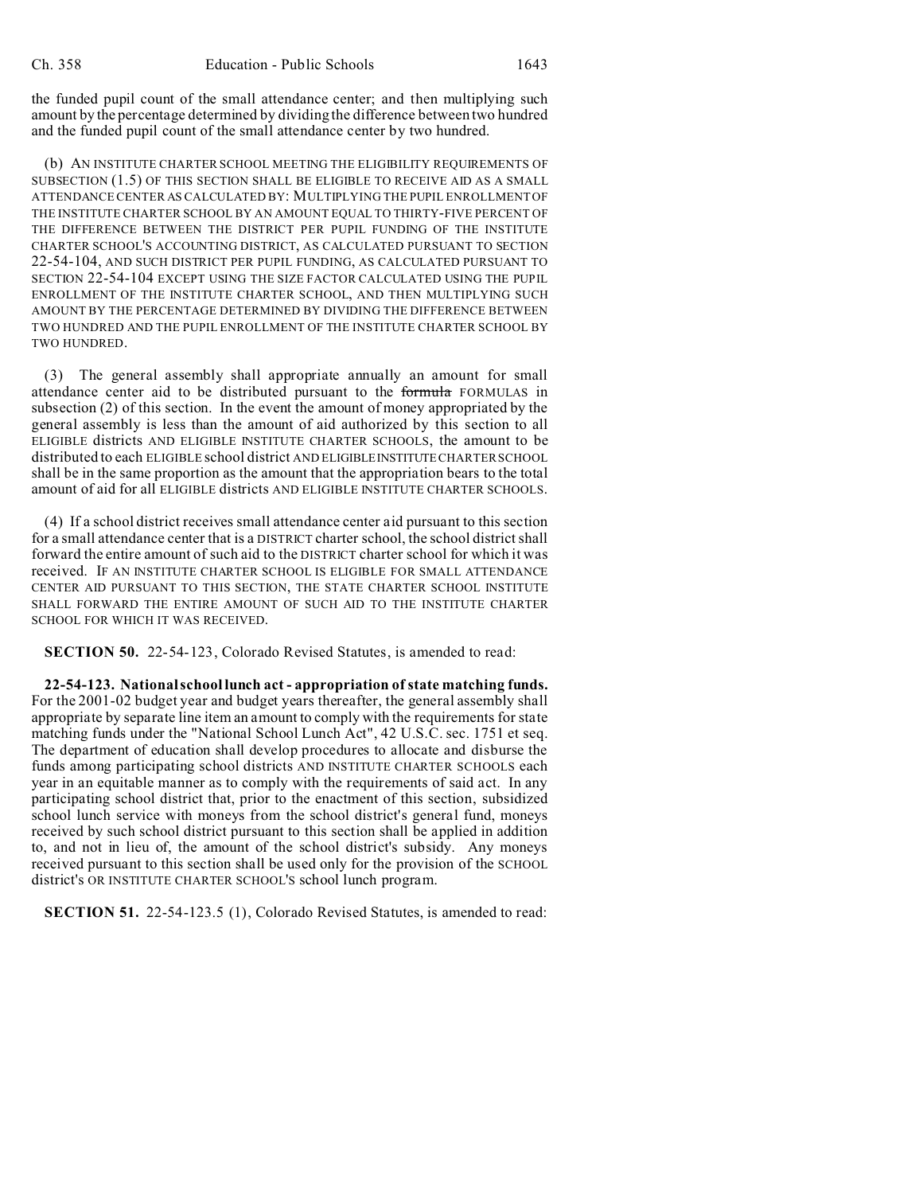the funded pupil count of the small attendance center; and then multiplying such amount by the percentage determined by dividing the difference between two hundred and the funded pupil count of the small attendance center by two hundred.

(b) AN INSTITUTE CHARTER SCHOOL MEETING THE ELIGIBILITY REQUIREMENTS OF SUBSECTION (1.5) OF THIS SECTION SHALL BE ELIGIBLE TO RECEIVE AID AS A SMALL ATTENDANCE CENTER AS CALCULATED BY: MULTIPLYING THE PUPIL ENROLLMENT OF THE INSTITUTE CHARTER SCHOOL BY AN AMOUNT EQUAL TO THIRTY-FIVE PERCENT OF THE DIFFERENCE BETWEEN THE DISTRICT PER PUPIL FUNDING OF THE INSTITUTE CHARTER SCHOOL'S ACCOUNTING DISTRICT, AS CALCULATED PURSUANT TO SECTION 22-54-104, AND SUCH DISTRICT PER PUPIL FUNDING, AS CALCULATED PURSUANT TO SECTION 22-54-104 EXCEPT USING THE SIZE FACTOR CALCULATED USING THE PUPIL ENROLLMENT OF THE INSTITUTE CHARTER SCHOOL, AND THEN MULTIPLYING SUCH AMOUNT BY THE PERCENTAGE DETERMINED BY DIVIDING THE DIFFERENCE BETWEEN TWO HUNDRED AND THE PUPIL ENROLLMENT OF THE INSTITUTE CHARTER SCHOOL BY TWO HUNDRED.

(3) The general assembly shall appropriate annually an amount for small attendance center aid to be distributed pursuant to the ~~formula~~ FORMULAS in subsection (2) of this section. In the event the amount of money appropriated by the general assembly is less than the amount of aid authorized by this section to all ELIGIBLE districts AND ELIGIBLE INSTITUTE CHARTER SCHOOLS, the amount to be distributed to each ELIGIBLE school district AND ELIGIBLE INSTITUTE CHARTER SCHOOL shall be in the same proportion as the amount that the appropriation bears to the total amount of aid for all ELIGIBLE districts AND ELIGIBLE INSTITUTE CHARTER SCHOOLS.

(4) If a school district receives small attendance center aid pursuant to this section for a small attendance center that is a DISTRICT charter school, the school district shall forward the entire amount of such aid to the DISTRICT charter school for which it was received. IF AN INSTITUTE CHARTER SCHOOL IS ELIGIBLE FOR SMALL ATTENDANCE CENTER AID PURSUANT TO THIS SECTION, THE STATE CHARTER SCHOOL INSTITUTE SHALL FORWARD THE ENTIRE AMOUNT OF SUCH AID TO THE INSTITUTE CHARTER SCHOOL FOR WHICH IT WAS RECEIVED.

**SECTION 50.** 22-54-123, Colorado Revised Statutes, is amended to read:

**22-54-123. National school lunch act - appropriation of state matching funds.** For the 2001-02 budget year and budget years thereafter, the general assembly shall appropriate by separate line item an amount to comply with the requirements for state matching funds under the "National School Lunch Act", 42 U.S.C. sec. 1751 et seq. The department of education shall develop procedures to allocate and disburse the funds among participating school districts AND INSTITUTE CHARTER SCHOOLS each year in an equitable manner as to comply with the requirements of said act. In any participating school district that, prior to the enactment of this section, subsidized school lunch service with moneys from the school district's general fund, moneys received by such school district pursuant to this section shall be applied in addition to, and not in lieu of, the amount of the school district's subsidy. Any moneys received pursuant to this section shall be used only for the provision of the SCHOOL district's OR INSTITUTE CHARTER SCHOOL'S school lunch program.

**SECTION 51.** 22-54-123.5 (1), Colorado Revised Statutes, is amended to read: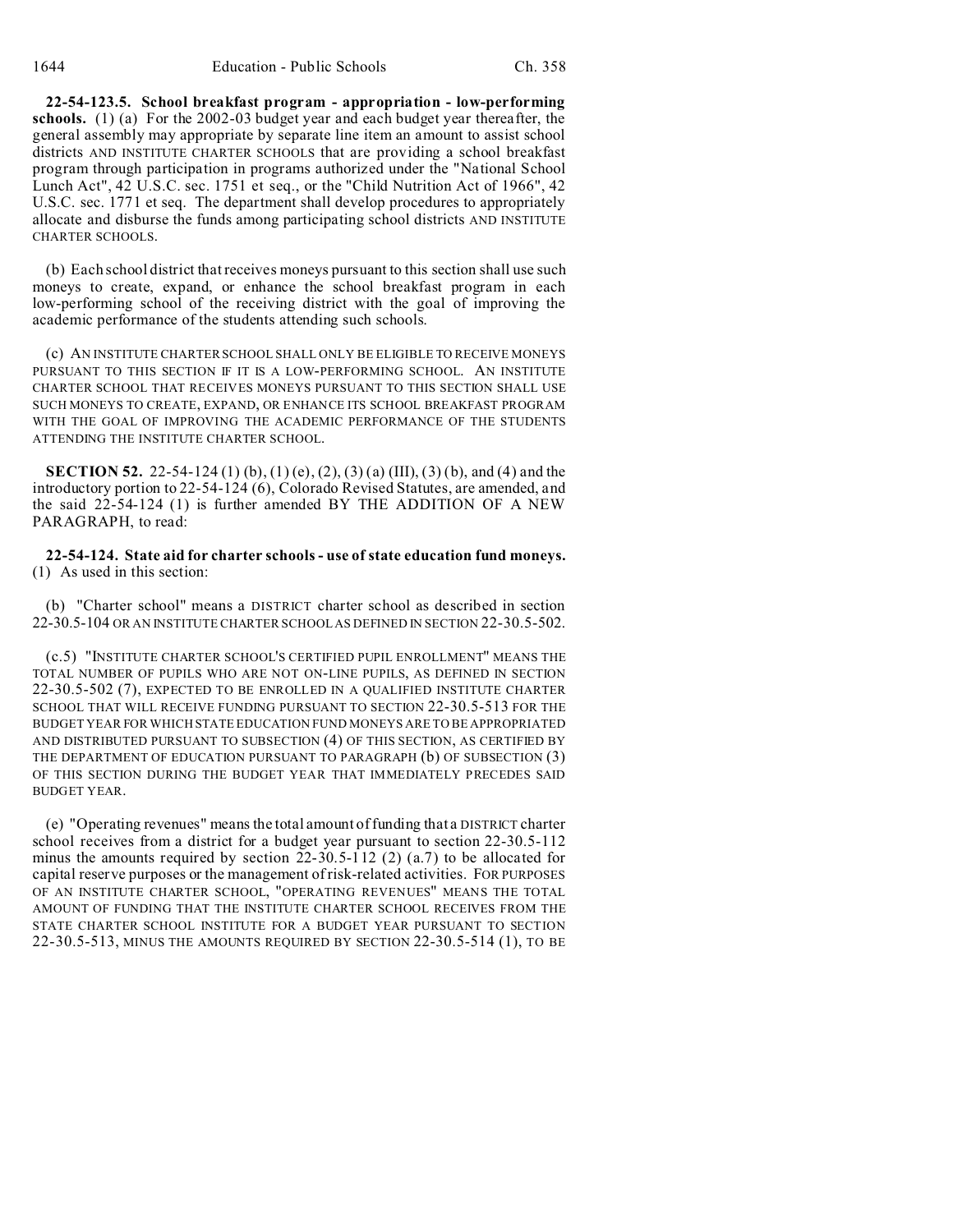**22-54-123.5. School breakfast program - appropriation - low-performing schools.** (1) (a) For the 2002-03 budget year and each budget year thereafter, the general assembly may appropriate by separate line item an amount to assist school districts AND INSTITUTE CHARTER SCHOOLS that are providing a school breakfast program through participation in programs authorized under the "National School Lunch Act", 42 U.S.C. sec. 1751 et seq., or the "Child Nutrition Act of 1966", 42 U.S.C. sec. 1771 et seq. The department shall develop procedures to appropriately allocate and disburse the funds among participating school districts AND INSTITUTE CHARTER SCHOOLS.

(b) Each school district that receives moneys pursuant to this section shall use such moneys to create, expand, or enhance the school breakfast program in each low-performing school of the receiving district with the goal of improving the academic performance of the students attending such schools.

(c) AN INSTITUTE CHARTER SCHOOL SHALL ONLY BE ELIGIBLE TO RECEIVE MONEYS PURSUANT TO THIS SECTION IF IT IS A LOW-PERFORMING SCHOOL. AN INSTITUTE CHARTER SCHOOL THAT RECEIVES MONEYS PURSUANT TO THIS SECTION SHALL USE SUCH MONEYS TO CREATE, EXPAND, OR ENHANCE ITS SCHOOL BREAKFAST PROGRAM WITH THE GOAL OF IMPROVING THE ACADEMIC PERFORMANCE OF THE STUDENTS ATTENDING THE INSTITUTE CHARTER SCHOOL.

**SECTION 52.** 22-54-124 (1) (b), (1) (e), (2), (3) (a) (III), (3) (b), and (4) and the introductory portion to 22-54-124 (6), Colorado Revised Statutes, are amended, and the said 22-54-124 (1) is further amended BY THE ADDITION OF A NEW PARAGRAPH, to read:

**22-54-124. State aid for charter schools - use of state education fund moneys.** (1) As used in this section:

(b) "Charter school" means a DISTRICT charter school as described in section 22-30.5-104 OR AN INSTITUTE CHARTER SCHOOL AS DEFINED IN SECTION 22-30.5-502.

(c.5) "INSTITUTE CHARTER SCHOOL'S CERTIFIED PUPIL ENROLLMENT" MEANS THE TOTAL NUMBER OF PUPILS WHO ARE NOT ON-LINE PUPILS, AS DEFINED IN SECTION 22-30.5-502 (7), EXPECTED TO BE ENROLLED IN A QUALIFIED INSTITUTE CHARTER SCHOOL THAT WILL RECEIVE FUNDING PURSUANT TO SECTION 22-30.5-513 FOR THE BUDGET YEAR FOR WHICH STATE EDUCATION FUND MONEYS ARE TO BE APPROPRIATED AND DISTRIBUTED PURSUANT TO SUBSECTION (4) OF THIS SECTION, AS CERTIFIED BY THE DEPARTMENT OF EDUCATION PURSUANT TO PARAGRAPH (b) OF SUBSECTION (3) OF THIS SECTION DURING THE BUDGET YEAR THAT IMMEDIATELY PRECEDES SAID BUDGET YEAR.

(e) "Operating revenues" means the total amount of funding that a DISTRICT charter school receives from a district for a budget year pursuant to section 22-30.5-112 minus the amounts required by section 22-30.5-112 (2) (a.7) to be allocated for capital reserve purposes or the management of risk-related activities. FOR PURPOSES OF AN INSTITUTE CHARTER SCHOOL, "OPERATING REVENUES" MEANS THE TOTAL AMOUNT OF FUNDING THAT THE INSTITUTE CHARTER SCHOOL RECEIVES FROM THE STATE CHARTER SCHOOL INSTITUTE FOR A BUDGET YEAR PURSUANT TO SECTION 22-30.5-513, MINUS THE AMOUNTS REQUIRED BY SECTION 22-30.5-514 (1), TO BE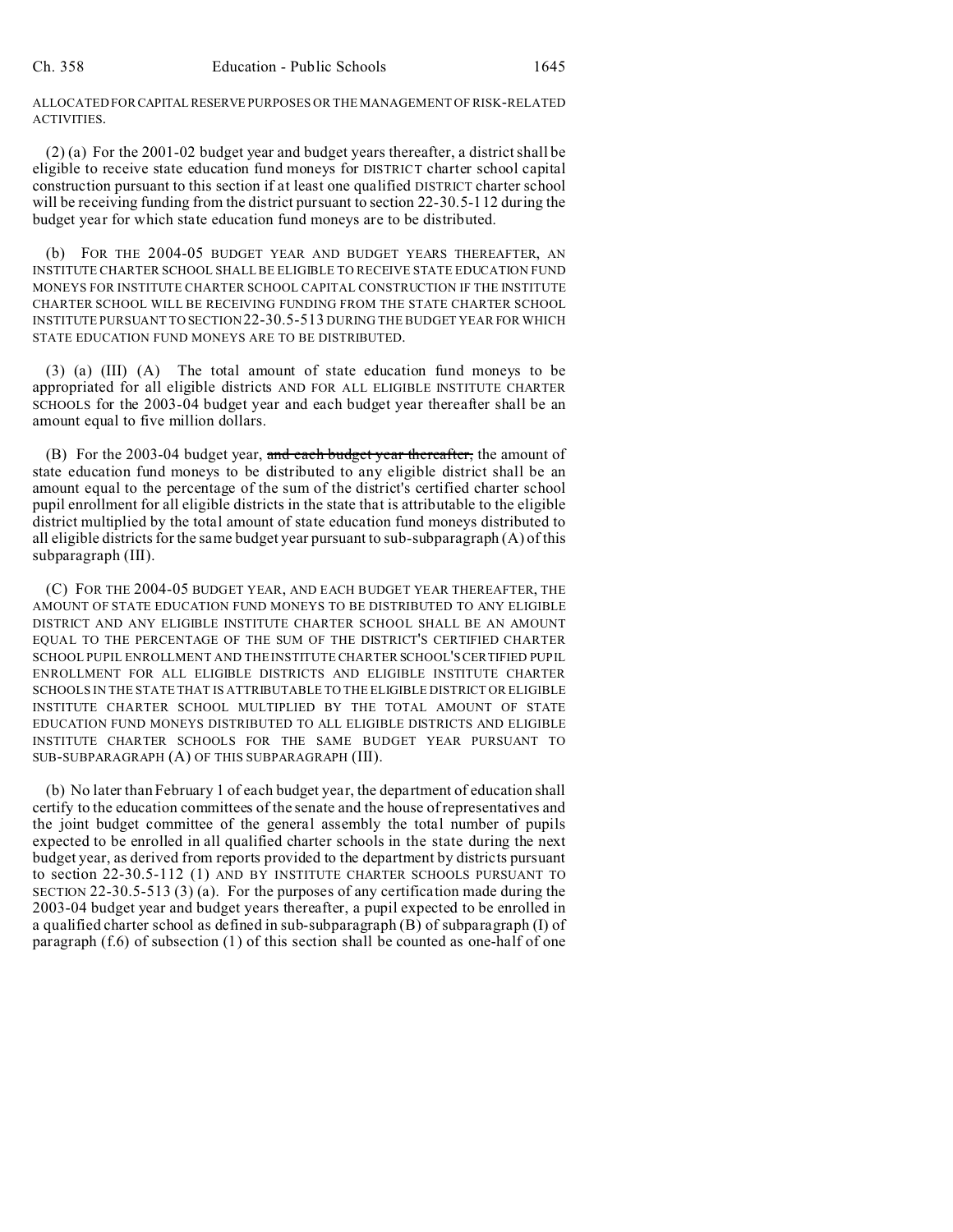ALLOCATED FOR CAPITAL RESERVE PURPOSES OR THE MANAGEMENT OF RISK-RELATED ACTIVITIES.

(2) (a) For the 2001-02 budget year and budget years thereafter, a district shall be eligible to receive state education fund moneys for DISTRICT charter school capital construction pursuant to this section if at least one qualified DISTRICT charter school will be receiving funding from the district pursuant to section 22-30.5-112 during the budget year for which state education fund moneys are to be distributed.

(b) FOR THE 2004-05 BUDGET YEAR AND BUDGET YEARS THEREAFTER, AN INSTITUTE CHARTER SCHOOL SHALL BE ELIGIBLE TO RECEIVE STATE EDUCATION FUND MONEYS FOR INSTITUTE CHARTER SCHOOL CAPITAL CONSTRUCTION IF THE INSTITUTE CHARTER SCHOOL WILL BE RECEIVING FUNDING FROM THE STATE CHARTER SCHOOL INSTITUTE PURSUANT TO SECTION 22-30.5-513 DURING THE BUDGET YEAR FOR WHICH STATE EDUCATION FUND MONEYS ARE TO BE DISTRIBUTED.

(3) (a) (III) (A) The total amount of state education fund moneys to be appropriated for all eligible districts AND FOR ALL ELIGIBLE INSTITUTE CHARTER SCHOOLS for the 2003-04 budget year and each budget year thereafter shall be an amount equal to five million dollars.

(B) For the 2003-04 budget year, ~~and each budget year thereafter,~~ the amount of state education fund moneys to be distributed to any eligible district shall be an amount equal to the percentage of the sum of the district's certified charter school pupil enrollment for all eligible districts in the state that is attributable to the eligible district multiplied by the total amount of state education fund moneys distributed to all eligible districts for the same budget year pursuant to sub-subparagraph (A) of this subparagraph (III).

(C) FOR THE 2004-05 BUDGET YEAR, AND EACH BUDGET YEAR THEREAFTER, THE AMOUNT OF STATE EDUCATION FUND MONEYS TO BE DISTRIBUTED TO ANY ELIGIBLE DISTRICT AND ANY ELIGIBLE INSTITUTE CHARTER SCHOOL SHALL BE AN AMOUNT EQUAL TO THE PERCENTAGE OF THE SUM OF THE DISTRICT'S CERTIFIED CHARTER SCHOOL PUPIL ENROLLMENT AND THE INSTITUTE CHARTER SCHOOL'S CERTIFIED PUPIL ENROLLMENT FOR ALL ELIGIBLE DISTRICTS AND ELIGIBLE INSTITUTE CHARTER SCHOOLS IN THE STATE THAT IS ATTRIBUTABLE TO THE ELIGIBLE DISTRICT OR ELIGIBLE INSTITUTE CHARTER SCHOOL MULTIPLIED BY THE TOTAL AMOUNT OF STATE EDUCATION FUND MONEYS DISTRIBUTED TO ALL ELIGIBLE DISTRICTS AND ELIGIBLE INSTITUTE CHARTER SCHOOLS FOR THE SAME BUDGET YEAR PURSUANT TO SUB-SUBPARAGRAPH (A) OF THIS SUBPARAGRAPH (III).

(b) No later than February 1 of each budget year, the department of education shall certify to the education committees of the senate and the house of representatives and the joint budget committee of the general assembly the total number of pupils expected to be enrolled in all qualified charter schools in the state during the next budget year, as derived from reports provided to the department by districts pursuant to section 22-30.5-112 (1) AND BY INSTITUTE CHARTER SCHOOLS PURSUANT TO SECTION 22-30.5-513 (3) (a). For the purposes of any certification made during the 2003-04 budget year and budget years thereafter, a pupil expected to be enrolled in a qualified charter school as defined in sub-subparagraph (B) of subparagraph (I) of paragraph (f.6) of subsection (1) of this section shall be counted as one-half of one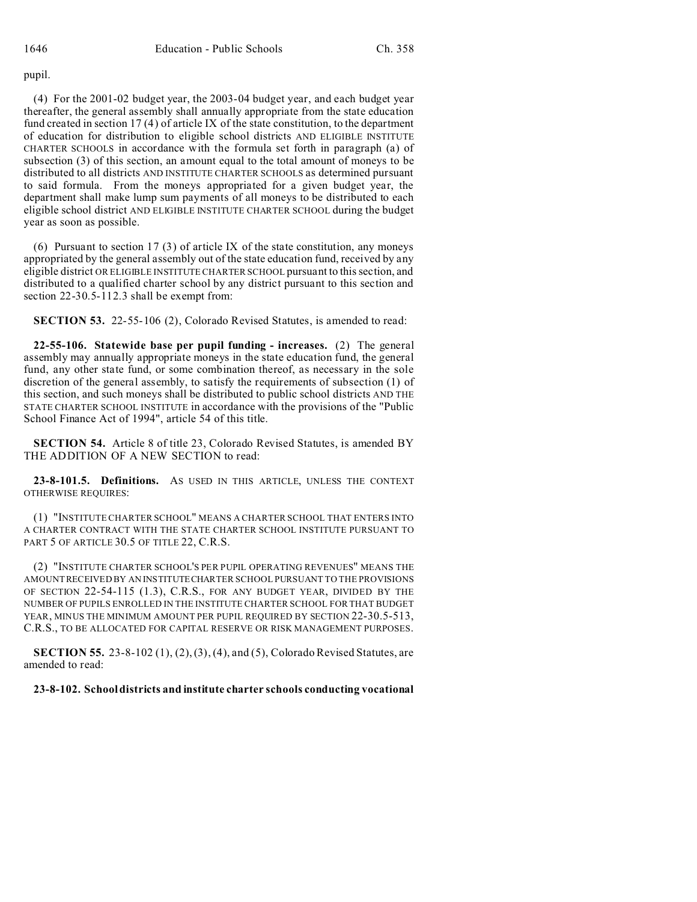pupil.

(4) For the 2001-02 budget year, the 2003-04 budget year, and each budget year thereafter, the general assembly shall annually appropriate from the state education fund created in section 17 (4) of article IX of the state constitution, to the department of education for distribution to eligible school districts AND ELIGIBLE INSTITUTE CHARTER SCHOOLS in accordance with the formula set forth in paragraph (a) of subsection (3) of this section, an amount equal to the total amount of moneys to be distributed to all districts AND INSTITUTE CHARTER SCHOOLS as determined pursuant to said formula. From the moneys appropriated for a given budget year, the department shall make lump sum payments of all moneys to be distributed to each eligible school district AND ELIGIBLE INSTITUTE CHARTER SCHOOL during the budget year as soon as possible.

(6) Pursuant to section 17 (3) of article IX of the state constitution, any moneys appropriated by the general assembly out of the state education fund, received by any eligible district OR ELIGIBLE INSTITUTE CHARTER SCHOOL pursuant to this section, and distributed to a qualified charter school by any district pursuant to this section and section 22-30.5-112.3 shall be exempt from:

**SECTION 53.** 22-55-106 (2), Colorado Revised Statutes, is amended to read:

**22-55-106. Statewide base per pupil funding - increases.** (2) The general assembly may annually appropriate moneys in the state education fund, the general fund, any other state fund, or some combination thereof, as necessary in the sole discretion of the general assembly, to satisfy the requirements of subsection (1) of this section, and such moneys shall be distributed to public school districts AND THE STATE CHARTER SCHOOL INSTITUTE in accordance with the provisions of the "Public School Finance Act of 1994", article 54 of this title.

**SECTION 54.** Article 8 of title 23, Colorado Revised Statutes, is amended BY THE ADDITION OF A NEW SECTION to read:

**23-8-101.5. Definitions.** AS USED IN THIS ARTICLE, UNLESS THE CONTEXT OTHERWISE REQUIRES:

(1) "INSTITUTE CHARTER SCHOOL" MEANS A CHARTER SCHOOL THAT ENTERS INTO A CHARTER CONTRACT WITH THE STATE CHARTER SCHOOL INSTITUTE PURSUANT TO PART 5 OF ARTICLE 30.5 OF TITLE 22, C.R.S.

(2) "INSTITUTE CHARTER SCHOOL'S PER PUPIL OPERATING REVENUES" MEANS THE AMOUNT RECEIVED BY AN INSTITUTE CHARTER SCHOOL PURSUANT TO THE PROVISIONS OF SECTION 22-54-115 (1.3), C.R.S., FOR ANY BUDGET YEAR, DIVIDED BY THE NUMBER OF PUPILS ENROLLED IN THE INSTITUTE CHARTER SCHOOL FOR THAT BUDGET YEAR, MINUS THE MINIMUM AMOUNT PER PUPIL REQUIRED BY SECTION 22-30.5-513, C.R.S., TO BE ALLOCATED FOR CAPITAL RESERVE OR RISK MANAGEMENT PURPOSES.

**SECTION 55.** 23-8-102 (1), (2), (3), (4), and (5), Colorado Revised Statutes, are amended to read:

**23-8-102. School districts and institute charter schools conducting vocational**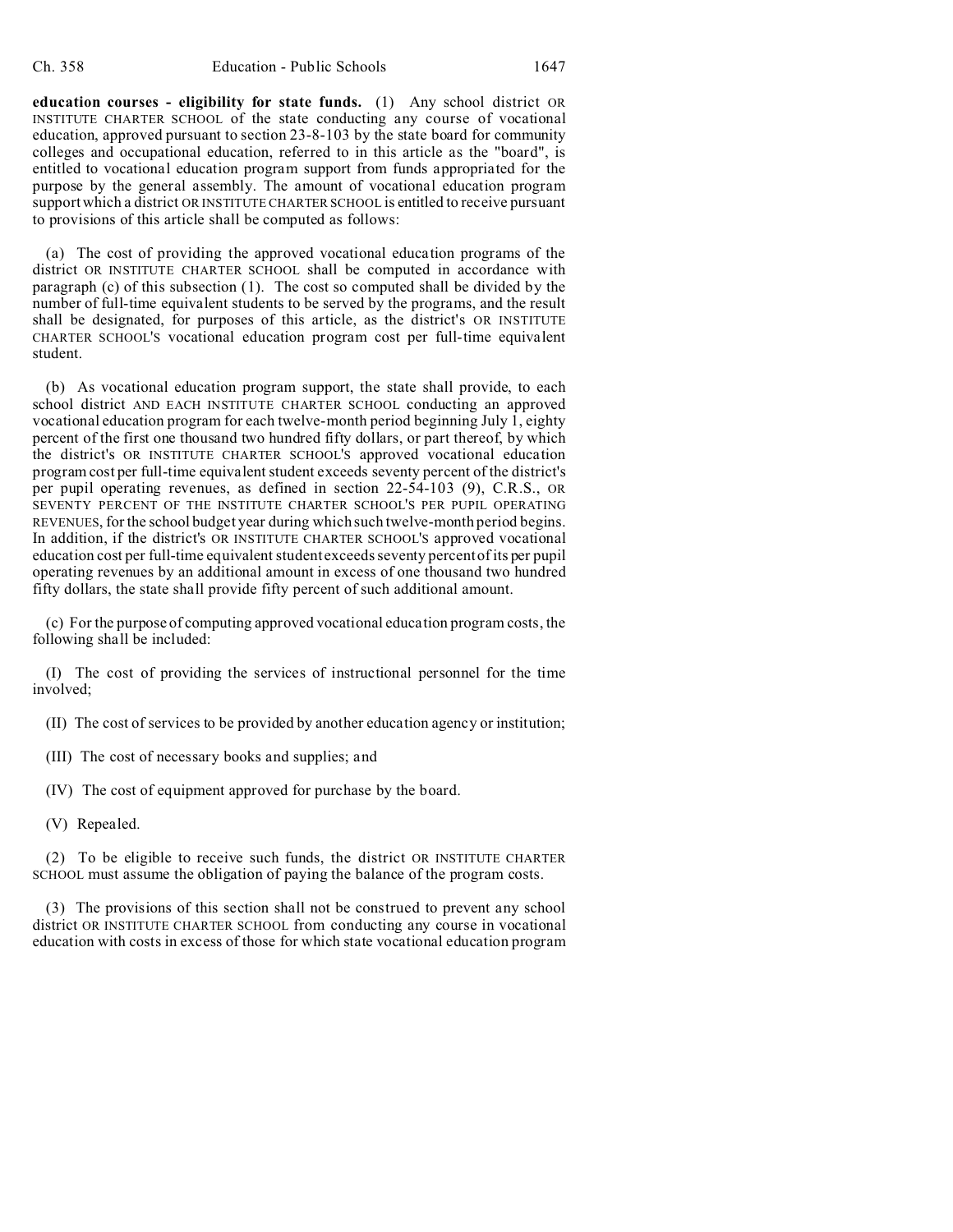**education courses - eligibility for state funds.** (1) Any school district OR INSTITUTE CHARTER SCHOOL of the state conducting any course of vocational education, approved pursuant to section 23-8-103 by the state board for community colleges and occupational education, referred to in this article as the "board", is entitled to vocational education program support from funds appropriated for the purpose by the general assembly. The amount of vocational education program support which a district OR INSTITUTE CHARTER SCHOOL is entitled to receive pursuant to provisions of this article shall be computed as follows:

(a) The cost of providing the approved vocational education programs of the district OR INSTITUTE CHARTER SCHOOL shall be computed in accordance with paragraph (c) of this subsection (1). The cost so computed shall be divided by the number of full-time equivalent students to be served by the programs, and the result shall be designated, for purposes of this article, as the district's OR INSTITUTE CHARTER SCHOOL'S vocational education program cost per full-time equivalent student.

(b) As vocational education program support, the state shall provide, to each school district AND EACH INSTITUTE CHARTER SCHOOL conducting an approved vocational education program for each twelve-month period beginning July 1, eighty percent of the first one thousand two hundred fifty dollars, or part thereof, by which the district's OR INSTITUTE CHARTER SCHOOL'S approved vocational education program cost per full-time equivalent student exceeds seventy percent of the district's per pupil operating revenues, as defined in section 22-54-103 (9), C.R.S., OR SEVENTY PERCENT OF THE INSTITUTE CHARTER SCHOOL'S PER PUPIL OPERATING REVENUES, for the school budget year during which such twelve-month period begins. In addition, if the district's OR INSTITUTE CHARTER SCHOOL'S approved vocational education cost per full-time equivalent student exceeds seventy percent of its per pupil operating revenues by an additional amount in excess of one thousand two hundred fifty dollars, the state shall provide fifty percent of such additional amount.

(c) For the purpose of computing approved vocational education program costs, the following shall be included:

(I) The cost of providing the services of instructional personnel for the time involved;

(II) The cost of services to be provided by another education agency or institution;

(III) The cost of necessary books and supplies; and

(IV) The cost of equipment approved for purchase by the board.

(V) Repealed.

(2) To be eligible to receive such funds, the district OR INSTITUTE CHARTER SCHOOL must assume the obligation of paying the balance of the program costs.

(3) The provisions of this section shall not be construed to prevent any school district OR INSTITUTE CHARTER SCHOOL from conducting any course in vocational education with costs in excess of those for which state vocational education program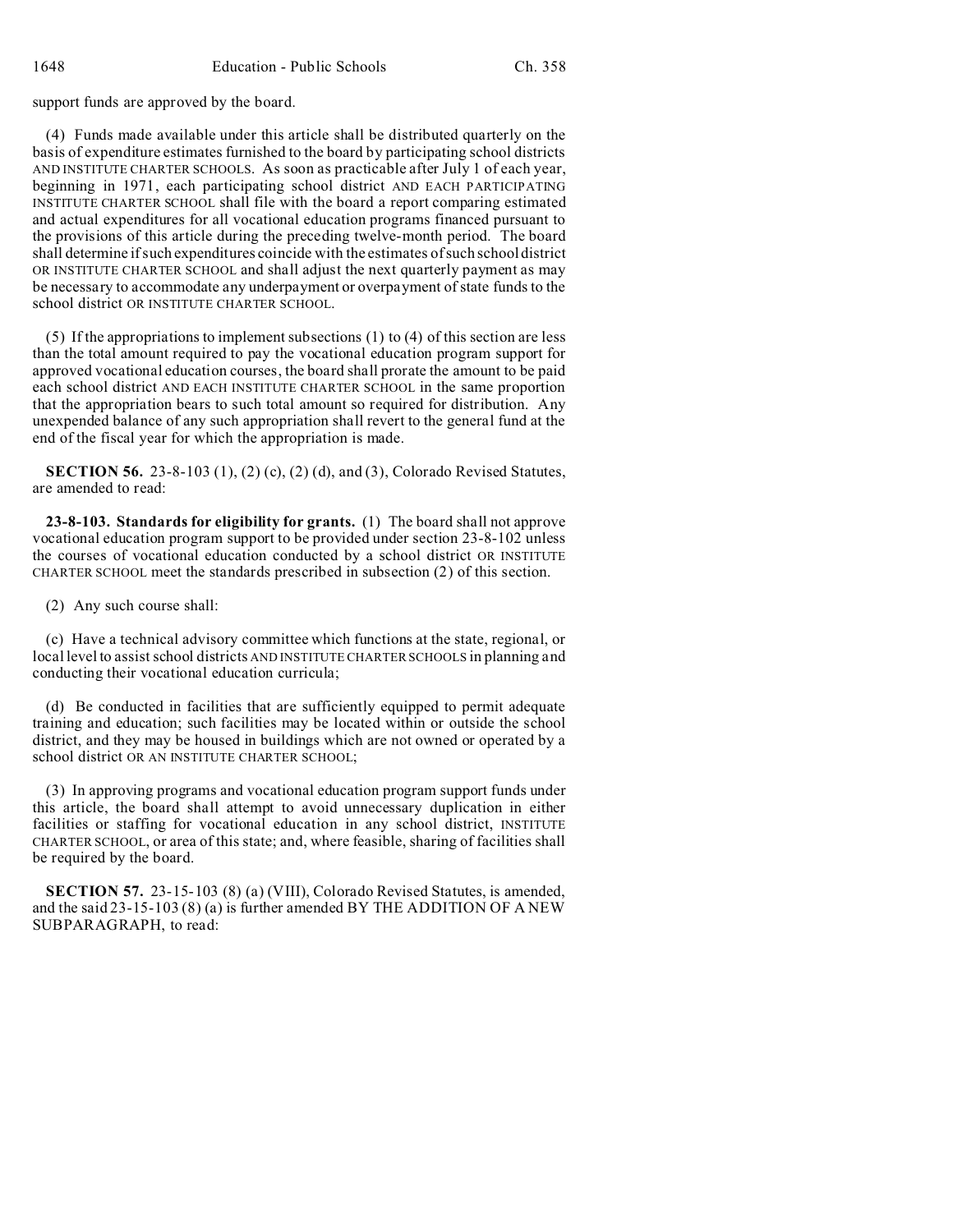support funds are approved by the board.

(4) Funds made available under this article shall be distributed quarterly on the basis of expenditure estimates furnished to the board by participating school districts AND INSTITUTE CHARTER SCHOOLS. As soon as practicable after July 1 of each year, beginning in 1971, each participating school district AND EACH PARTICIPATING INSTITUTE CHARTER SCHOOL shall file with the board a report comparing estimated and actual expenditures for all vocational education programs financed pursuant to the provisions of this article during the preceding twelve-month period. The board shall determine if such expenditures coincide with the estimates of such school district OR INSTITUTE CHARTER SCHOOL and shall adjust the next quarterly payment as may be necessary to accommodate any underpayment or overpayment of state funds to the school district OR INSTITUTE CHARTER SCHOOL.

(5) If the appropriations to implement subsections (1) to (4) of this section are less than the total amount required to pay the vocational education program support for approved vocational education courses, the board shall prorate the amount to be paid each school district AND EACH INSTITUTE CHARTER SCHOOL in the same proportion that the appropriation bears to such total amount so required for distribution. Any unexpended balance of any such appropriation shall revert to the general fund at the end of the fiscal year for which the appropriation is made.

**SECTION 56.** 23-8-103 (1), (2) (c), (2) (d), and (3), Colorado Revised Statutes, are amended to read:

**23-8-103. Standards for eligibility for grants.** (1) The board shall not approve vocational education program support to be provided under section 23-8-102 unless the courses of vocational education conducted by a school district OR INSTITUTE CHARTER SCHOOL meet the standards prescribed in subsection (2) of this section.

(2) Any such course shall:

(c) Have a technical advisory committee which functions at the state, regional, or local level to assist school districts AND INSTITUTE CHARTER SCHOOLS in planning and conducting their vocational education curricula;

(d) Be conducted in facilities that are sufficiently equipped to permit adequate training and education; such facilities may be located within or outside the school district, and they may be housed in buildings which are not owned or operated by a school district OR AN INSTITUTE CHARTER SCHOOL;

(3) In approving programs and vocational education program support funds under this article, the board shall attempt to avoid unnecessary duplication in either facilities or staffing for vocational education in any school district, INSTITUTE CHARTER SCHOOL, or area of this state; and, where feasible, sharing of facilities shall be required by the board.

**SECTION 57.** 23-15-103 (8) (a) (VIII), Colorado Revised Statutes, is amended, and the said 23-15-103 (8) (a) is further amended BY THE ADDITION OF A NEW SUBPARAGRAPH, to read: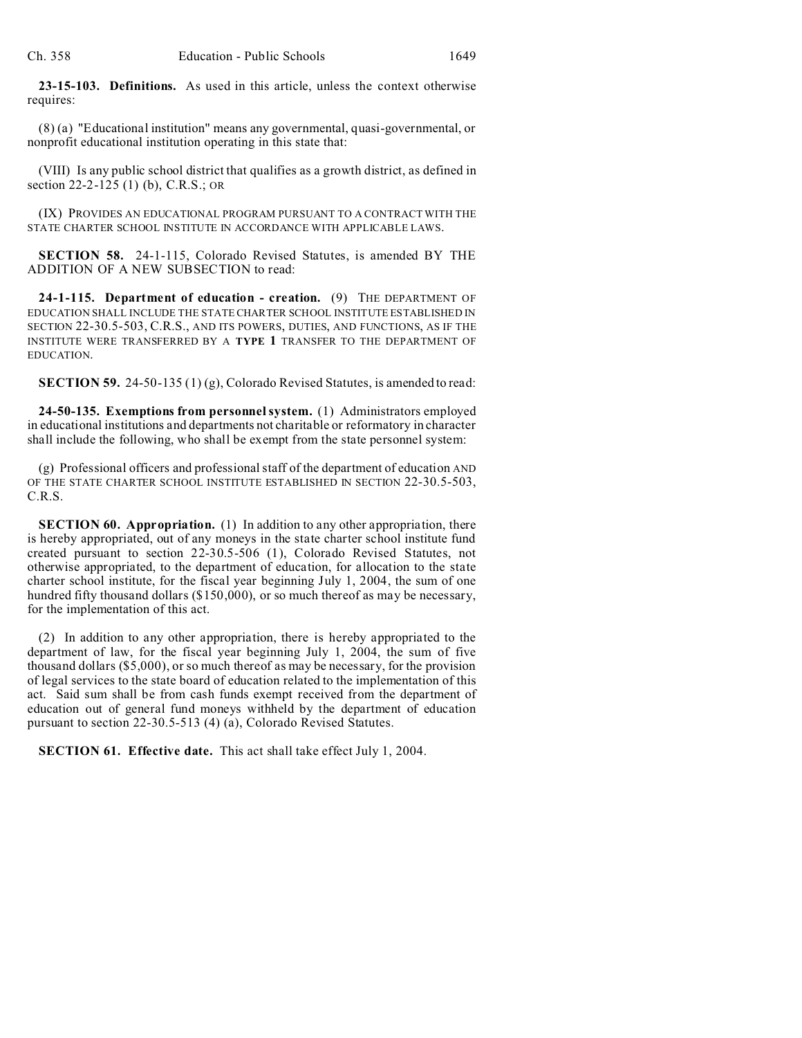**23-15-103. Definitions.** As used in this article, unless the context otherwise requires:

(8) (a) "Educational institution" means any governmental, quasi-governmental, or nonprofit educational institution operating in this state that:

(VIII) Is any public school district that qualifies as a growth district, as defined in section 22-2-125 (1) (b), C.R.S.; OR

(IX) PROVIDES AN EDUCATIONAL PROGRAM PURSUANT TO A CONTRACT WITH THE STATE CHARTER SCHOOL INSTITUTE IN ACCORDANCE WITH APPLICABLE LAWS.

**SECTION 58.** 24-1-115, Colorado Revised Statutes, is amended BY THE ADDITION OF A NEW SUBSECTION to read:

**24-1-115. Department of education - creation.** (9) THE DEPARTMENT OF EDUCATION SHALL INCLUDE THE STATE CHARTER SCHOOL INSTITUTE ESTABLISHED IN SECTION 22-30.5-503, C.R.S., AND ITS POWERS, DUTIES, AND FUNCTIONS, AS IF THE INSTITUTE WERE TRANSFERRED BY A **TYPE 1** TRANSFER TO THE DEPARTMENT OF EDUCATION.

**SECTION 59.** 24-50-135 (1) (g), Colorado Revised Statutes, is amended to read:

**24-50-135. Exemptions from personnel system.** (1) Administrators employed in educational institutions and departments not charitable or reformatory in character shall include the following, who shall be exempt from the state personnel system:

(g) Professional officers and professional staff of the department of education AND OF THE STATE CHARTER SCHOOL INSTITUTE ESTABLISHED IN SECTION 22-30.5-503, C.R.S.

**SECTION 60. Appropriation.** (1) In addition to any other appropriation, there is hereby appropriated, out of any moneys in the state charter school institute fund created pursuant to section 22-30.5-506 (1), Colorado Revised Statutes, not otherwise appropriated, to the department of education, for allocation to the state charter school institute, for the fiscal year beginning July 1, 2004, the sum of one hundred fifty thousand dollars ($150,000), or so much thereof as may be necessary, for the implementation of this act.

(2) In addition to any other appropriation, there is hereby appropriated to the department of law, for the fiscal year beginning July 1, 2004, the sum of five thousand dollars ($5,000), or so much thereof as may be necessary, for the provision of legal services to the state board of education related to the implementation of this act. Said sum shall be from cash funds exempt received from the department of education out of general fund moneys withheld by the department of education pursuant to section 22-30.5-513 (4) (a), Colorado Revised Statutes.

**SECTION 61. Effective date.** This act shall take effect July 1, 2004.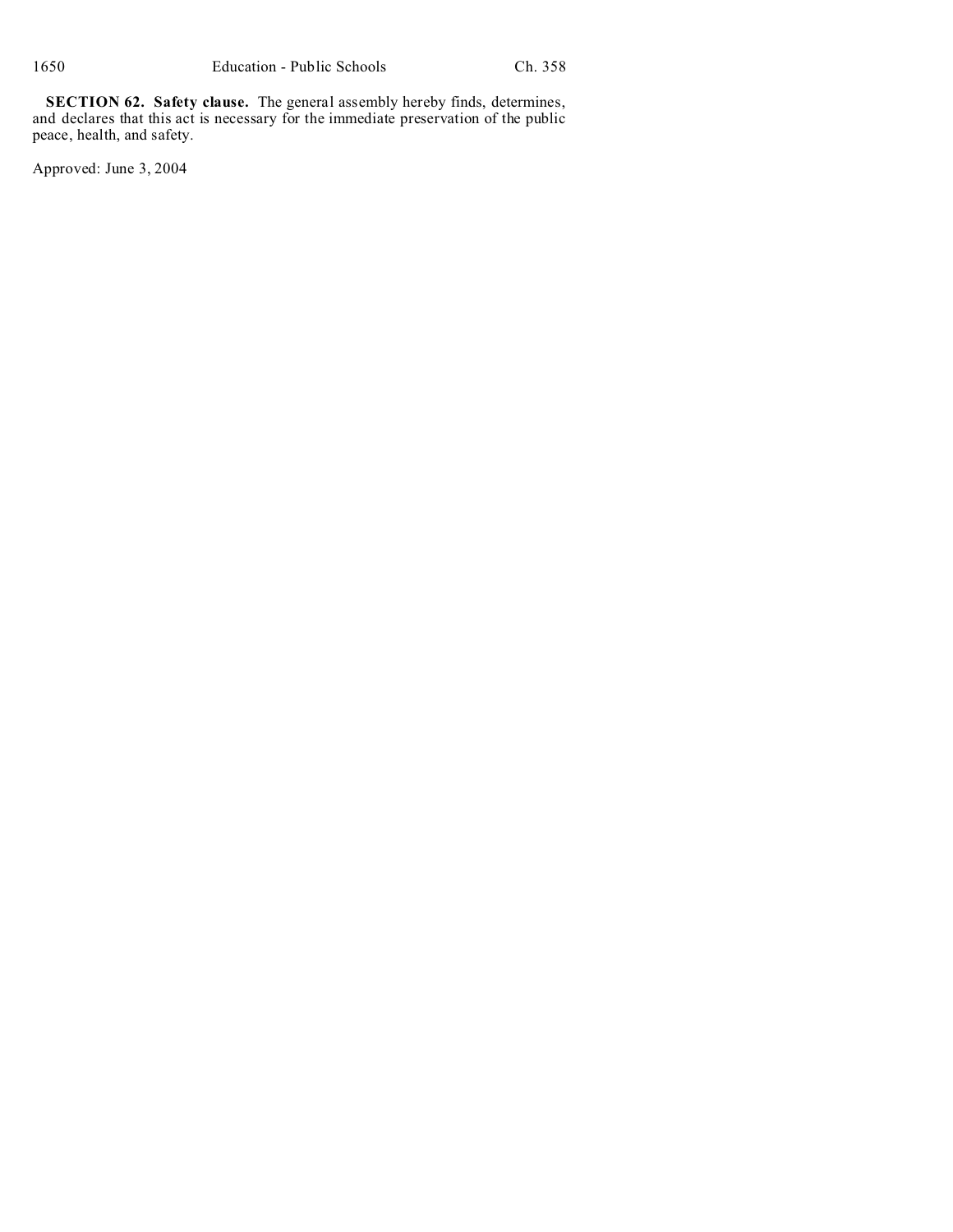**SECTION 62. Safety clause.** The general assembly hereby finds, determines, and declares that this act is necessary for the immediate preservation of the public peace, health, and safety.

Approved: June 3, 2004